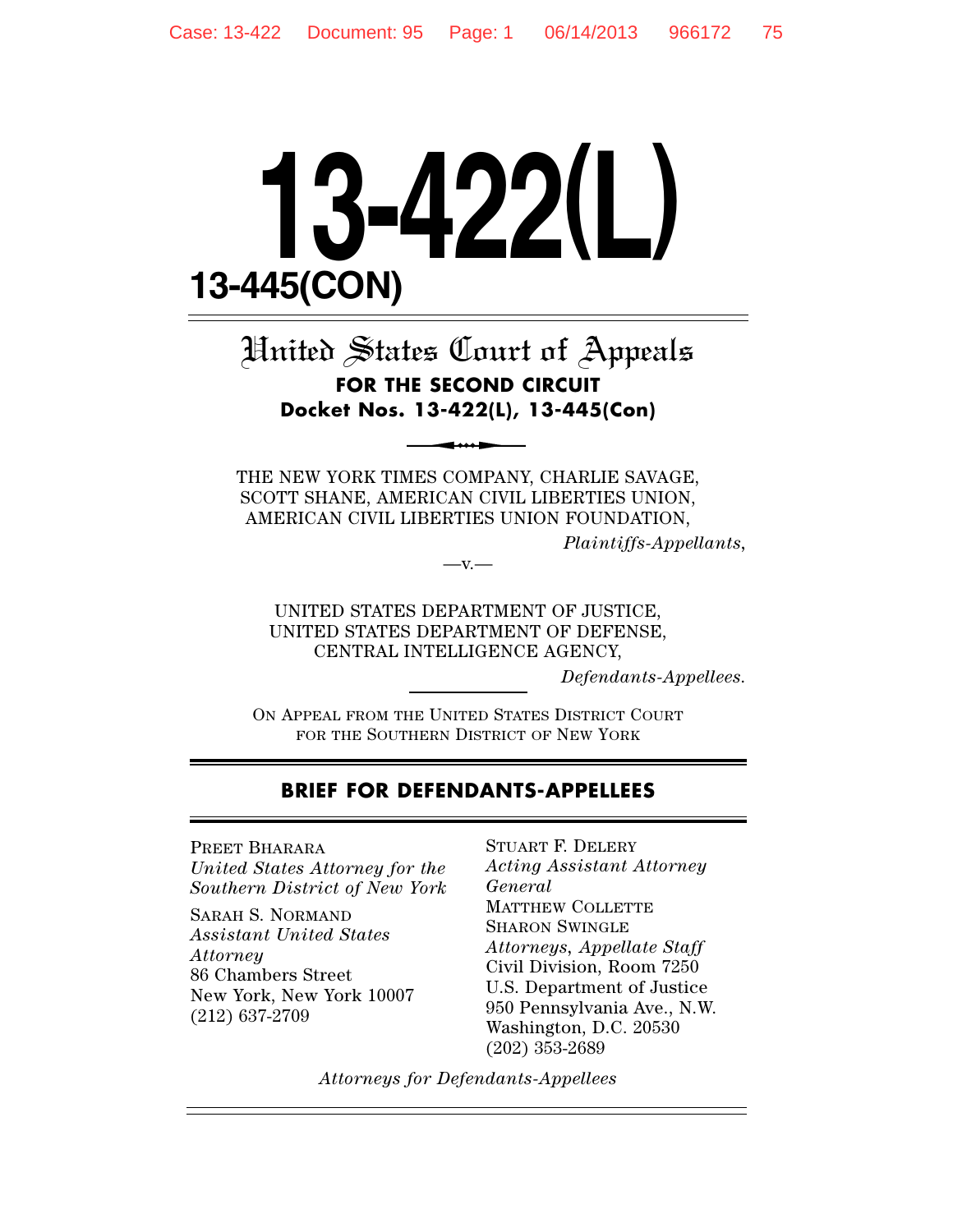# 13-422(L)

## 13-445(CON)

## United States Court of Appeals

**FOR THE SECOND CIRCUIT**

**Docket Nos. 13-422(L), 13-445(Con)**

THE NEW YORK TIMES COMPANY, CHARLIE SAVAGE, SCOTT SHANE, AMERICAN CIVIL LIBERTIES UNION, AMERICAN CIVIL LIBERTIES UNION FOUNDATION,

*Plaintiffs-Appellants*,

—v.—

UNITED STATES DEPARTMENT OF JUSTICE, UNITED STATES DEPARTMENT OF DEFENSE, CENTRAL INTELLIGENCE AGENCY,

*Defendants-Appellees.*

ON APPEAL FROM THE UNITED STATES DISTRICT COURT FOR THE SOUTHERN DISTRICT OF NEW YORK

## BRIEF FOR DEFENDANTS-APPELLEES

PREET BHARARA
*United States Attorney for the Southern District of New York*

SARAH S. NORMAND
*Assistant United States Attorney*
86 Chambers Street
New York, New York 10007
(212) 637-2709

STUART F. DELERY
*Acting Assistant Attorney General*

MATTHEW COLLETTE
SHARON SWINGLE
*Attorneys, Appellate Staff*
Civil Division, Room 7250
U.S. Department of Justice
950 Pennsylvania Ave., N.W.
Washington, D.C. 20530
(202) 353-2689

*Attorneys for Defendants-Appellees*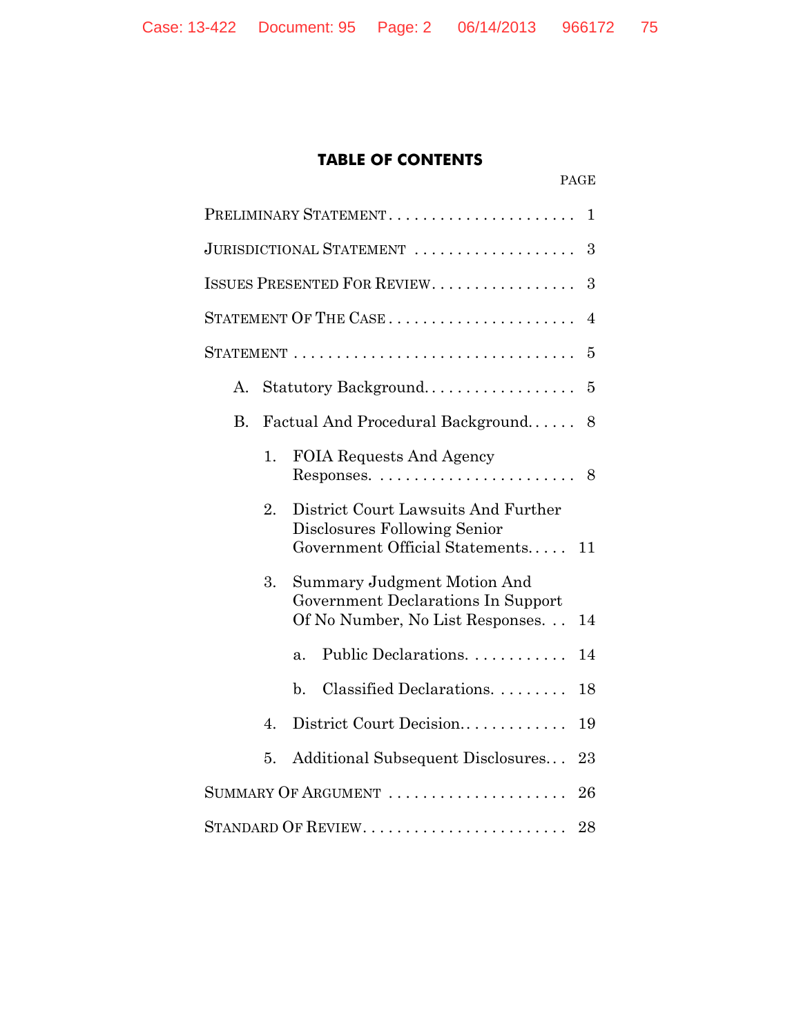## TABLE OF CONTENTS

| | PAGE |
|---|---|
| Preliminary Statement | 1 |
| Jurisdictional Statement | 3 |
| Issues Presented For Review | 3 |
| Statement Of The Case | 4 |
| Statement | 5 |
| A. Statutory Background | 5 |
| B. Factual And Procedural Background | 8 |
| 1. FOIA Requests And Agency Responses | 8 |
| 2. District Court Lawsuits And Further Disclosures Following Senior Government Official Statements | 11 |
| 3. Summary Judgment Motion And Government Declarations In Support Of No Number, No List Responses | 14 |
| a. Public Declarations | 14 |
| b. Classified Declarations | 18 |
| 4. District Court Decision | 19 |
| 5. Additional Subsequent Disclosures | 23 |
| Summary Of Argument | 26 |
| Standard Of Review | 28 |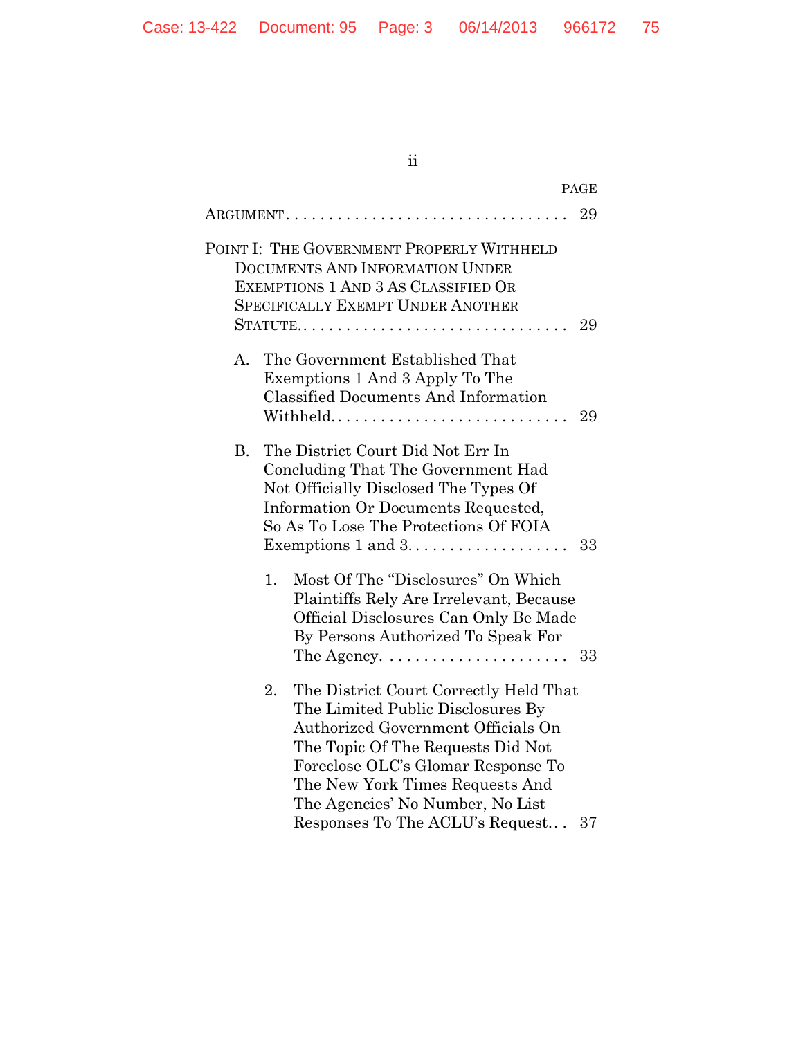| | PAGE |
|---|---|
| ARGUMENT | 29 |
| POINT I: THE GOVERNMENT PROPERLY WITHHELD DOCUMENTS AND INFORMATION UNDER EXEMPTIONS 1 AND 3 AS CLASSIFIED OR SPECIFICALLY EXEMPT UNDER ANOTHER STATUTE. | 29 |
| A. The Government Established That Exemptions 1 And 3 Apply To The Classified Documents And Information Withheld. | 29 |
| B. The District Court Did Not Err In Concluding That The Government Had Not Officially Disclosed The Types Of Information Or Documents Requested, So As To Lose The Protections Of FOIA Exemptions 1 and 3. | 33 |
| 1. Most Of The "Disclosures" On Which Plaintiffs Rely Are Irrelevant, Because Official Disclosures Can Only Be Made By Persons Authorized To Speak For The Agency. | 33 |
| 2. The District Court Correctly Held That The Limited Public Disclosures By Authorized Government Officials On The Topic Of The Requests Did Not Foreclose OLC's Glomar Response To The New York Times Requests And The Agencies' No Number, No List Responses To The ACLU's Request | 37 |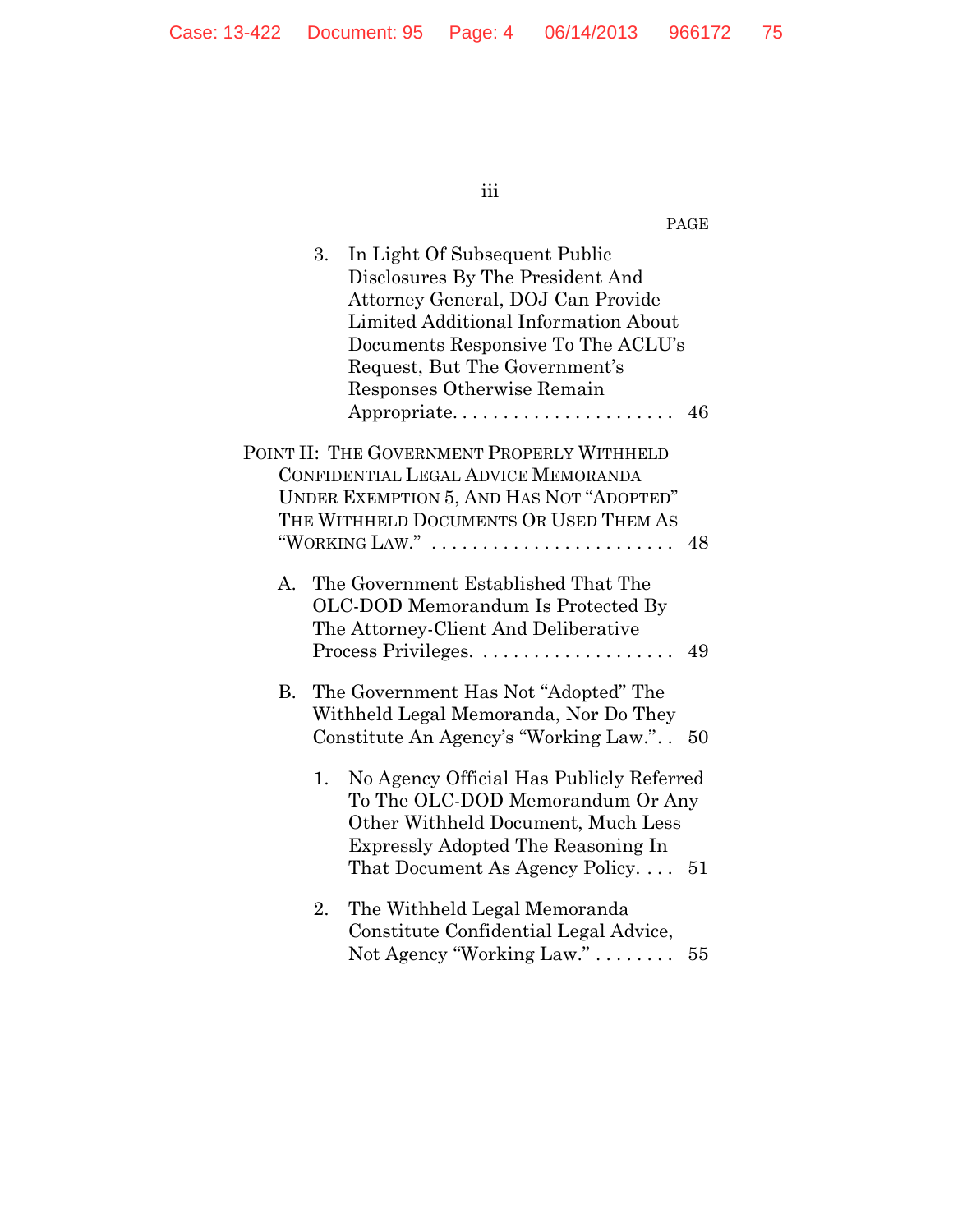PAGE

3. In Light Of Subsequent Public Disclosures By The President And Attorney General, DOJ Can Provide Limited Additional Information About Documents Responsive To The ACLU's Request, But The Government's Responses Otherwise Remain Appropriate. . . . . . . . . . . . . . . . . . . . . . 46

POINT II: THE GOVERNMENT PROPERLY WITHHELD CONFIDENTIAL LEGAL ADVICE MEMORANDA UNDER EXEMPTION 5, AND HAS NOT "ADOPTED" THE WITHHELD DOCUMENTS OR USED THEM AS "WORKING LAW." . . . . . . . . . . . . . . . . . . . . . . . . . 48

A. The Government Established That The OLC-DOD Memorandum Is Protected By The Attorney-Client And Deliberative Process Privileges. . . . . . . . . . . . . . . . . . . . 49

B. The Government Has Not "Adopted" The Withheld Legal Memoranda, Nor Do They Constitute An Agency's "Working Law.". . 50

1. No Agency Official Has Publicly Referred To The OLC-DOD Memorandum Or Any Other Withheld Document, Much Less Expressly Adopted The Reasoning In That Document As Agency Policy. . . . 51

2. The Withheld Legal Memoranda Constitute Confidential Legal Advice, Not Agency "Working Law." . . . . . . . . 55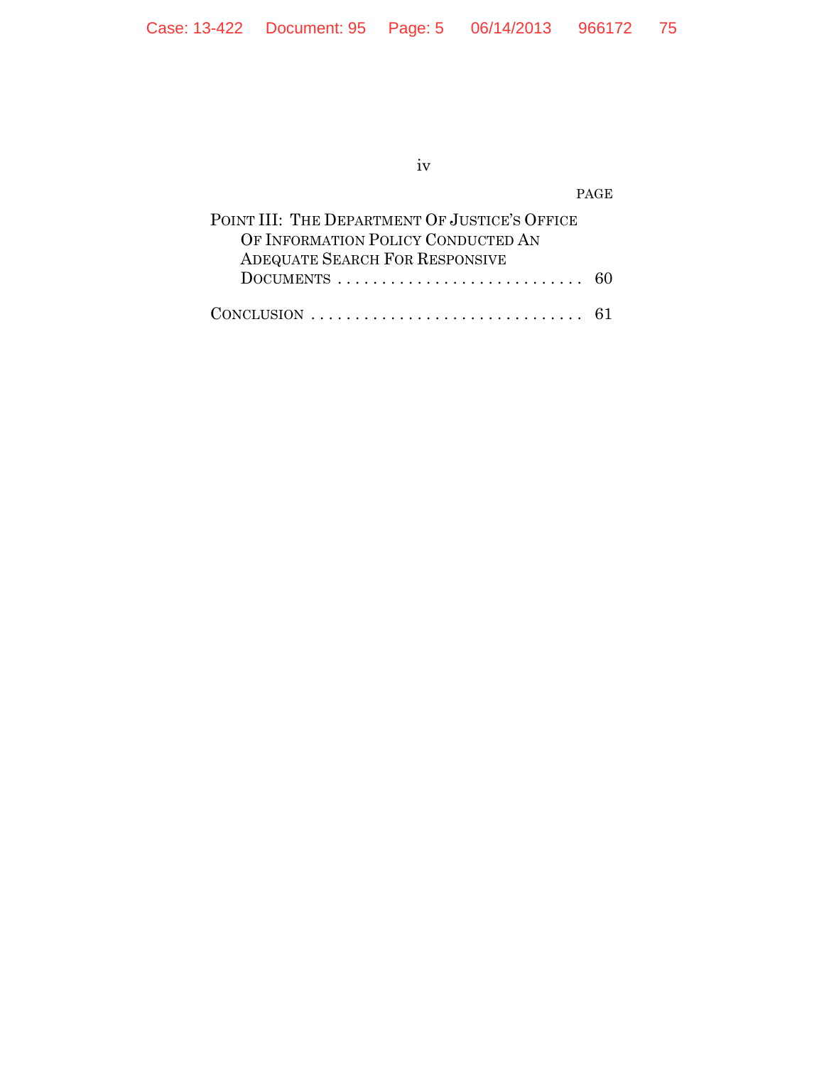PAGE

POINT III: THE DEPARTMENT OF JUSTICE'S OFFICE OF INFORMATION POLICY CONDUCTED AN ADEQUATE SEARCH FOR RESPONSIVE DOCUMENTS . . . . . . . . . . . . . . . . . . . . . . . . . . . . 60

CONCLUSION . . . . . . . . . . . . . . . . . . . . . . . . . . . . . . . 61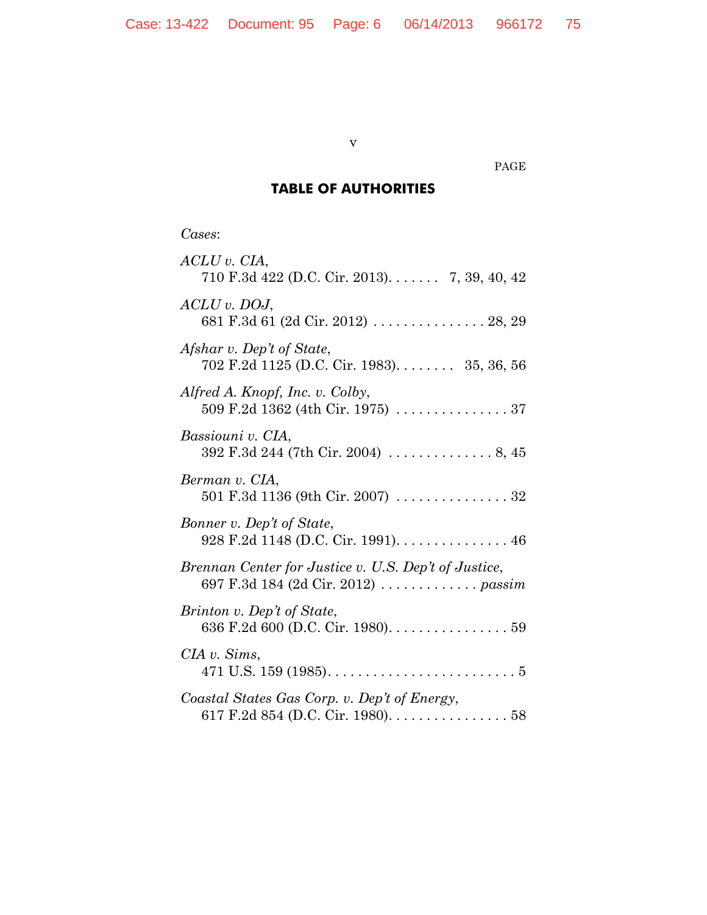PAGE

# TABLE OF AUTHORITIES

*Cases*:

*ACLU v. CIA*,
710 F.3d 422 (D.C. Cir. 2013). . . . . . . 7, 39, 40, 42

*ACLU v. DOJ*,
681 F.3d 61 (2d Cir. 2012) . . . . . . . . . . . . . . . 28, 29

*Afshar v. Dep't of State*,
702 F.2d 1125 (D.C. Cir. 1983). . . . . . . . 35, 36, 56

*Alfred A. Knopf, Inc. v. Colby*,
509 F.2d 1362 (4th Cir. 1975) . . . . . . . . . . . . . . . 37

*Bassiouni v. CIA*,
392 F.3d 244 (7th Cir. 2004) . . . . . . . . . . . . . . 8, 45

*Berman v. CIA*,
501 F.3d 1136 (9th Cir. 2007) . . . . . . . . . . . . . . . 32

*Bonner v. Dep't of State*,
928 F.2d 1148 (D.C. Cir. 1991). . . . . . . . . . . . . . . 46

*Brennan Center for Justice v. U.S. Dep't of Justice*,
697 F.3d 184 (2d Cir. 2012) . . . . . . . . . . . . . *passim*

*Brinton v. Dep't of State*,
636 F.2d 600 (D.C. Cir. 1980). . . . . . . . . . . . . . . . 59

*CIA v. Sims*,
471 U.S. 159 (1985). . . . . . . . . . . . . . . . . . . . . . . . . 5

*Coastal States Gas Corp. v. Dep't of Energy*,
617 F.2d 854 (D.C. Cir. 1980). . . . . . . . . . . . . . . . 58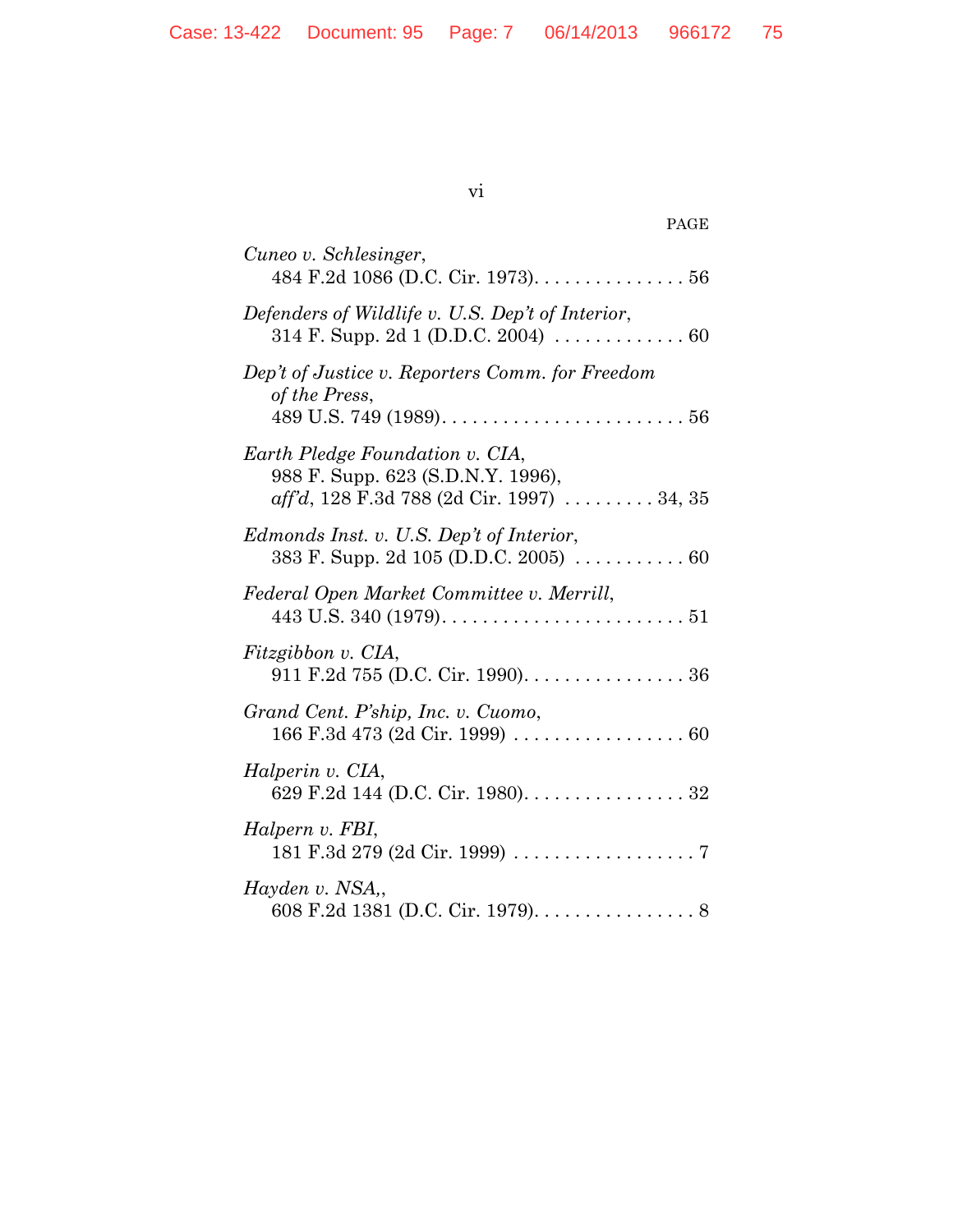PAGE

*Cuneo v. Schlesinger*,
484 F.2d 1086 (D.C. Cir. 1973). . . . . . . . . . . . . . . 56

*Defenders of Wildlife v. U.S. Dep't of Interior*,
314 F. Supp. 2d 1 (D.D.C. 2004) . . . . . . . . . . . . . 60

*Dep't of Justice v. Reporters Comm. for Freedom of the Press*,
489 U.S. 749 (1989). . . . . . . . . . . . . . . . . . . . . . . . 56

*Earth Pledge Foundation v. CIA*,
988 F. Supp. 623 (S.D.N.Y. 1996),
*aff'd*, 128 F.3d 788 (2d Cir. 1997) . . . . . . . . . 34, 35

*Edmonds Inst. v. U.S. Dep't of Interior*,
383 F. Supp. 2d 105 (D.D.C. 2005) . . . . . . . . . . . 60

*Federal Open Market Committee v. Merrill*,
443 U.S. 340 (1979). . . . . . . . . . . . . . . . . . . . . . . . 51

*Fitzgibbon v. CIA*,
911 F.2d 755 (D.C. Cir. 1990). . . . . . . . . . . . . . . . 36

*Grand Cent. P'ship, Inc. v. Cuomo*,
166 F.3d 473 (2d Cir. 1999) . . . . . . . . . . . . . . . . . 60

*Halperin v. CIA*,
629 F.2d 144 (D.C. Cir. 1980). . . . . . . . . . . . . . . . 32

*Halpern v. FBI*,
181 F.3d 279 (2d Cir. 1999) . . . . . . . . . . . . . . . . . . 7

*Hayden v. NSA*,,
608 F.2d 1381 (D.C. Cir. 1979). . . . . . . . . . . . . . . . 8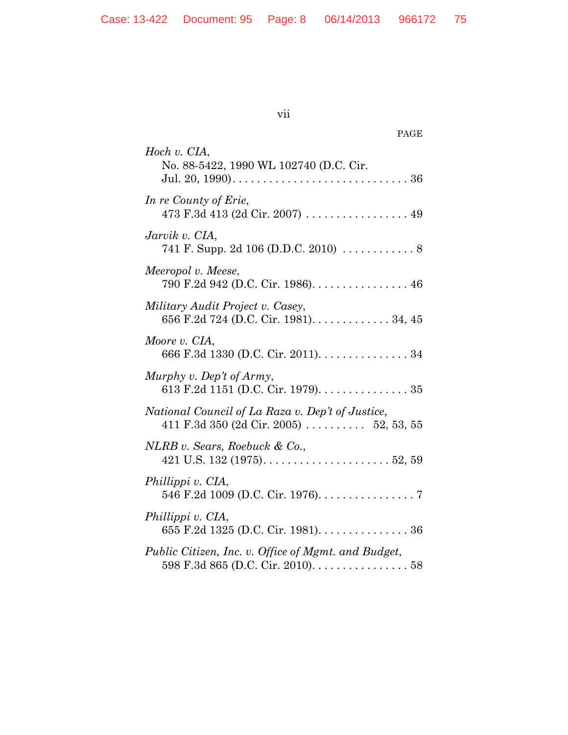PAGE

*Hoch v. CIA*,
No. 88-5422, 1990 WL 102740 (D.C. Cir. Jul. 20, 1990). . . . . . . . . . . . . . . . . . . . . . . . . . . . . . 36

*In re County of Erie*,
473 F.3d 413 (2d Cir. 2007) . . . . . . . . . . . . . . . . . . 49

*Jarvik v. CIA*,
741 F. Supp. 2d 106 (D.D.C. 2010) . . . . . . . . . . . . 8

*Meeropol v. Meese*,
790 F.2d 942 (D.C. Cir. 1986). . . . . . . . . . . . . . . . . 46

*Military Audit Project v. Casey*,
656 F.2d 724 (D.C. Cir. 1981). . . . . . . . . . . . . . 34, 45

*Moore v. CIA*,
666 F.3d 1330 (D.C. Cir. 2011). . . . . . . . . . . . . . . . 34

*Murphy v. Dep't of Army*,
613 F.2d 1151 (D.C. Cir. 1979). . . . . . . . . . . . . . . . 35

*National Council of La Raza v. Dep't of Justice*,
411 F.3d 350 (2d Cir. 2005) . . . . . . . . . . 52, 53, 55

*NLRB v. Sears, Roebuck & Co.*,
421 U.S. 132 (1975). . . . . . . . . . . . . . . . . . . . . . 52, 59

*Phillippi v. CIA*,
546 F.2d 1009 (D.C. Cir. 1976). . . . . . . . . . . . . . . . . 7

*Phillippi v. CIA*,
655 F.2d 1325 (D.C. Cir. 1981). . . . . . . . . . . . . . . . 36

*Public Citizen, Inc. v. Office of Mgmt. and Budget*,
598 F.3d 865 (D.C. Cir. 2010). . . . . . . . . . . . . . . . . 58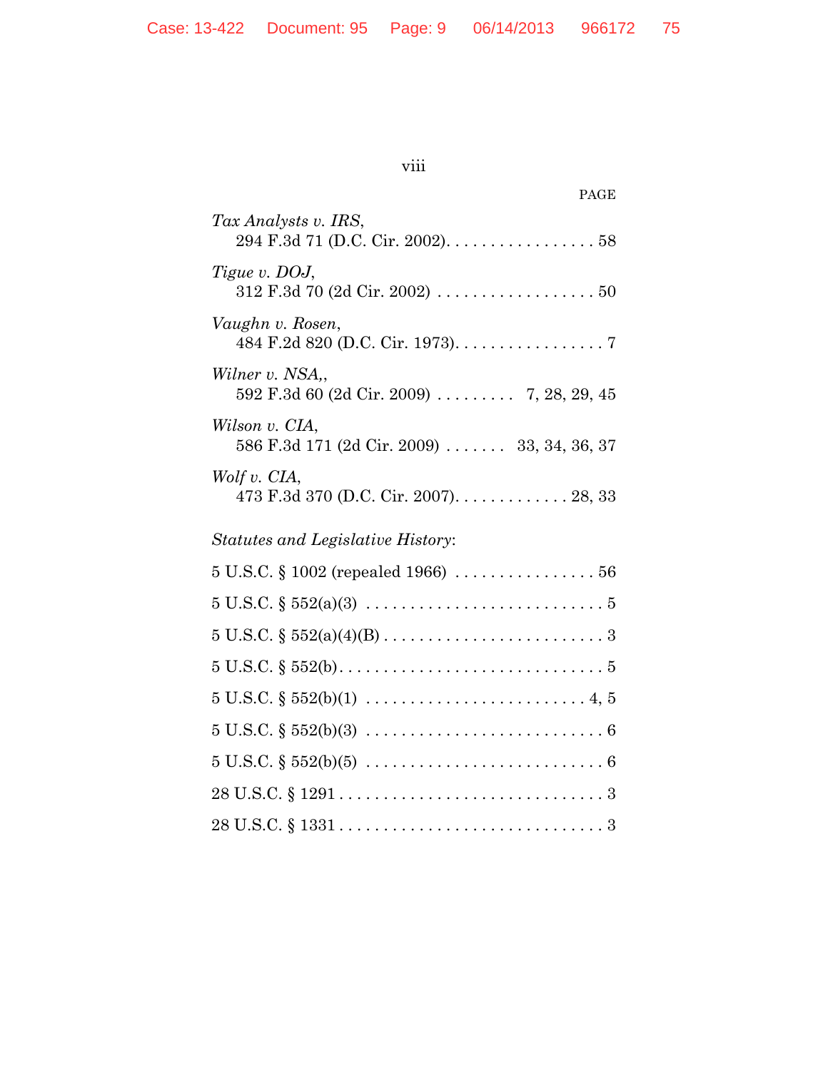PAGE

*Tax Analysts v. IRS*,
294 F.3d 71 (D.C. Cir. 2002). . . . . . . . . . . . . . . . . . 58

*Tigue v. DOJ*,
312 F.3d 70 (2d Cir. 2002) . . . . . . . . . . . . . . . . . . . 50

*Vaughn v. Rosen*,
484 F.2d 820 (D.C. Cir. 1973). . . . . . . . . . . . . . . . . . 7

*Wilner v. NSA*,,
592 F.3d 60 (2d Cir. 2009) . . . . . . . . . 7, 28, 29, 45

*Wilson v. CIA*,
586 F.3d 171 (2d Cir. 2009) . . . . . . . 33, 34, 36, 37

*Wolf v. CIA*,
473 F.3d 370 (D.C. Cir. 2007). . . . . . . . . . . . . 28, 33

*Statutes and Legislative History*:

5 U.S.C. § 1002 (repealed 1966) . . . . . . . . . . . . . . . . 56

5 U.S.C. § 552(a)(3) . . . . . . . . . . . . . . . . . . . . . . . . . . 5

5 U.S.C. § 552(a)(4)(B) . . . . . . . . . . . . . . . . . . . . . . . . 3

5 U.S.C. § 552(b). . . . . . . . . . . . . . . . . . . . . . . . . . . . . 5

5 U.S.C. § 552(b)(1) . . . . . . . . . . . . . . . . . . . . . . . . 4, 5

5 U.S.C. § 552(b)(3) . . . . . . . . . . . . . . . . . . . . . . . . . . 6

5 U.S.C. § 552(b)(5) . . . . . . . . . . . . . . . . . . . . . . . . . . 6

28 U.S.C. § 1291 . . . . . . . . . . . . . . . . . . . . . . . . . . . . . 3

28 U.S.C. § 1331 . . . . . . . . . . . . . . . . . . . . . . . . . . . . . 3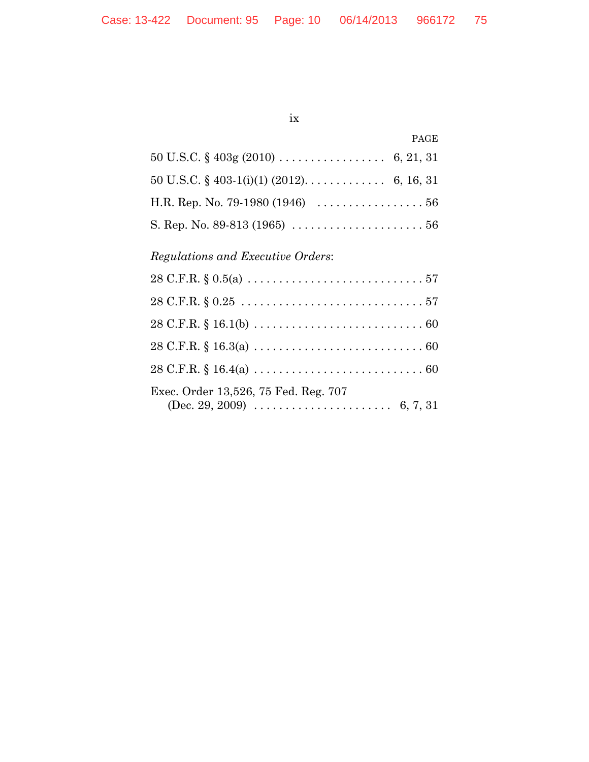PAGE

50 U.S.C. § 403g (2010) . . . . . . . . . . . . . . . . . 6, 21, 31

50 U.S.C. § 403-1(i)(1) (2012). . . . . . . . . . . . . 6, 16, 31

H.R. Rep. No. 79-1980 (1946) . . . . . . . . . . . . . . . . . 56

S. Rep. No. 89-813 (1965) . . . . . . . . . . . . . . . . . . . . . 56

*Regulations and Executive Orders*:

28 C.F.R. § 0.5(a) . . . . . . . . . . . . . . . . . . . . . . . . . . . . 57

28 C.F.R. § 0.25 . . . . . . . . . . . . . . . . . . . . . . . . . . . . . 57

28 C.F.R. § 16.1(b) . . . . . . . . . . . . . . . . . . . . . . . . . . . 60

28 C.F.R. § 16.3(a) . . . . . . . . . . . . . . . . . . . . . . . . . . . 60

28 C.F.R. § 16.4(a) . . . . . . . . . . . . . . . . . . . . . . . . . . . 60

Exec. Order 13,526, 75 Fed. Reg. 707
(Dec. 29, 2009) . . . . . . . . . . . . . . . . . . . . . . 6, 7, 31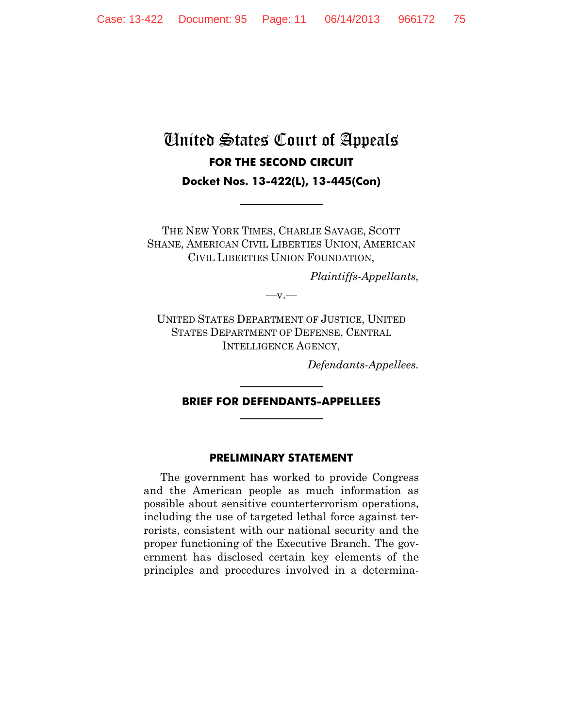# United States Court of Appeals

## FOR THE SECOND CIRCUIT

**Docket Nos. 13-422(L), 13-445(Con)**

---

THE NEW YORK TIMES, CHARLIE SAVAGE, SCOTT SHANE, AMERICAN CIVIL LIBERTIES UNION, AMERICAN CIVIL LIBERTIES UNION FOUNDATION,

*Plaintiffs-Appellants,*

—v.—

UNITED STATES DEPARTMENT OF JUSTICE, UNITED STATES DEPARTMENT OF DEFENSE, CENTRAL INTELLIGENCE AGENCY,

*Defendants-Appellees.*

---

## BRIEF FOR DEFENDANTS-APPELLEES

---

### PRELIMINARY STATEMENT

The government has worked to provide Congress and the American people as much information as possible about sensitive counterterrorism operations, including the use of targeted lethal force against terrorists, consistent with our national security and the proper functioning of the Executive Branch. The government has disclosed certain key elements of the principles and procedures involved in a determina-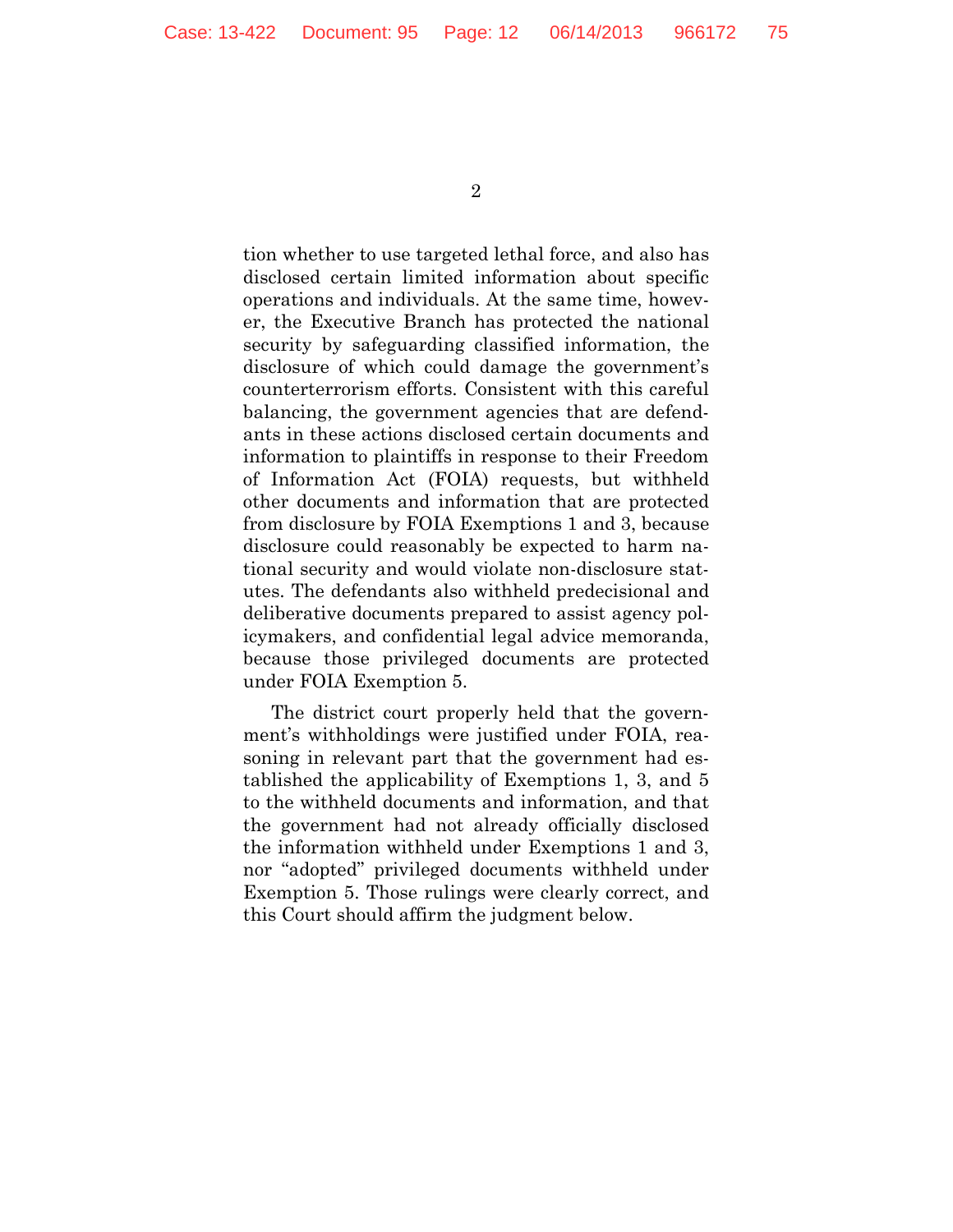tion whether to use targeted lethal force, and also has disclosed certain limited information about specific operations and individuals. At the same time, however, the Executive Branch has protected the national security by safeguarding classified information, the disclosure of which could damage the government's counterterrorism efforts. Consistent with this careful balancing, the government agencies that are defendants in these actions disclosed certain documents and information to plaintiffs in response to their Freedom of Information Act (FOIA) requests, but withheld other documents and information that are protected from disclosure by FOIA Exemptions 1 and 3, because disclosure could reasonably be expected to harm national security and would violate non-disclosure statutes. The defendants also withheld predecisional and deliberative documents prepared to assist agency policymakers, and confidential legal advice memoranda, because those privileged documents are protected under FOIA Exemption 5.

The district court properly held that the government's withholdings were justified under FOIA, reasoning in relevant part that the government had established the applicability of Exemptions 1, 3, and 5 to the withheld documents and information, and that the government had not already officially disclosed the information withheld under Exemptions 1 and 3, nor "adopted" privileged documents withheld under Exemption 5. Those rulings were clearly correct, and this Court should affirm the judgment below.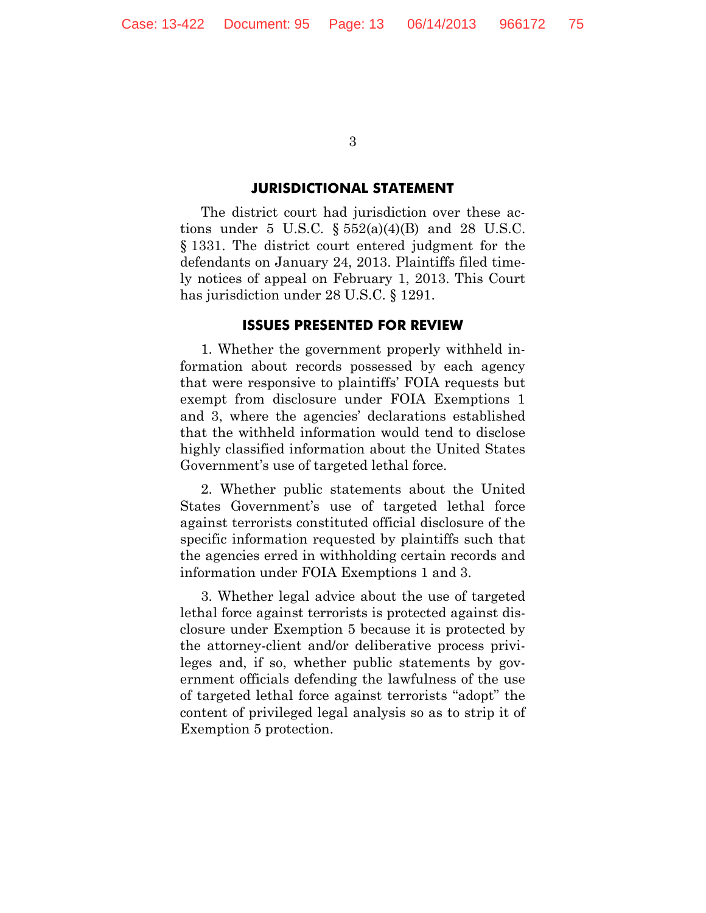## JURISDICTIONAL STATEMENT

The district court had jurisdiction over these actions under 5 U.S.C. § 552(a)(4)(B) and 28 U.S.C. § 1331. The district court entered judgment for the defendants on January 24, 2013. Plaintiffs filed timely notices of appeal on February 1, 2013. This Court has jurisdiction under 28 U.S.C. § 1291.

## ISSUES PRESENTED FOR REVIEW

1. Whether the government properly withheld information about records possessed by each agency that were responsive to plaintiffs' FOIA requests but exempt from disclosure under FOIA Exemptions 1 and 3, where the agencies' declarations established that the withheld information would tend to disclose highly classified information about the United States Government's use of targeted lethal force.

2. Whether public statements about the United States Government's use of targeted lethal force against terrorists constituted official disclosure of the specific information requested by plaintiffs such that the agencies erred in withholding certain records and information under FOIA Exemptions 1 and 3.

3. Whether legal advice about the use of targeted lethal force against terrorists is protected against disclosure under Exemption 5 because it is protected by the attorney-client and/or deliberative process privileges and, if so, whether public statements by government officials defending the lawfulness of the use of targeted lethal force against terrorists "adopt" the content of privileged legal analysis so as to strip it of Exemption 5 protection.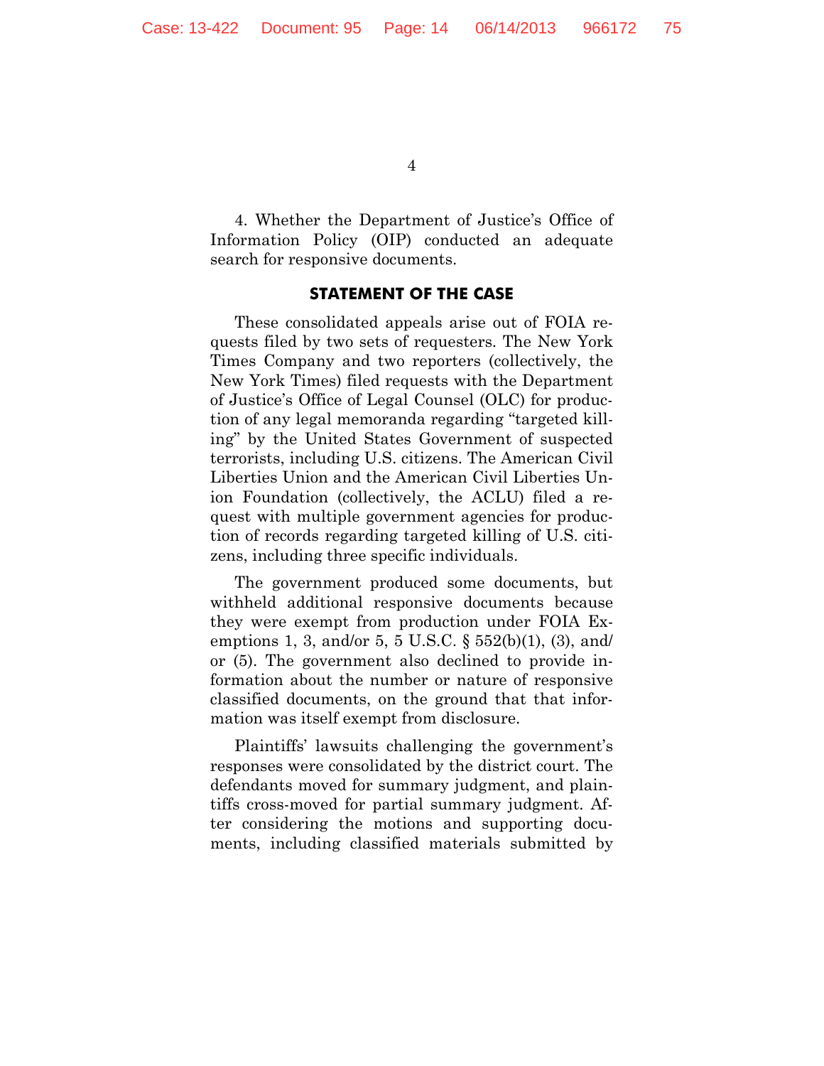4. Whether the Department of Justice's Office of Information Policy (OIP) conducted an adequate search for responsive documents.

## STATEMENT OF THE CASE

These consolidated appeals arise out of FOIA requests filed by two sets of requesters. The New York Times Company and two reporters (collectively, the New York Times) filed requests with the Department of Justice's Office of Legal Counsel (OLC) for production of any legal memoranda regarding "targeted killing" by the United States Government of suspected terrorists, including U.S. citizens. The American Civil Liberties Union and the American Civil Liberties Union Foundation (collectively, the ACLU) filed a request with multiple government agencies for production of records regarding targeted killing of U.S. citizens, including three specific individuals.

The government produced some documents, but withheld additional responsive documents because they were exempt from production under FOIA Exemptions 1, 3, and/or 5, 5 U.S.C. § 552(b)(1), (3), and/or (5). The government also declined to provide information about the number or nature of responsive classified documents, on the ground that that information was itself exempt from disclosure.

Plaintiffs' lawsuits challenging the government's responses were consolidated by the district court. The defendants moved for summary judgment, and plaintiffs cross-moved for partial summary judgment. After considering the motions and supporting documents, including classified materials submitted by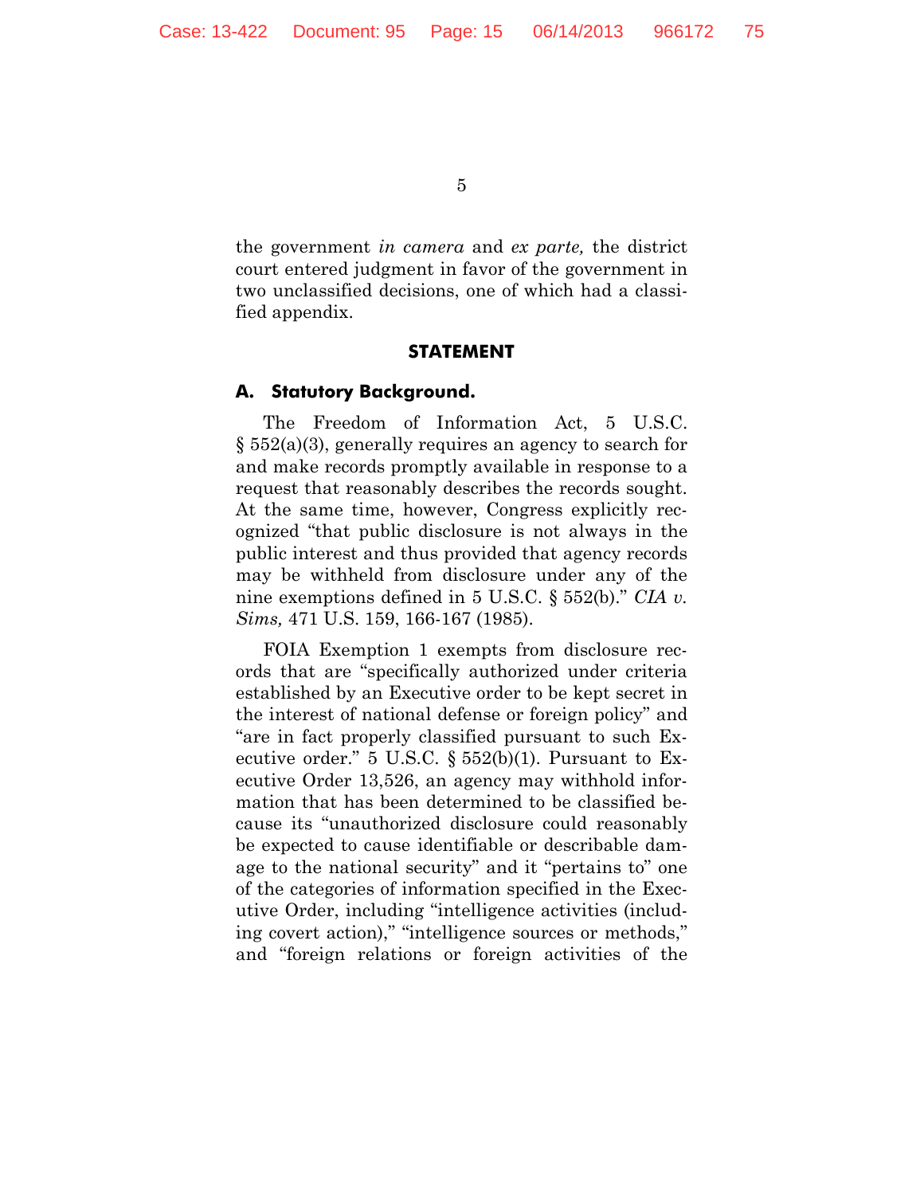the government *in camera* and *ex parte,* the district court entered judgment in favor of the government in two unclassified decisions, one of which had a classified appendix.

## STATEMENT

### A. Statutory Background.

The Freedom of Information Act, 5 U.S.C. § 552(a)(3), generally requires an agency to search for and make records promptly available in response to a request that reasonably describes the records sought. At the same time, however, Congress explicitly recognized "that public disclosure is not always in the public interest and thus provided that agency records may be withheld from disclosure under any of the nine exemptions defined in 5 U.S.C. § 552(b)." *CIA v. Sims,* 471 U.S. 159, 166-167 (1985).

FOIA Exemption 1 exempts from disclosure records that are "specifically authorized under criteria established by an Executive order to be kept secret in the interest of national defense or foreign policy" and "are in fact properly classified pursuant to such Executive order." 5 U.S.C. § 552(b)(1). Pursuant to Executive Order 13,526, an agency may withhold information that has been determined to be classified because its "unauthorized disclosure could reasonably be expected to cause identifiable or describable damage to the national security" and it "pertains to" one of the categories of information specified in the Executive Order, including "intelligence activities (including covert action)," "intelligence sources or methods," and "foreign relations or foreign activities of the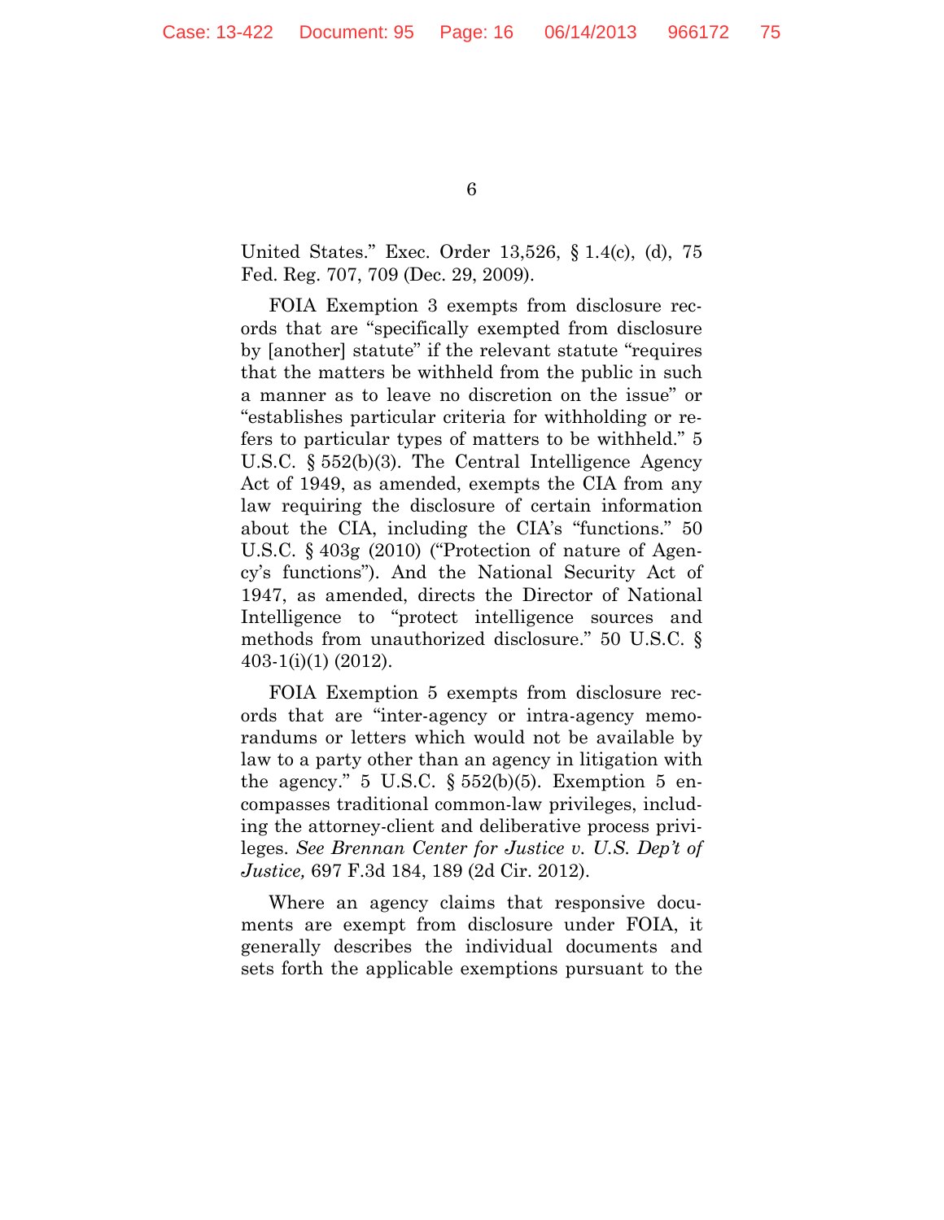United States." Exec. Order 13,526, § 1.4(c), (d), 75 Fed. Reg. 707, 709 (Dec. 29, 2009).

FOIA Exemption 3 exempts from disclosure records that are "specifically exempted from disclosure by [another] statute" if the relevant statute "requires that the matters be withheld from the public in such a manner as to leave no discretion on the issue" or "establishes particular criteria for withholding or refers to particular types of matters to be withheld." 5 U.S.C. § 552(b)(3). The Central Intelligence Agency Act of 1949, as amended, exempts the CIA from any law requiring the disclosure of certain information about the CIA, including the CIA's "functions." 50 U.S.C. § 403g (2010) ("Protection of nature of Agency's functions"). And the National Security Act of 1947, as amended, directs the Director of National Intelligence to "protect intelligence sources and methods from unauthorized disclosure." 50 U.S.C. § 403-1(i)(1) (2012).

FOIA Exemption 5 exempts from disclosure records that are "inter-agency or intra-agency memorandums or letters which would not be available by law to a party other than an agency in litigation with the agency." 5 U.S.C. § 552(b)(5). Exemption 5 encompasses traditional common-law privileges, including the attorney-client and deliberative process privileges. *See Brennan Center for Justice v. U.S. Dep't of Justice,* 697 F.3d 184, 189 (2d Cir. 2012).

Where an agency claims that responsive documents are exempt from disclosure under FOIA, it generally describes the individual documents and sets forth the applicable exemptions pursuant to the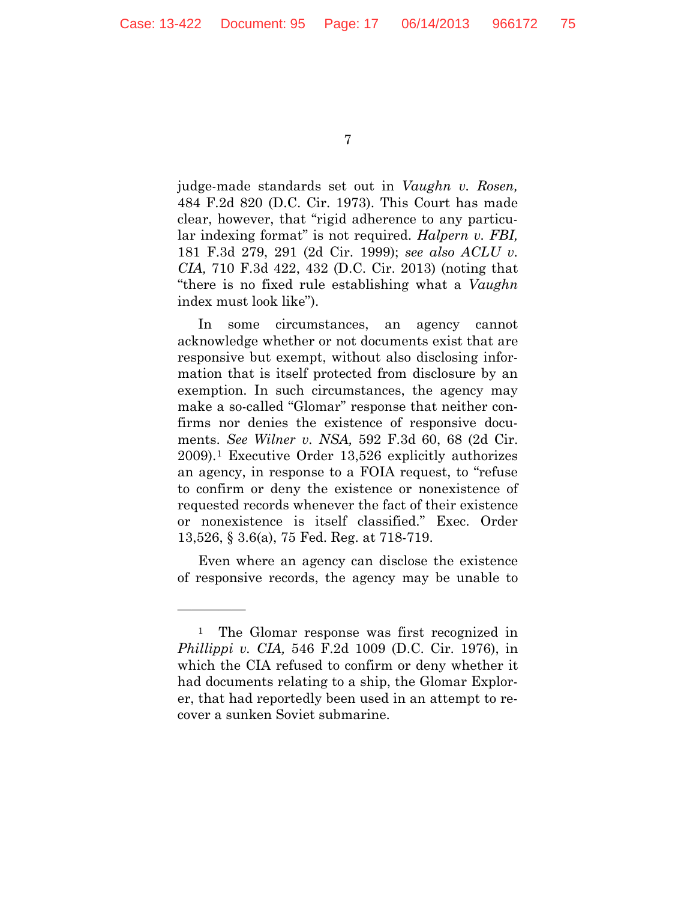judge-made standards set out in *Vaughn v. Rosen,* 484 F.2d 820 (D.C. Cir. 1973). This Court has made clear, however, that "rigid adherence to any particular indexing format" is not required. *Halpern v. FBI,* 181 F.3d 279, 291 (2d Cir. 1999); *see also ACLU v. CIA,* 710 F.3d 422, 432 (D.C. Cir. 2013) (noting that "there is no fixed rule establishing what a *Vaughn* index must look like").

In some circumstances, an agency cannot acknowledge whether or not documents exist that are responsive but exempt, without also disclosing information that is itself protected from disclosure by an exemption. In such circumstances, the agency may make a so-called "Glomar" response that neither confirms nor denies the existence of responsive documents. *See Wilner v. NSA,* 592 F.3d 60, 68 (2d Cir. 2009).[1] Executive Order 13,526 explicitly authorizes an agency, in response to a FOIA request, to "refuse to confirm or deny the existence or nonexistence of requested records whenever the fact of their existence or nonexistence is itself classified." Exec. Order 13,526, § 3.6(a), 75 Fed. Reg. at 718-719.

Even where an agency can disclose the existence of responsive records, the agency may be unable to

---

[1] The Glomar response was first recognized in *Phillippi v. CIA,* 546 F.2d 1009 (D.C. Cir. 1976), in which the CIA refused to confirm or deny whether it had documents relating to a ship, the Glomar Explorer, that had reportedly been used in an attempt to recover a sunken Soviet submarine.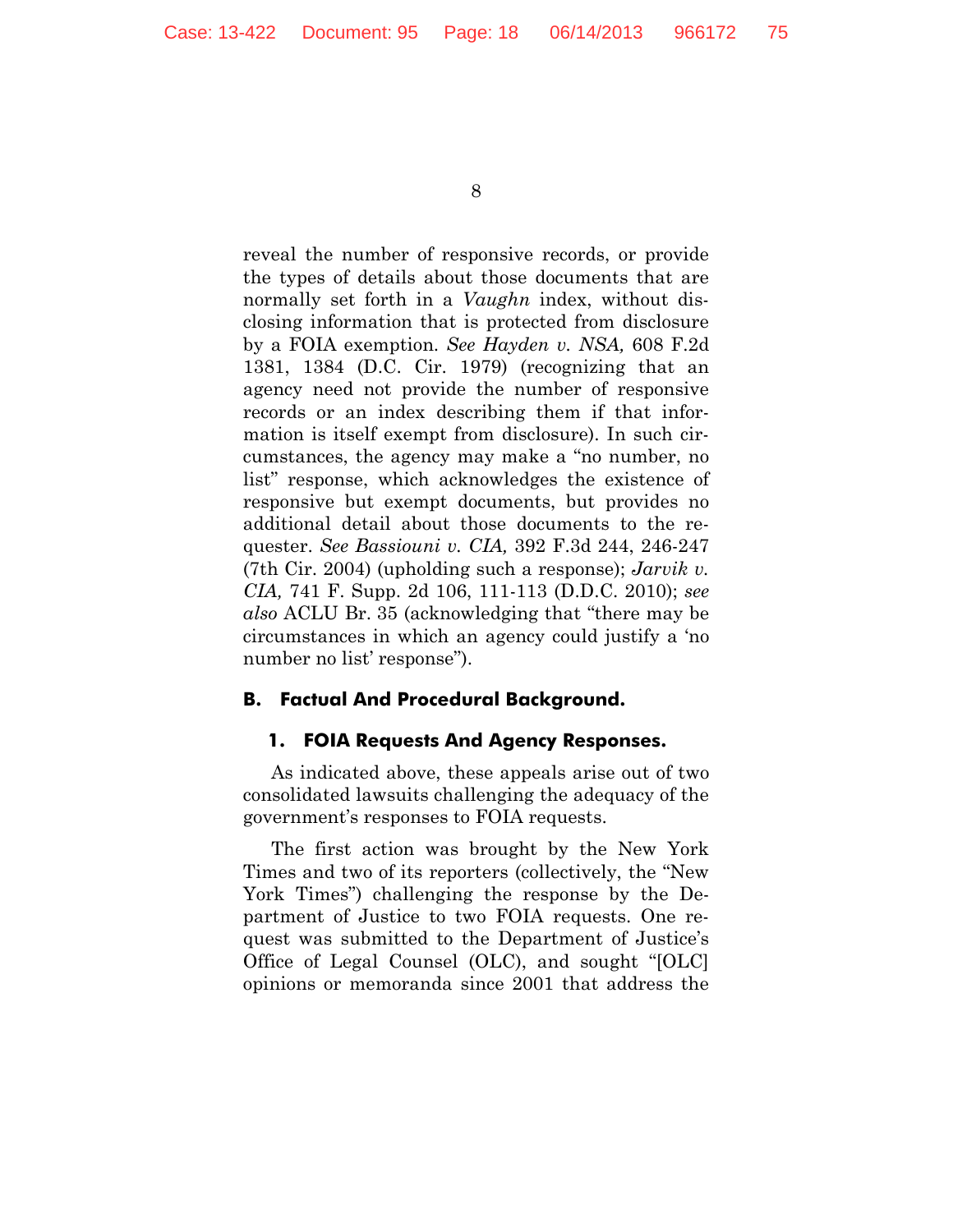reveal the number of responsive records, or provide the types of details about those documents that are normally set forth in a *Vaughn* index, without disclosing information that is protected from disclosure by a FOIA exemption. *See Hayden v. NSA,* 608 F.2d 1381, 1384 (D.C. Cir. 1979) (recognizing that an agency need not provide the number of responsive records or an index describing them if that information is itself exempt from disclosure). In such circumstances, the agency may make a "no number, no list" response, which acknowledges the existence of responsive but exempt documents, but provides no additional detail about those documents to the requester. *See Bassiouni v. CIA,* 392 F.3d 244, 246-247 (7th Cir. 2004) (upholding such a response); *Jarvik v. CIA,* 741 F. Supp. 2d 106, 111-113 (D.D.C. 2010); *see also* ACLU Br. 35 (acknowledging that "there may be circumstances in which an agency could justify a 'no number no list' response").

## B. Factual And Procedural Background.

### 1. FOIA Requests And Agency Responses.

As indicated above, these appeals arise out of two consolidated lawsuits challenging the adequacy of the government's responses to FOIA requests.

The first action was brought by the New York Times and two of its reporters (collectively, the "New York Times") challenging the response by the Department of Justice to two FOIA requests. One request was submitted to the Department of Justice's Office of Legal Counsel (OLC), and sought "[OLC] opinions or memoranda since 2001 that address the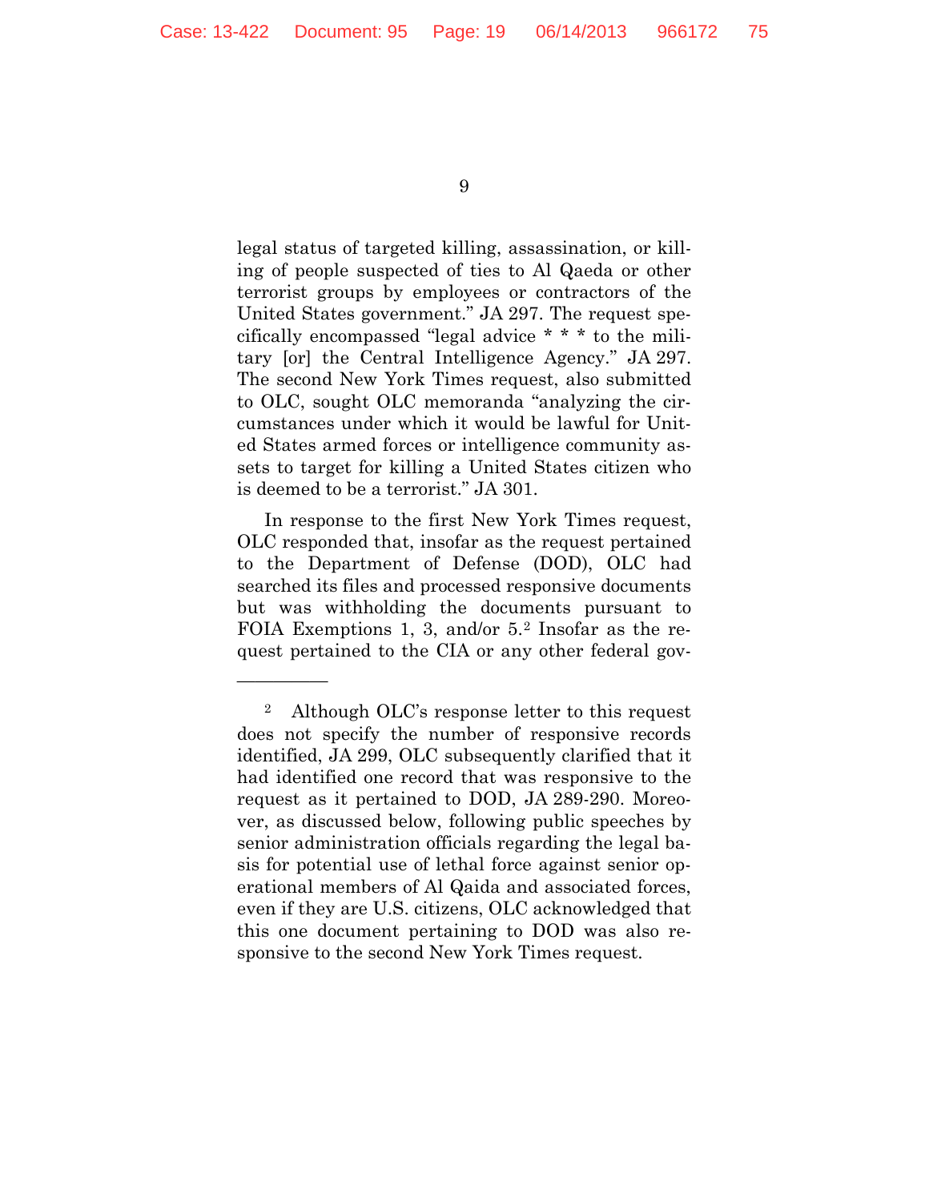legal status of targeted killing, assassination, or killing of people suspected of ties to Al Qaeda or other terrorist groups by employees or contractors of the United States government." JA 297. The request specifically encompassed "legal advice * * * to the military [or] the Central Intelligence Agency." JA 297. The second New York Times request, also submitted to OLC, sought OLC memoranda "analyzing the circumstances under which it would be lawful for United States armed forces or intelligence community assets to target for killing a United States citizen who is deemed to be a terrorist." JA 301.

In response to the first New York Times request, OLC responded that, insofar as the request pertained to the Department of Defense (DOD), OLC had searched its files and processed responsive documents but was withholding the documents pursuant to FOIA Exemptions 1, 3, and/or 5.[2] Insofar as the request pertained to the CIA or any other federal gov-

---

[2] Although OLC's response letter to this request does not specify the number of responsive records identified, JA 299, OLC subsequently clarified that it had identified one record that was responsive to the request as it pertained to DOD, JA 289-290. Moreover, as discussed below, following public speeches by senior administration officials regarding the legal basis for potential use of lethal force against senior operational members of Al Qaida and associated forces, even if they are U.S. citizens, OLC acknowledged that this one document pertaining to DOD was also responsive to the second New York Times request.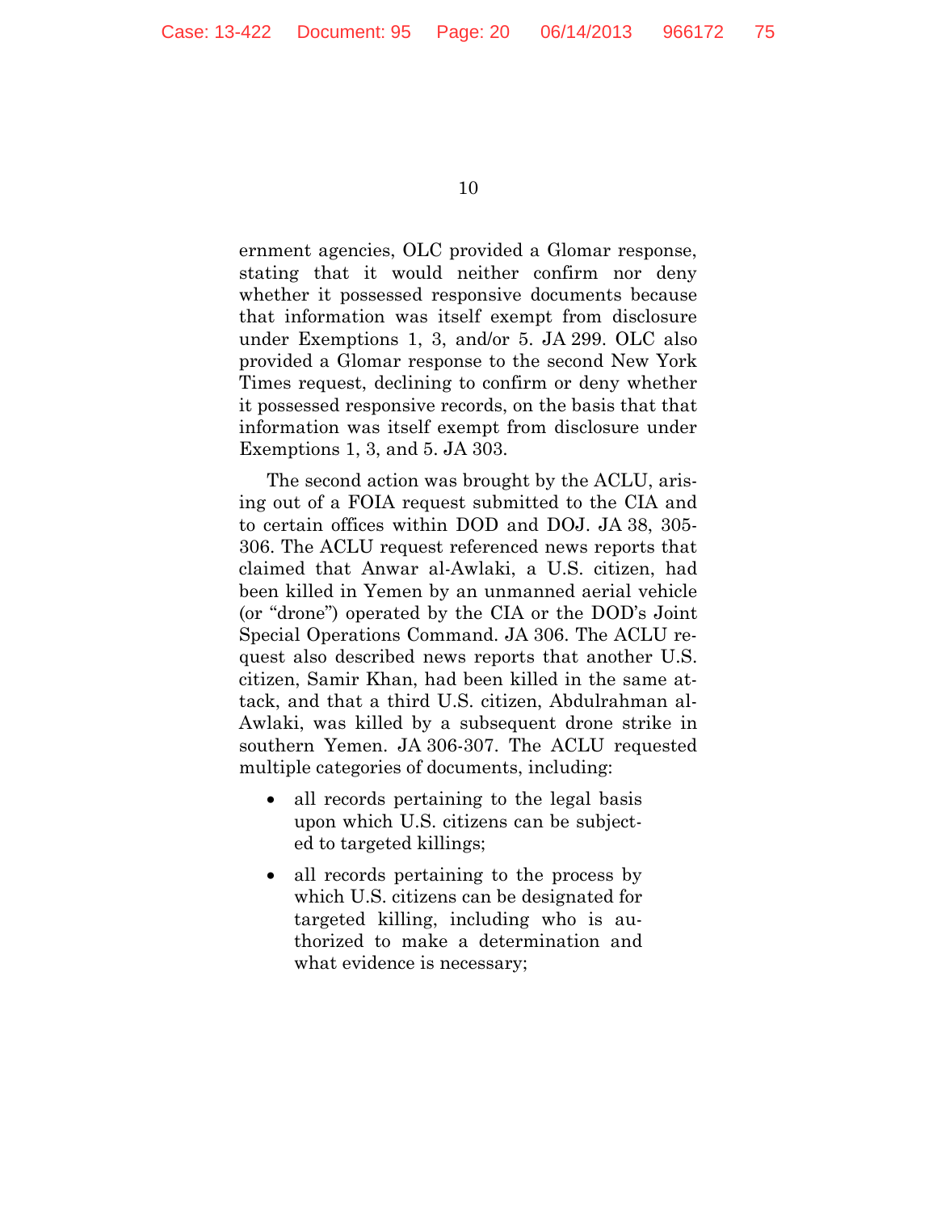ernment agencies, OLC provided a Glomar response, stating that it would neither confirm nor deny whether it possessed responsive documents because that information was itself exempt from disclosure under Exemptions 1, 3, and/or 5. JA 299. OLC also provided a Glomar response to the second New York Times request, declining to confirm or deny whether it possessed responsive records, on the basis that that information was itself exempt from disclosure under Exemptions 1, 3, and 5. JA 303.

The second action was brought by the ACLU, arising out of a FOIA request submitted to the CIA and to certain offices within DOD and DOJ. JA 38, 305-306. The ACLU request referenced news reports that claimed that Anwar al-Awlaki, a U.S. citizen, had been killed in Yemen by an unmanned aerial vehicle (or "drone") operated by the CIA or the DOD's Joint Special Operations Command. JA 306. The ACLU request also described news reports that another U.S. citizen, Samir Khan, had been killed in the same attack, and that a third U.S. citizen, Abdulrahman al-Awlaki, was killed by a subsequent drone strike in southern Yemen. JA 306-307. The ACLU requested multiple categories of documents, including:

- all records pertaining to the legal basis upon which U.S. citizens can be subjected to targeted killings;
- all records pertaining to the process by which U.S. citizens can be designated for targeted killing, including who is authorized to make a determination and what evidence is necessary;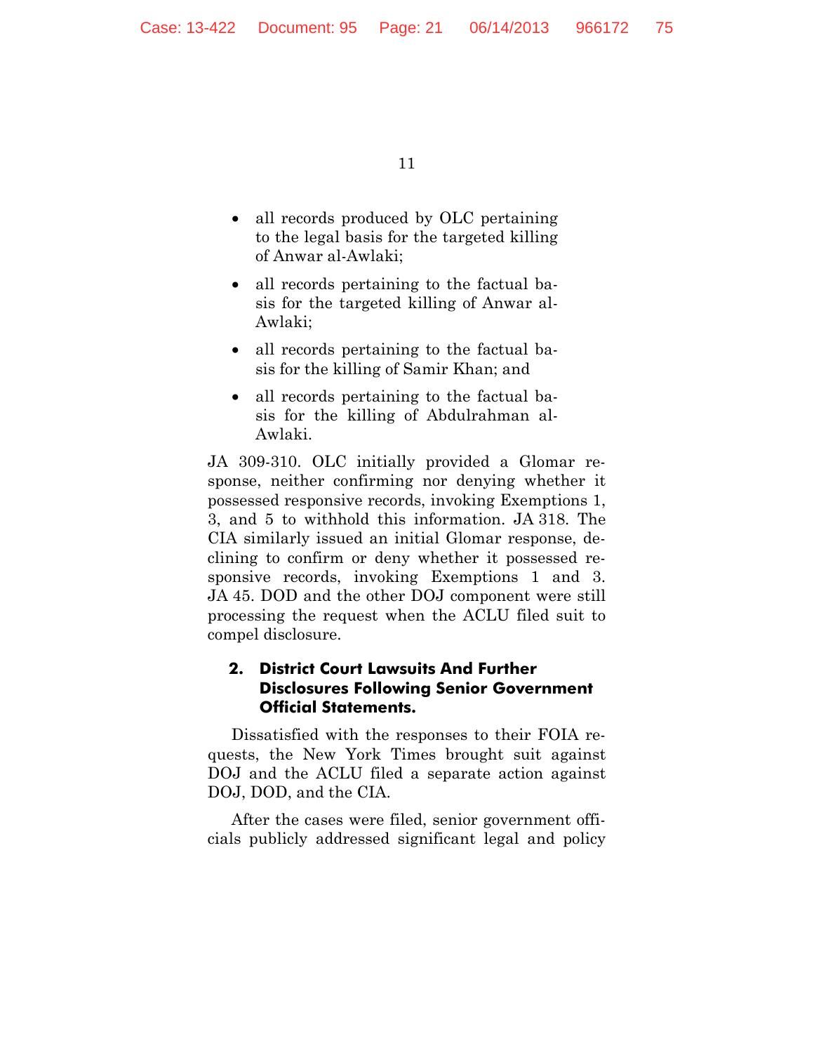- all records produced by OLC pertaining to the legal basis for the targeted killing of Anwar al-Awlaki;
- all records pertaining to the factual basis for the targeted killing of Anwar al-Awlaki;
- all records pertaining to the factual basis for the killing of Samir Khan; and
- all records pertaining to the factual basis for the killing of Abdulrahman al-Awlaki.

JA 309-310. OLC initially provided a Glomar response, neither confirming nor denying whether it possessed responsive records, invoking Exemptions 1, 3, and 5 to withhold this information. JA 318. The CIA similarly issued an initial Glomar response, declining to confirm or deny whether it possessed responsive records, invoking Exemptions 1 and 3. JA 45. DOD and the other DOJ component were still processing the request when the ACLU filed suit to compel disclosure.

### 2. District Court Lawsuits And Further Disclosures Following Senior Government Official Statements.

Dissatisfied with the responses to their FOIA requests, the New York Times brought suit against DOJ and the ACLU filed a separate action against DOJ, DOD, and the CIA.

After the cases were filed, senior government officials publicly addressed significant legal and policy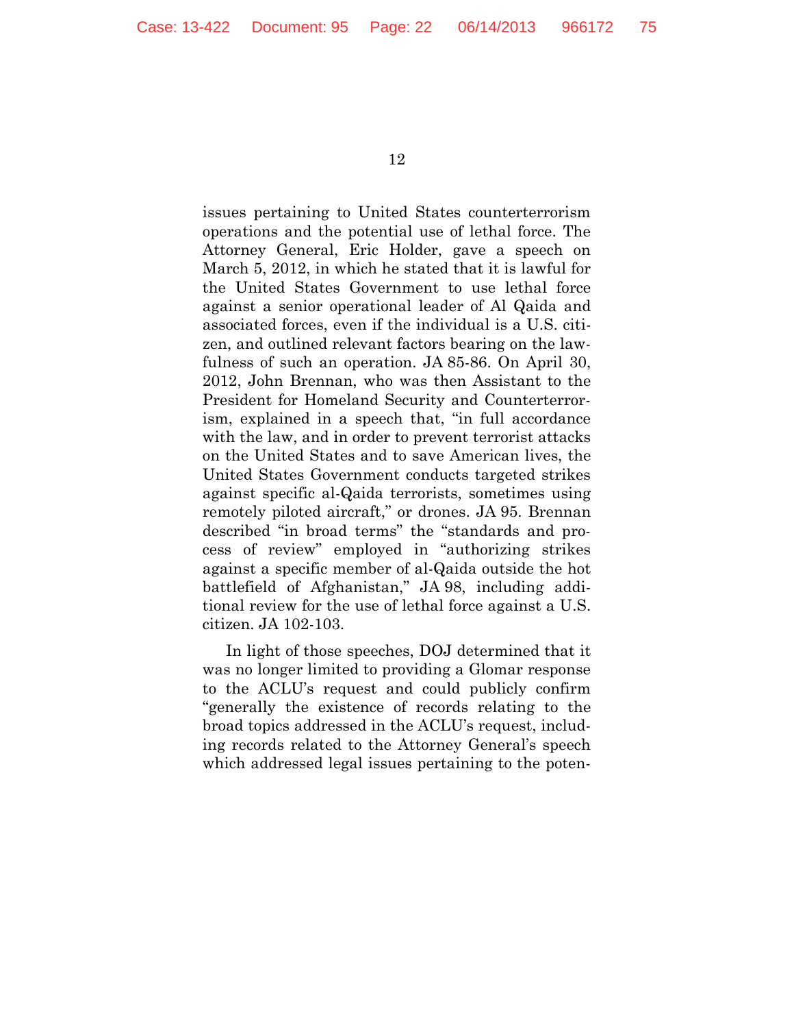issues pertaining to United States counterterrorism operations and the potential use of lethal force. The Attorney General, Eric Holder, gave a speech on March 5, 2012, in which he stated that it is lawful for the United States Government to use lethal force against a senior operational leader of Al Qaida and associated forces, even if the individual is a U.S. citizen, and outlined relevant factors bearing on the lawfulness of such an operation. JA 85-86. On April 30, 2012, John Brennan, who was then Assistant to the President for Homeland Security and Counterterrorism, explained in a speech that, "in full accordance with the law, and in order to prevent terrorist attacks on the United States and to save American lives, the United States Government conducts targeted strikes against specific al-Qaida terrorists, sometimes using remotely piloted aircraft," or drones. JA 95. Brennan described "in broad terms" the "standards and process of review" employed in "authorizing strikes against a specific member of al-Qaida outside the hot battlefield of Afghanistan," JA 98, including additional review for the use of lethal force against a U.S. citizen. JA 102-103.

In light of those speeches, DOJ determined that it was no longer limited to providing a Glomar response to the ACLU's request and could publicly confirm "generally the existence of records relating to the broad topics addressed in the ACLU's request, including records related to the Attorney General's speech which addressed legal issues pertaining to the poten-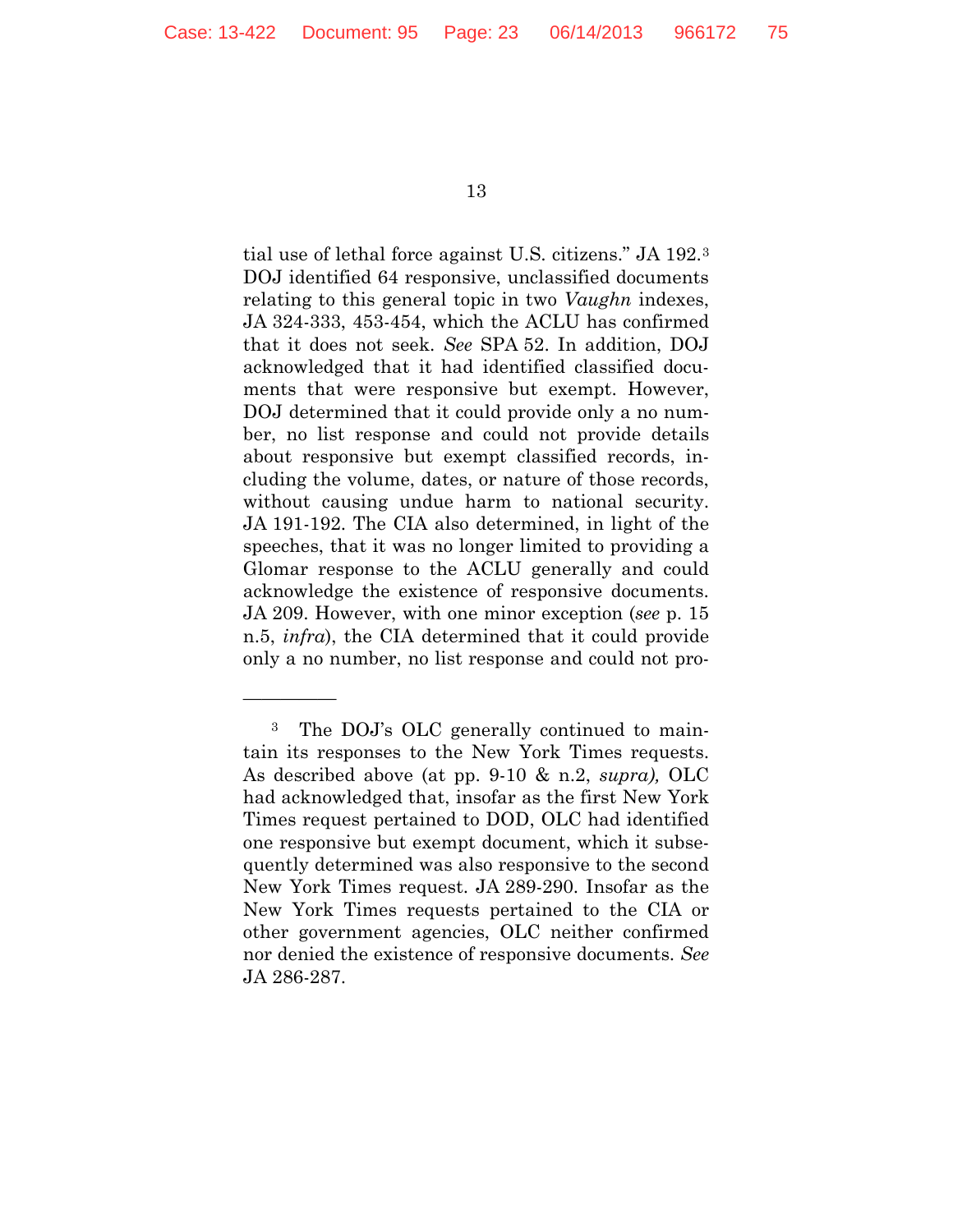tial use of lethal force against U.S. citizens." JA 192.[3] DOJ identified 64 responsive, unclassified documents relating to this general topic in two *Vaughn* indexes, JA 324-333, 453-454, which the ACLU has confirmed that it does not seek. *See* SPA 52. In addition, DOJ acknowledged that it had identified classified documents that were responsive but exempt. However, DOJ determined that it could provide only a no number, no list response and could not provide details about responsive but exempt classified records, including the volume, dates, or nature of those records, without causing undue harm to national security. JA 191-192. The CIA also determined, in light of the speeches, that it was no longer limited to providing a Glomar response to the ACLU generally and could acknowledge the existence of responsive documents. JA 209. However, with one minor exception (*see* p. 15 n.5, *infra*), the CIA determined that it could provide only a no number, no list response and could not pro-

---

[3] The DOJ's OLC generally continued to maintain its responses to the New York Times requests. As described above (at pp. 9-10 & n.2, *supra*), OLC had acknowledged that, insofar as the first New York Times request pertained to DOD, OLC had identified one responsive but exempt document, which it subsequently determined was also responsive to the second New York Times request. JA 289-290. Insofar as the New York Times requests pertained to the CIA or other government agencies, OLC neither confirmed nor denied the existence of responsive documents. *See* JA 286-287.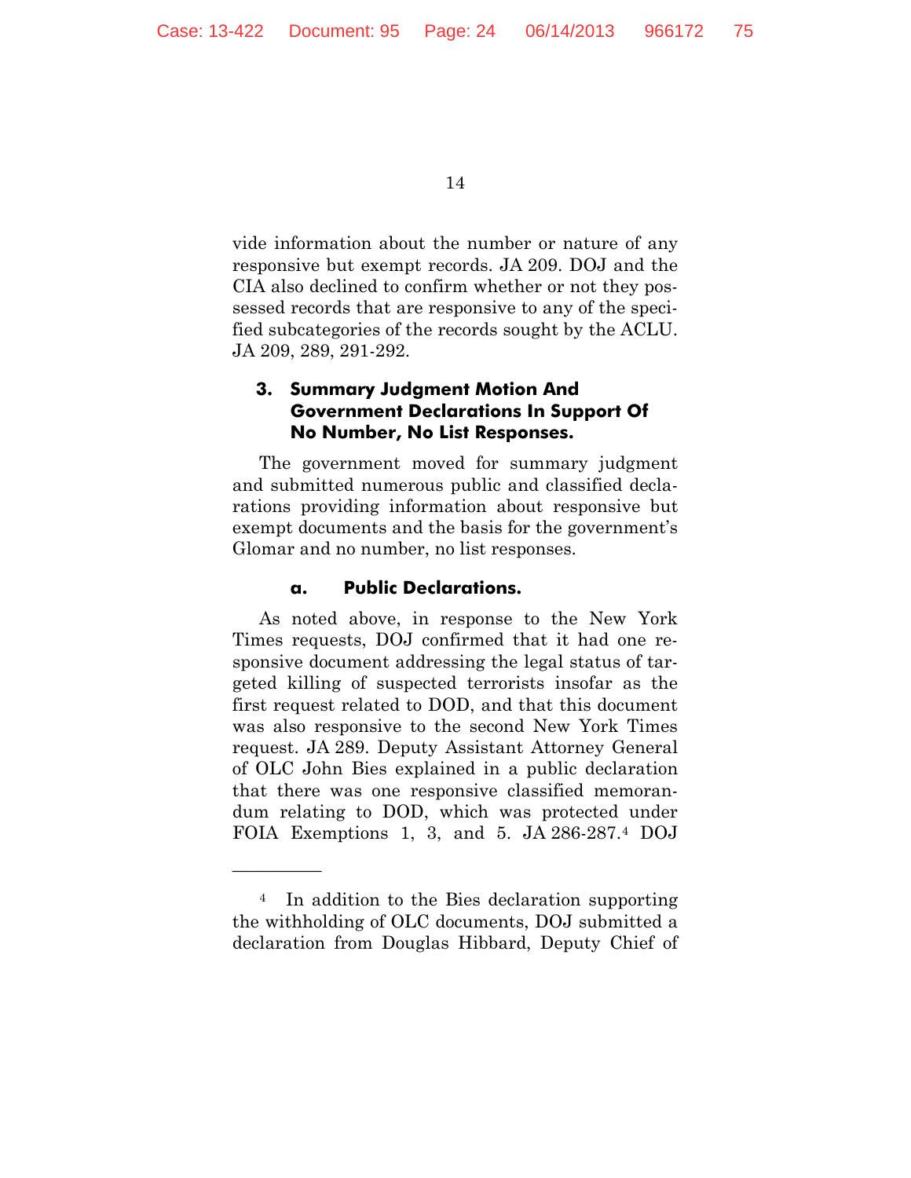vide information about the number or nature of any responsive but exempt records. JA 209. DOJ and the CIA also declined to confirm whether or not they possessed records that are responsive to any of the specified subcategories of the records sought by the ACLU. JA 209, 289, 291-292.

### 3. Summary Judgment Motion And Government Declarations In Support Of No Number, No List Responses.

The government moved for summary judgment and submitted numerous public and classified declarations providing information about responsive but exempt documents and the basis for the government's Glomar and no number, no list responses.

#### a. Public Declarations.

As noted above, in response to the New York Times requests, DOJ confirmed that it had one responsive document addressing the legal status of targeted killing of suspected terrorists insofar as the first request related to DOD, and that this document was also responsive to the second New York Times request. JA 289. Deputy Assistant Attorney General of OLC John Bies explained in a public declaration that there was one responsive classified memorandum relating to DOD, which was protected under FOIA Exemptions 1, 3, and 5. JA 286-287.[4] DOJ

---

[4] In addition to the Bies declaration supporting the withholding of OLC documents, DOJ submitted a declaration from Douglas Hibbard, Deputy Chief of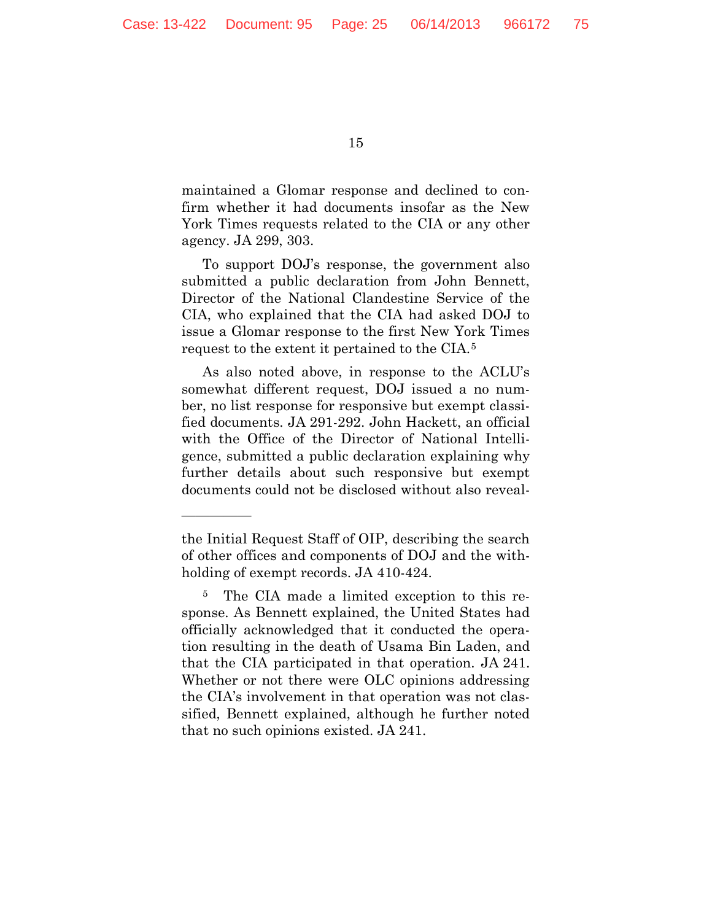maintained a Glomar response and declined to confirm whether it had documents insofar as the New York Times requests related to the CIA or any other agency. JA 299, 303.

To support DOJ's response, the government also submitted a public declaration from John Bennett, Director of the National Clandestine Service of the CIA, who explained that the CIA had asked DOJ to issue a Glomar response to the first New York Times request to the extent it pertained to the CIA.[5]

As also noted above, in response to the ACLU's somewhat different request, DOJ issued a no number, no list response for responsive but exempt classified documents. JA 291-292. John Hackett, an official with the Office of the Director of National Intelligence, submitted a public declaration explaining why further details about such responsive but exempt documents could not be disclosed without also reveal-

---

the Initial Request Staff of OIP, describing the search of other offices and components of DOJ and the withholding of exempt records. JA 410-424.

[5] The CIA made a limited exception to this response. As Bennett explained, the United States had officially acknowledged that it conducted the operation resulting in the death of Usama Bin Laden, and that the CIA participated in that operation. JA 241. Whether or not there were OLC opinions addressing the CIA's involvement in that operation was not classified, Bennett explained, although he further noted that no such opinions existed. JA 241.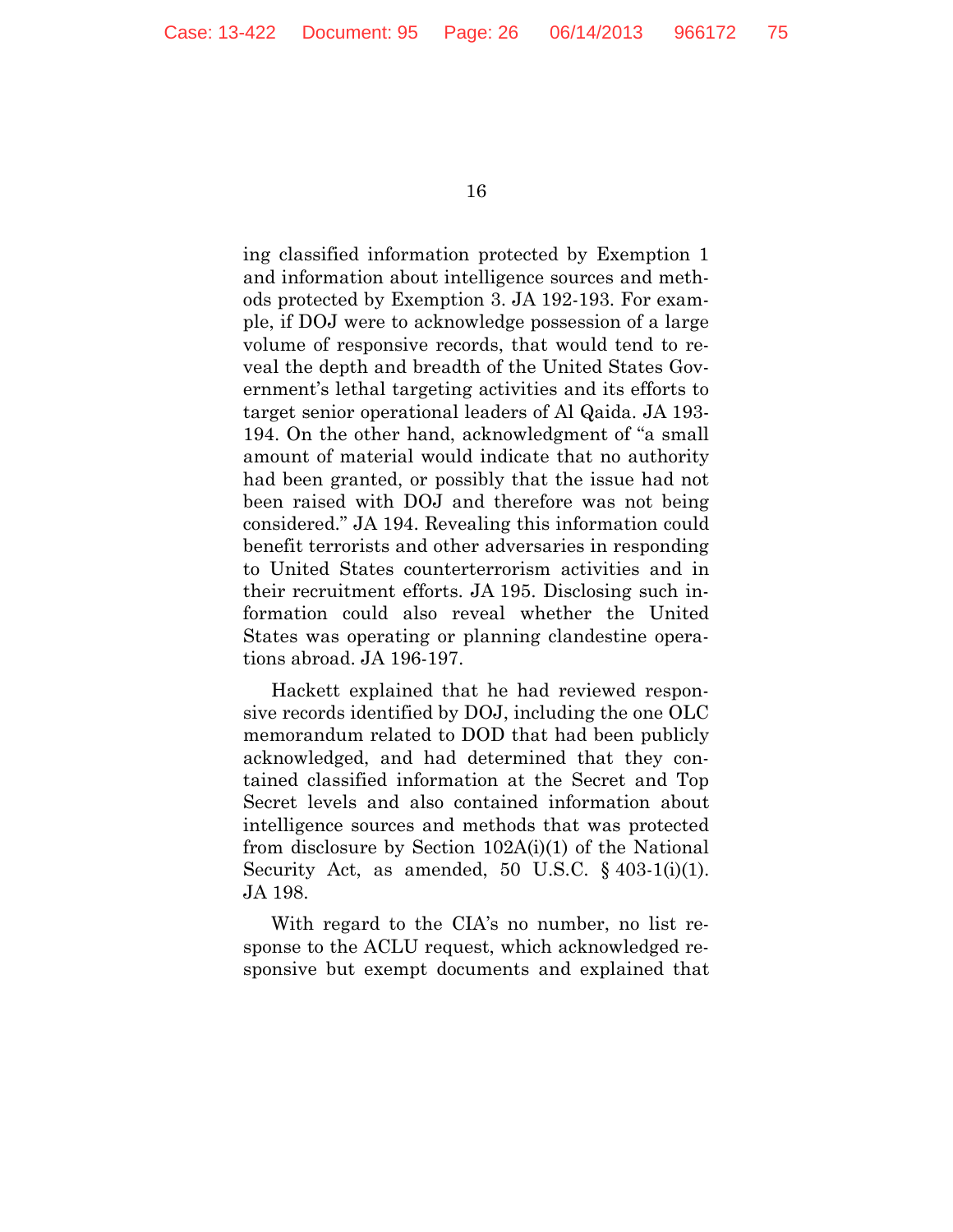ing classified information protected by Exemption 1 and information about intelligence sources and methods protected by Exemption 3. JA 192-193. For example, if DOJ were to acknowledge possession of a large volume of responsive records, that would tend to reveal the depth and breadth of the United States Government's lethal targeting activities and its efforts to target senior operational leaders of Al Qaida. JA 193-194. On the other hand, acknowledgment of "a small amount of material would indicate that no authority had been granted, or possibly that the issue had not been raised with DOJ and therefore was not being considered." JA 194. Revealing this information could benefit terrorists and other adversaries in responding to United States counterterrorism activities and in their recruitment efforts. JA 195. Disclosing such information could also reveal whether the United States was operating or planning clandestine operations abroad. JA 196-197.

Hackett explained that he had reviewed responsive records identified by DOJ, including the one OLC memorandum related to DOD that had been publicly acknowledged, and had determined that they contained classified information at the Secret and Top Secret levels and also contained information about intelligence sources and methods that was protected from disclosure by Section 102A(i)(1) of the National Security Act, as amended, 50 U.S.C. § 403-1(i)(1). JA 198.

With regard to the CIA's no number, no list response to the ACLU request, which acknowledged responsive but exempt documents and explained that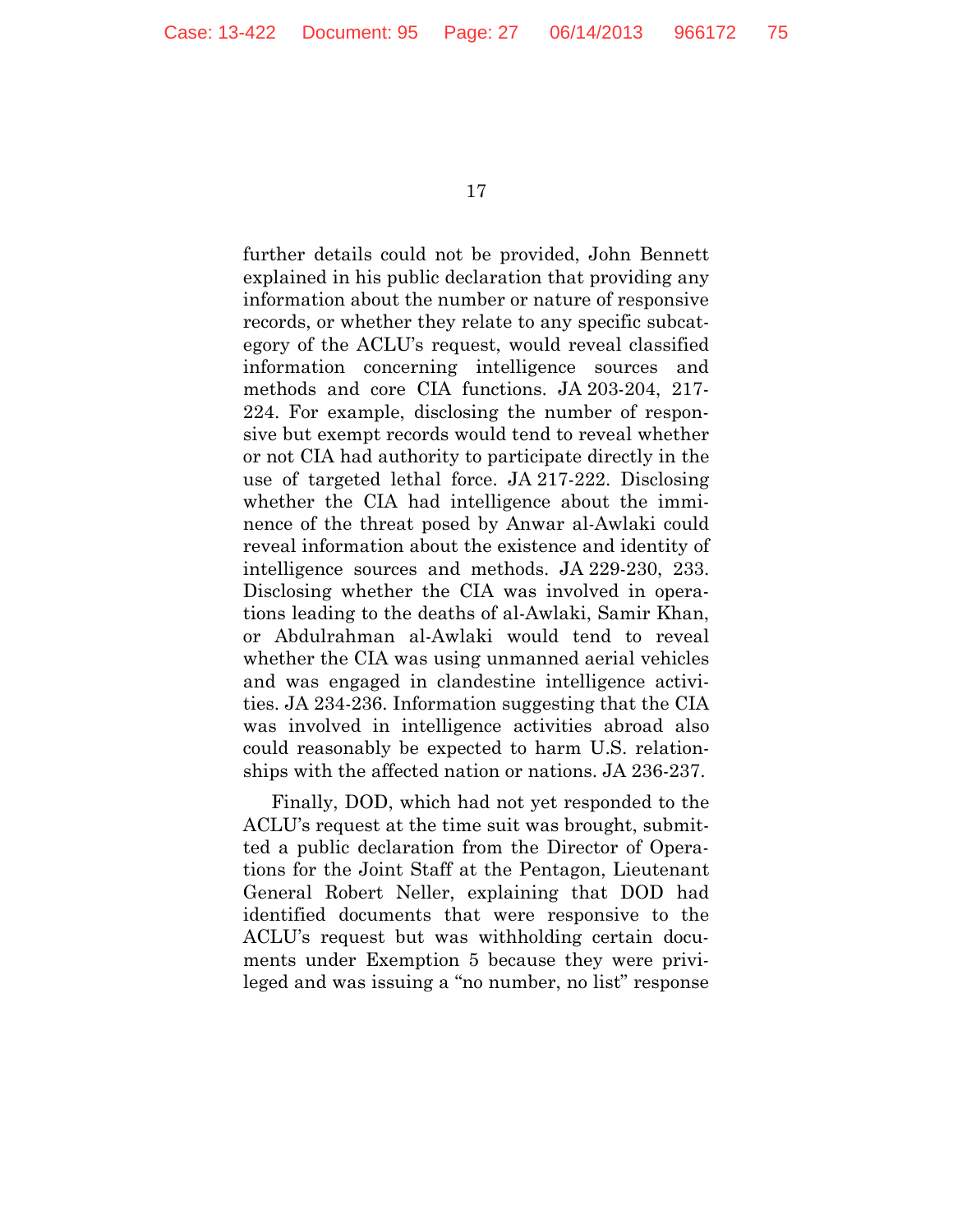further details could not be provided, John Bennett explained in his public declaration that providing any information about the number or nature of responsive records, or whether they relate to any specific subcategory of the ACLU's request, would reveal classified information concerning intelligence sources and methods and core CIA functions. JA 203-204, 217-224. For example, disclosing the number of responsive but exempt records would tend to reveal whether or not CIA had authority to participate directly in the use of targeted lethal force. JA 217-222. Disclosing whether the CIA had intelligence about the imminence of the threat posed by Anwar al-Awlaki could reveal information about the existence and identity of intelligence sources and methods. JA 229-230, 233. Disclosing whether the CIA was involved in operations leading to the deaths of al-Awlaki, Samir Khan, or Abdulrahman al-Awlaki would tend to reveal whether the CIA was using unmanned aerial vehicles and was engaged in clandestine intelligence activities. JA 234-236. Information suggesting that the CIA was involved in intelligence activities abroad also could reasonably be expected to harm U.S. relationships with the affected nation or nations. JA 236-237.

Finally, DOD, which had not yet responded to the ACLU's request at the time suit was brought, submitted a public declaration from the Director of Operations for the Joint Staff at the Pentagon, Lieutenant General Robert Neller, explaining that DOD had identified documents that were responsive to the ACLU's request but was withholding certain documents under Exemption 5 because they were privileged and was issuing a "no number, no list" response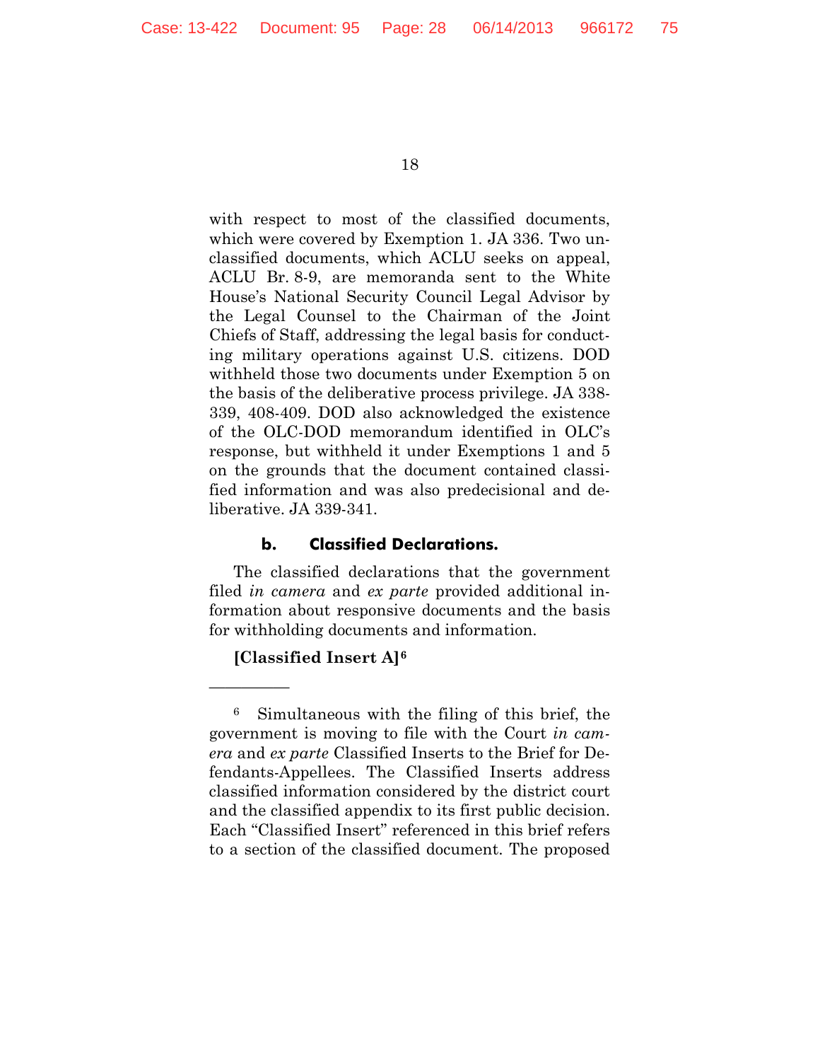with respect to most of the classified documents, which were covered by Exemption 1. JA 336. Two unclassified documents, which ACLU seeks on appeal, ACLU Br. 8-9, are memoranda sent to the White House's National Security Council Legal Advisor by the Legal Counsel to the Chairman of the Joint Chiefs of Staff, addressing the legal basis for conducting military operations against U.S. citizens. DOD withheld those two documents under Exemption 5 on the basis of the deliberative process privilege. JA 338-339, 408-409. DOD also acknowledged the existence of the OLC-DOD memorandum identified in OLC's response, but withheld it under Exemptions 1 and 5 on the grounds that the document contained classified information and was also predecisional and deliberative. JA 339-341.

#### b. Classified Declarations.

The classified declarations that the government filed *in camera* and *ex parte* provided additional information about responsive documents and the basis for withholding documents and information.

**[Classified Insert A]**[6]

---

[6] Simultaneous with the filing of this brief, the government is moving to file with the Court *in camera* and *ex parte* Classified Inserts to the Brief for Defendants-Appellees. The Classified Inserts address classified information considered by the district court and the classified appendix to its first public decision. Each "Classified Insert" referenced in this brief refers to a section of the classified document. The proposed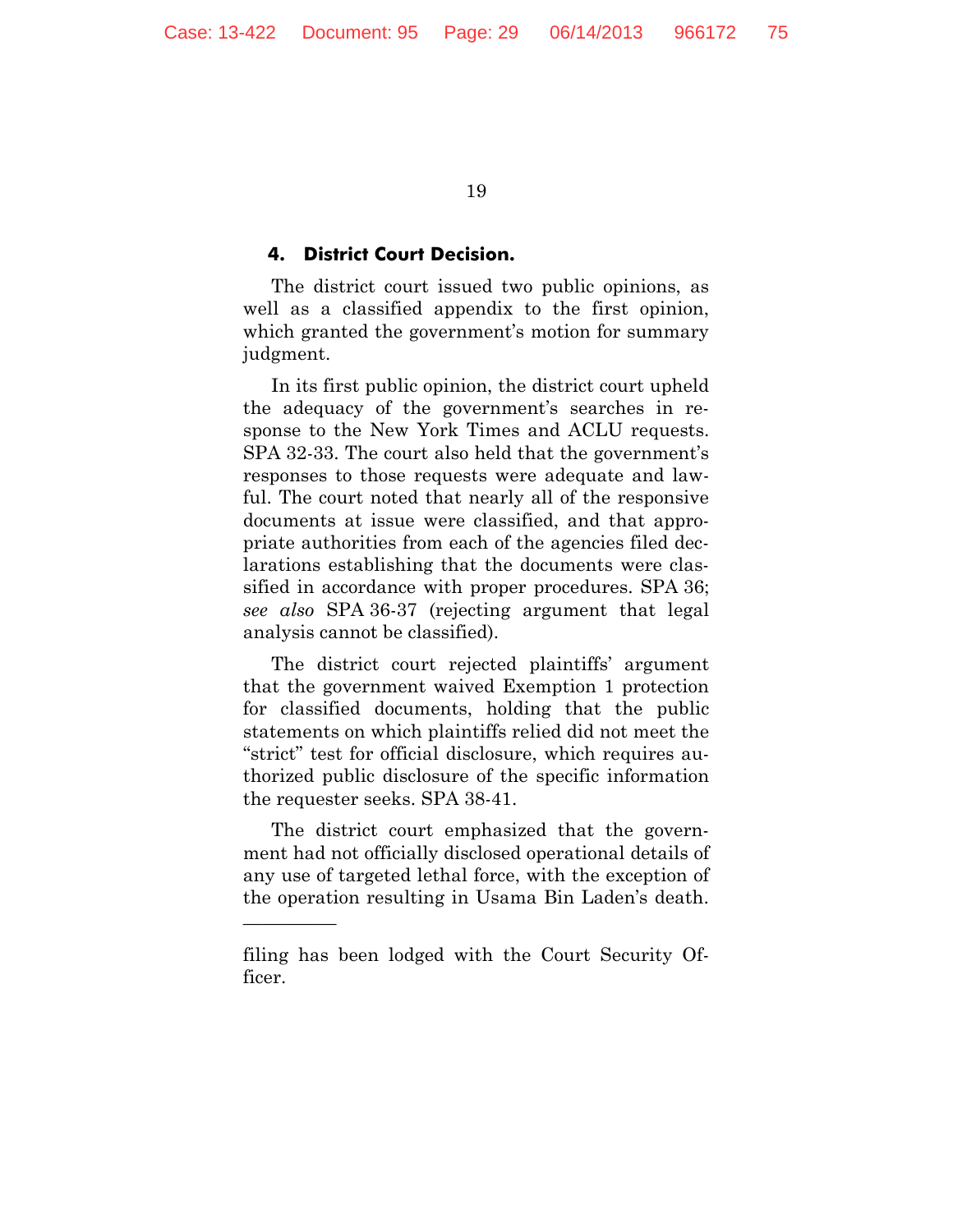#### 4. District Court Decision.

The district court issued two public opinions, as well as a classified appendix to the first opinion, which granted the government's motion for summary judgment.

In its first public opinion, the district court upheld the adequacy of the government's searches in response to the New York Times and ACLU requests. SPA 32-33. The court also held that the government's responses to those requests were adequate and lawful. The court noted that nearly all of the responsive documents at issue were classified, and that appropriate authorities from each of the agencies filed declarations establishing that the documents were classified in accordance with proper procedures. SPA 36; *see also* SPA 36-37 (rejecting argument that legal analysis cannot be classified).

The district court rejected plaintiffs' argument that the government waived Exemption 1 protection for classified documents, holding that the public statements on which plaintiffs relied did not meet the "strict" test for official disclosure, which requires authorized public disclosure of the specific information the requester seeks. SPA 38-41.

The district court emphasized that the government had not officially disclosed operational details of any use of targeted lethal force, with the exception of the operation resulting in Usama Bin Laden's death.

---

filing has been lodged with the Court Security Officer.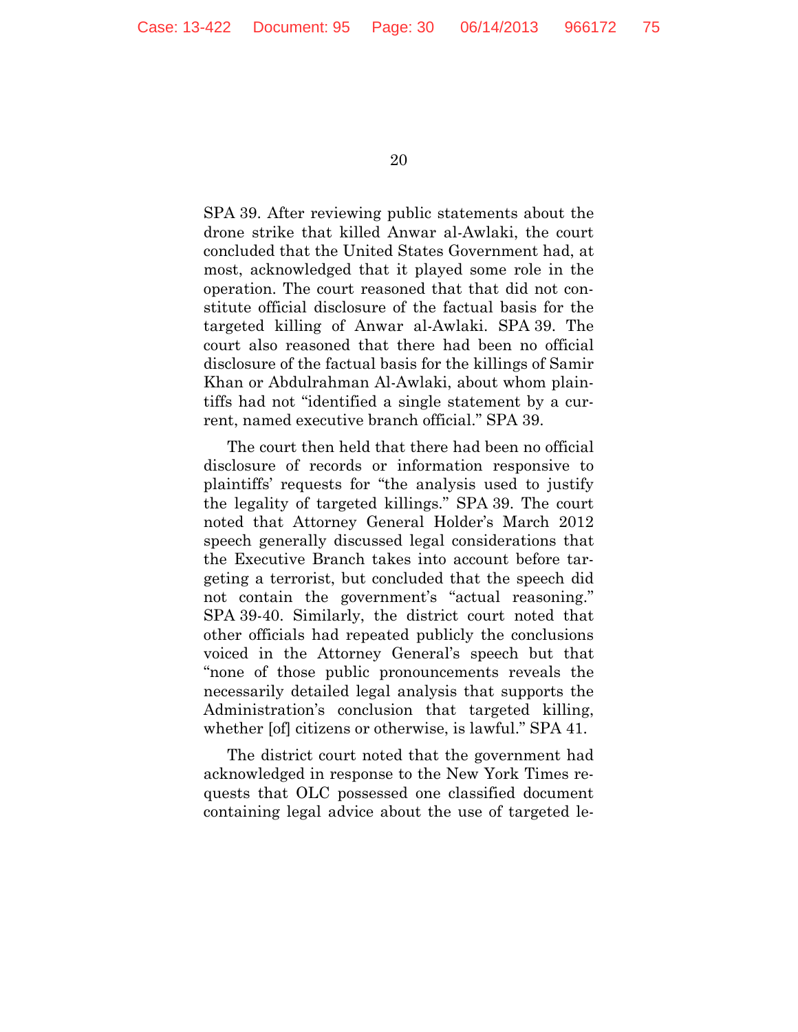SPA 39. After reviewing public statements about the drone strike that killed Anwar al-Awlaki, the court concluded that the United States Government had, at most, acknowledged that it played some role in the operation. The court reasoned that that did not constitute official disclosure of the factual basis for the targeted killing of Anwar al-Awlaki. SPA 39. The court also reasoned that there had been no official disclosure of the factual basis for the killings of Samir Khan or Abdulrahman Al-Awlaki, about whom plaintiffs had not "identified a single statement by a current, named executive branch official." SPA 39.

The court then held that there had been no official disclosure of records or information responsive to plaintiffs' requests for "the analysis used to justify the legality of targeted killings." SPA 39. The court noted that Attorney General Holder's March 2012 speech generally discussed legal considerations that the Executive Branch takes into account before targeting a terrorist, but concluded that the speech did not contain the government's "actual reasoning." SPA 39-40. Similarly, the district court noted that other officials had repeated publicly the conclusions voiced in the Attorney General's speech but that "none of those public pronouncements reveals the necessarily detailed legal analysis that supports the Administration's conclusion that targeted killing, whether [of] citizens or otherwise, is lawful." SPA 41.

The district court noted that the government had acknowledged in response to the New York Times requests that OLC possessed one classified document containing legal advice about the use of targeted le-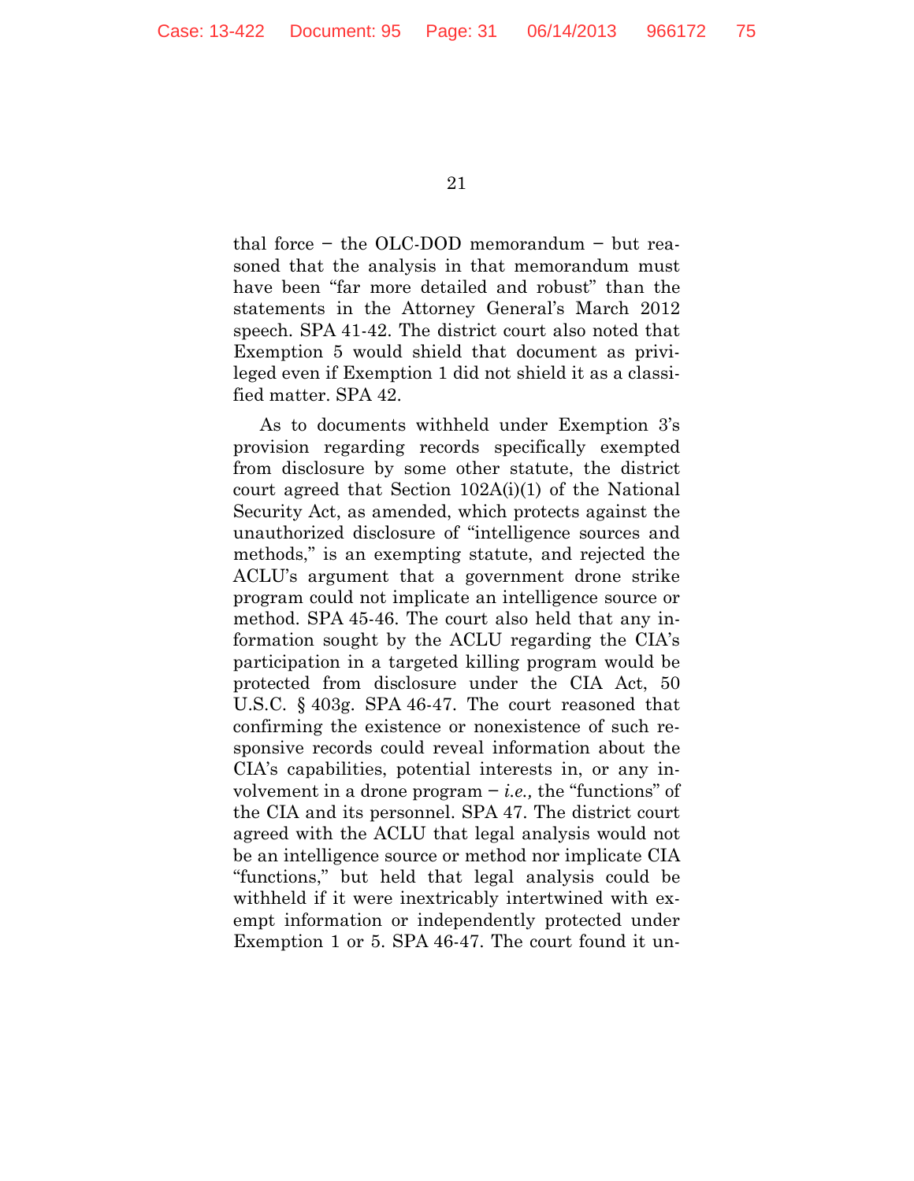thal force – the OLC-DOD memorandum – but reasoned that the analysis in that memorandum must have been "far more detailed and robust" than the statements in the Attorney General's March 2012 speech. SPA 41-42. The district court also noted that Exemption 5 would shield that document as privileged even if Exemption 1 did not shield it as a classified matter. SPA 42.

As to documents withheld under Exemption 3's provision regarding records specifically exempted from disclosure by some other statute, the district court agreed that Section 102A(i)(1) of the National Security Act, as amended, which protects against the unauthorized disclosure of "intelligence sources and methods," is an exempting statute, and rejected the ACLU's argument that a government drone strike program could not implicate an intelligence source or method. SPA 45-46. The court also held that any information sought by the ACLU regarding the CIA's participation in a targeted killing program would be protected from disclosure under the CIA Act, 50 U.S.C. § 403g. SPA 46-47. The court reasoned that confirming the existence or nonexistence of such responsive records could reveal information about the CIA's capabilities, potential interests in, or any involvement in a drone program – *i.e.,* the "functions" of the CIA and its personnel. SPA 47. The district court agreed with the ACLU that legal analysis would not be an intelligence source or method nor implicate CIA "functions," but held that legal analysis could be withheld if it were inextricably intertwined with exempt information or independently protected under Exemption 1 or 5. SPA 46-47. The court found it un-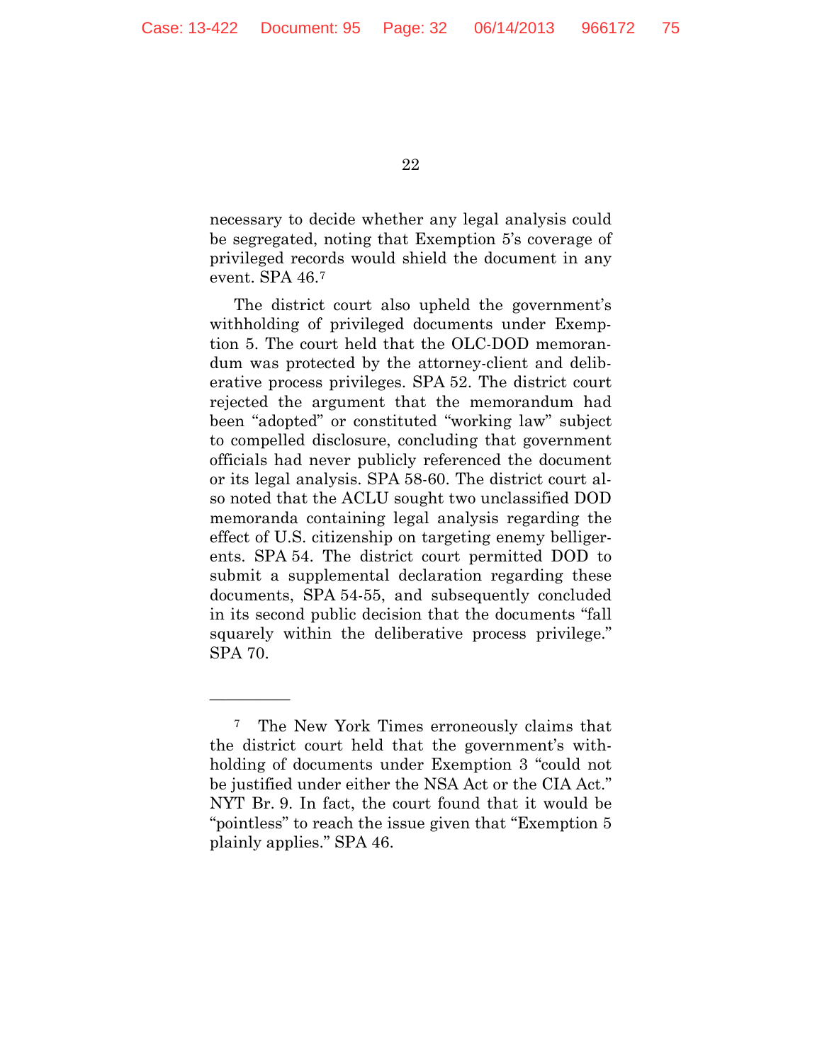necessary to decide whether any legal analysis could be segregated, noting that Exemption 5's coverage of privileged records would shield the document in any event. SPA 46.[7]

The district court also upheld the government's withholding of privileged documents under Exemption 5. The court held that the OLC-DOD memorandum was protected by the attorney-client and deliberative process privileges. SPA 52. The district court rejected the argument that the memorandum had been "adopted" or constituted "working law" subject to compelled disclosure, concluding that government officials had never publicly referenced the document or its legal analysis. SPA 58-60. The district court also noted that the ACLU sought two unclassified DOD memoranda containing legal analysis regarding the effect of U.S. citizenship on targeting enemy belligerents. SPA 54. The district court permitted DOD to submit a supplemental declaration regarding these documents, SPA 54-55, and subsequently concluded in its second public decision that the documents "fall squarely within the deliberative process privilege." SPA 70.

---

[7] The New York Times erroneously claims that the district court held that the government's withholding of documents under Exemption 3 "could not be justified under either the NSA Act or the CIA Act." NYT Br. 9. In fact, the court found that it would be "pointless" to reach the issue given that "Exemption 5 plainly applies." SPA 46.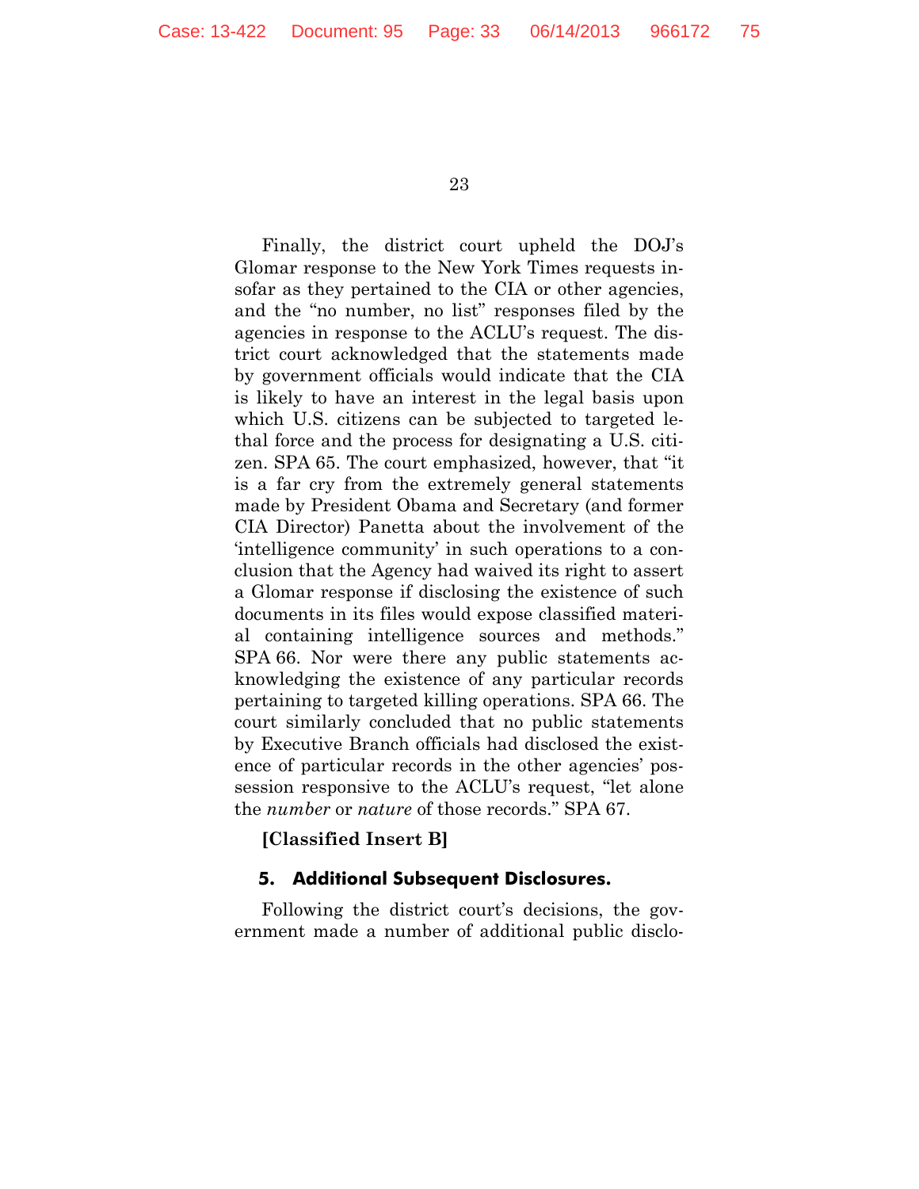Finally, the district court upheld the DOJ's Glomar response to the New York Times requests insofar as they pertained to the CIA or other agencies, and the "no number, no list" responses filed by the agencies in response to the ACLU's request. The district court acknowledged that the statements made by government officials would indicate that the CIA is likely to have an interest in the legal basis upon which U.S. citizens can be subjected to targeted lethal force and the process for designating a U.S. citizen. SPA 65. The court emphasized, however, that "it is a far cry from the extremely general statements made by President Obama and Secretary (and former CIA Director) Panetta about the involvement of the 'intelligence community' in such operations to a conclusion that the Agency had waived its right to assert a Glomar response if disclosing the existence of such documents in its files would expose classified material containing intelligence sources and methods." SPA 66. Nor were there any public statements acknowledging the existence of any particular records pertaining to targeted killing operations. SPA 66. The court similarly concluded that no public statements by Executive Branch officials had disclosed the existence of particular records in the other agencies' possession responsive to the ACLU's request, "let alone the *number* or *nature* of those records." SPA 67.

**[Classified Insert B]**

### 5. Additional Subsequent Disclosures.

Following the district court's decisions, the government made a number of additional public disclo-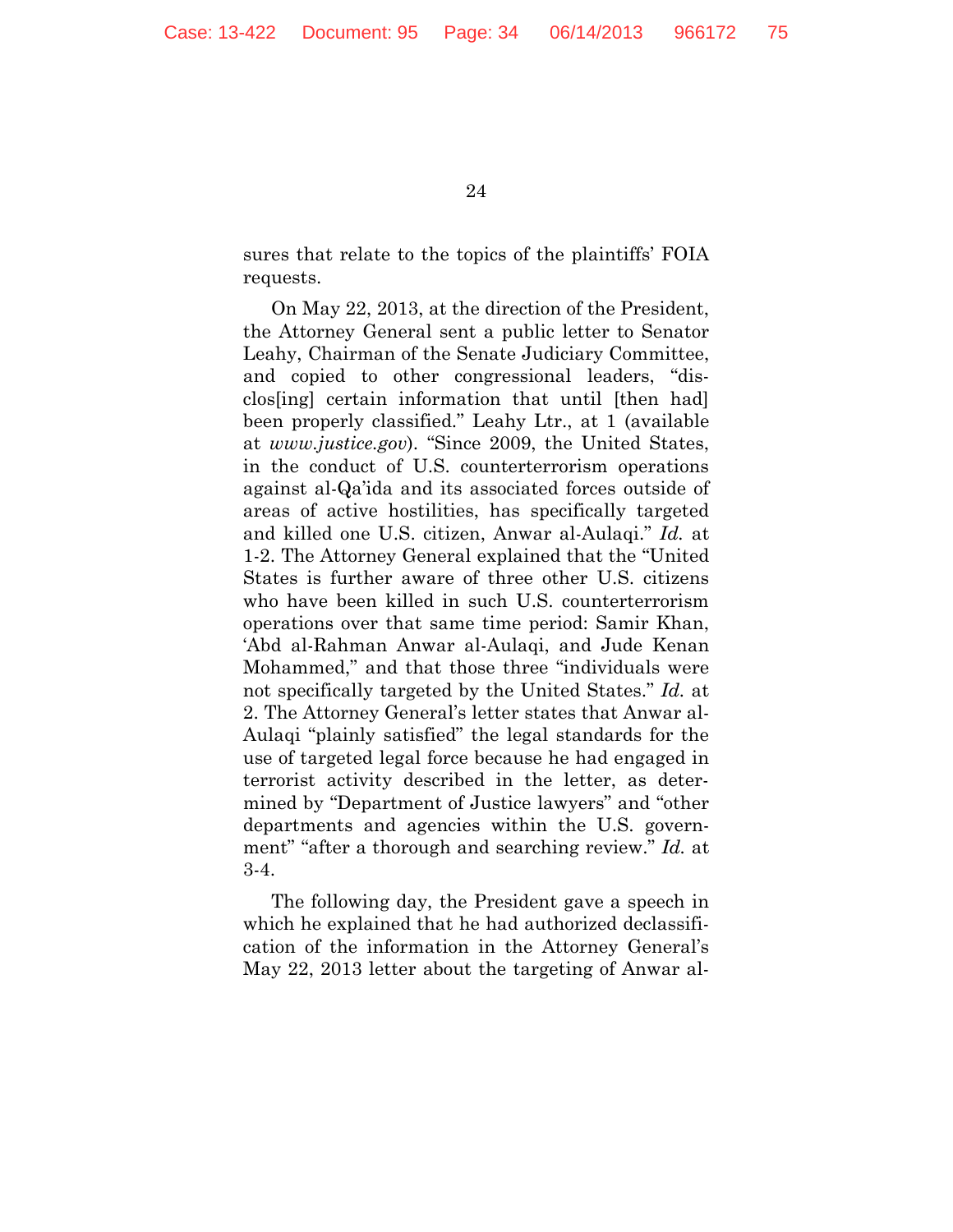sures that relate to the topics of the plaintiffs' FOIA requests.

On May 22, 2013, at the direction of the President, the Attorney General sent a public letter to Senator Leahy, Chairman of the Senate Judiciary Committee, and copied to other congressional leaders, "disclos[ing] certain information that until [then had] been properly classified." Leahy Ltr., at 1 (available at *www.justice.gov*). "Since 2009, the United States, in the conduct of U.S. counterterrorism operations against al-Qa'ida and its associated forces outside of areas of active hostilities, has specifically targeted and killed one U.S. citizen, Anwar al-Aulaqi." *Id.* at 1-2. The Attorney General explained that the "United States is further aware of three other U.S. citizens who have been killed in such U.S. counterterrorism operations over that same time period: Samir Khan, 'Abd al-Rahman Anwar al-Aulaqi, and Jude Kenan Mohammed," and that those three "individuals were not specifically targeted by the United States." *Id.* at 2. The Attorney General's letter states that Anwar al-Aulaqi "plainly satisfied" the legal standards for the use of targeted legal force because he had engaged in terrorist activity described in the letter, as determined by "Department of Justice lawyers" and "other departments and agencies within the U.S. government" "after a thorough and searching review." *Id.* at 3-4.

The following day, the President gave a speech in which he explained that he had authorized declassification of the information in the Attorney General's May 22, 2013 letter about the targeting of Anwar al-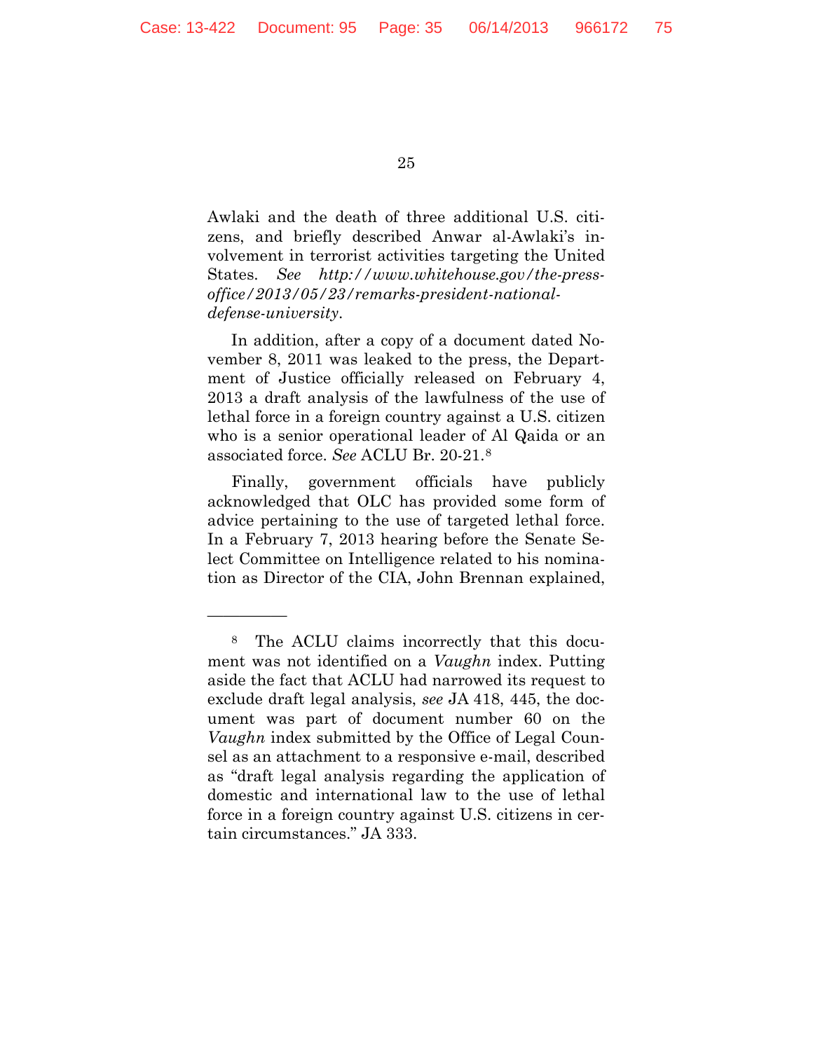Awlaki and the death of three additional U.S. citizens, and briefly described Anwar al-Awlaki's involvement in terrorist activities targeting the United States. *See http://www.whitehouse.gov/the-press-office/2013/05/23/remarks-president-national-defense-university*.

In addition, after a copy of a document dated November 8, 2011 was leaked to the press, the Department of Justice officially released on February 4, 2013 a draft analysis of the lawfulness of the use of lethal force in a foreign country against a U.S. citizen who is a senior operational leader of Al Qaida or an associated force. *See* ACLU Br. 20-21.[8]

Finally, government officials have publicly acknowledged that OLC has provided some form of advice pertaining to the use of targeted lethal force. In a February 7, 2013 hearing before the Senate Select Committee on Intelligence related to his nomination as Director of the CIA, John Brennan explained,

---

[8] The ACLU claims incorrectly that this document was not identified on a *Vaughn* index. Putting aside the fact that ACLU had narrowed its request to exclude draft legal analysis, *see* JA 418, 445, the document was part of document number 60 on the *Vaughn* index submitted by the Office of Legal Counsel as an attachment to a responsive e-mail, described as "draft legal analysis regarding the application of domestic and international law to the use of lethal force in a foreign country against U.S. citizens in certain circumstances." JA 333.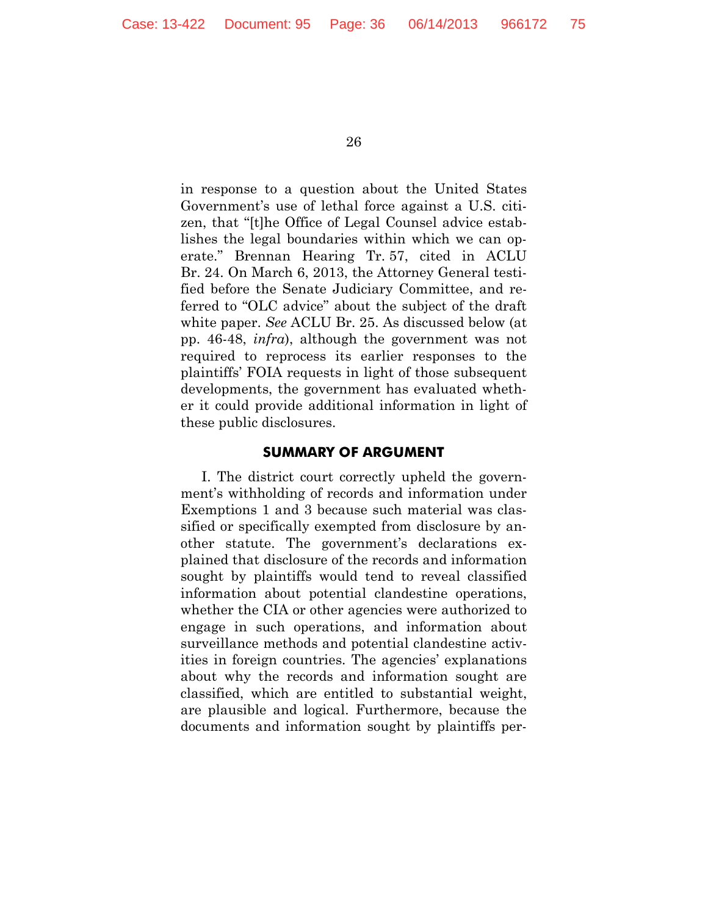in response to a question about the United States Government's use of lethal force against a U.S. citizen, that "[t]he Office of Legal Counsel advice establishes the legal boundaries within which we can operate." Brennan Hearing Tr. 57, cited in ACLU Br. 24. On March 6, 2013, the Attorney General testified before the Senate Judiciary Committee, and referred to "OLC advice" about the subject of the draft white paper. *See* ACLU Br. 25. As discussed below (at pp. 46-48, *infra*), although the government was not required to reprocess its earlier responses to the plaintiffs' FOIA requests in light of those subsequent developments, the government has evaluated whether it could provide additional information in light of these public disclosures.

## SUMMARY OF ARGUMENT

I. The district court correctly upheld the government's withholding of records and information under Exemptions 1 and 3 because such material was classified or specifically exempted from disclosure by another statute. The government's declarations explained that disclosure of the records and information sought by plaintiffs would tend to reveal classified information about potential clandestine operations, whether the CIA or other agencies were authorized to engage in such operations, and information about surveillance methods and potential clandestine activities in foreign countries. The agencies' explanations about why the records and information sought are classified, which are entitled to substantial weight, are plausible and logical. Furthermore, because the documents and information sought by plaintiffs per-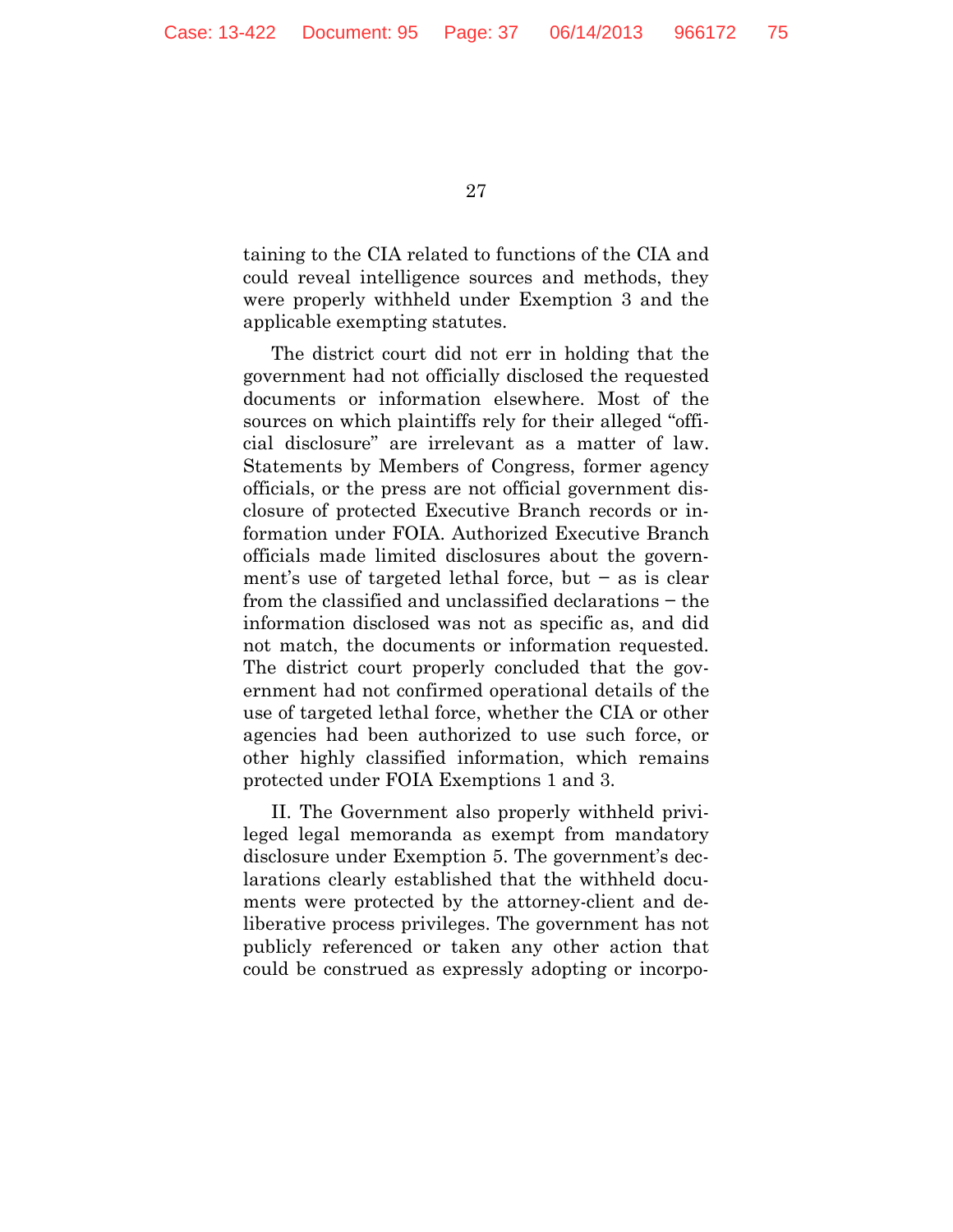taining to the CIA related to functions of the CIA and could reveal intelligence sources and methods, they were properly withheld under Exemption 3 and the applicable exempting statutes.

The district court did not err in holding that the government had not officially disclosed the requested documents or information elsewhere. Most of the sources on which plaintiffs rely for their alleged "official disclosure" are irrelevant as a matter of law. Statements by Members of Congress, former agency officials, or the press are not official government disclosure of protected Executive Branch records or information under FOIA. Authorized Executive Branch officials made limited disclosures about the government's use of targeted lethal force, but – as is clear from the classified and unclassified declarations – the information disclosed was not as specific as, and did not match, the documents or information requested. The district court properly concluded that the government had not confirmed operational details of the use of targeted lethal force, whether the CIA or other agencies had been authorized to use such force, or other highly classified information, which remains protected under FOIA Exemptions 1 and 3.

II. The Government also properly withheld privileged legal memoranda as exempt from mandatory disclosure under Exemption 5. The government's declarations clearly established that the withheld documents were protected by the attorney-client and deliberative process privileges. The government has not publicly referenced or taken any other action that could be construed as expressly adopting or incorpo-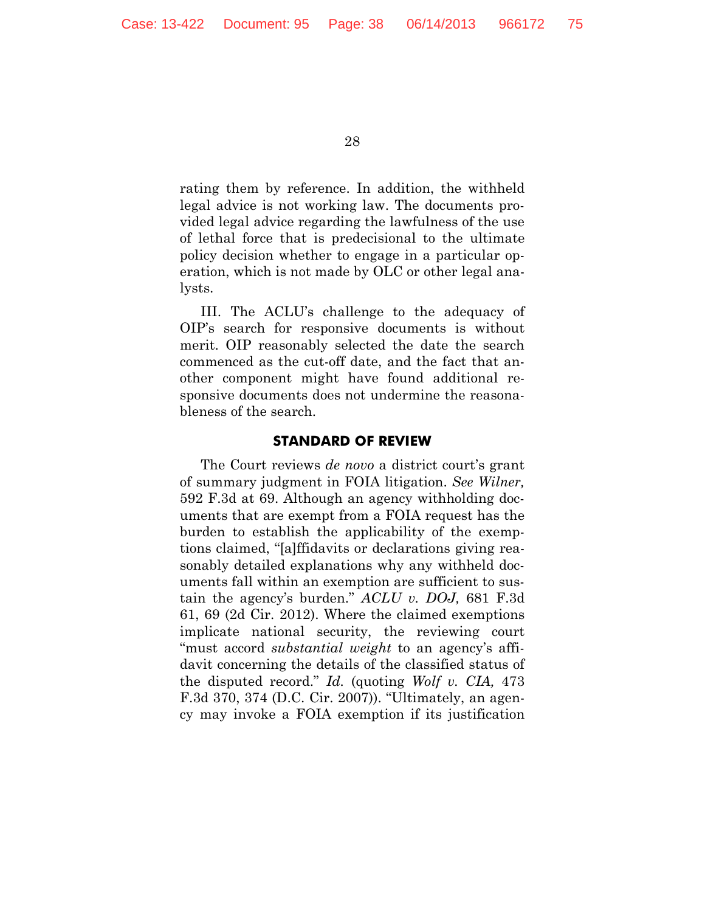rating them by reference. In addition, the withheld legal advice is not working law. The documents provided legal advice regarding the lawfulness of the use of lethal force that is predecisional to the ultimate policy decision whether to engage in a particular operation, which is not made by OLC or other legal analysts.

III. The ACLU's challenge to the adequacy of OIP's search for responsive documents is without merit. OIP reasonably selected the date the search commenced as the cut-off date, and the fact that another component might have found additional responsive documents does not undermine the reasonableness of the search.

## STANDARD OF REVIEW

The Court reviews *de novo* a district court's grant of summary judgment in FOIA litigation. *See Wilner,* 592 F.3d at 69. Although an agency withholding documents that are exempt from a FOIA request has the burden to establish the applicability of the exemptions claimed, "[a]ffidavits or declarations giving reasonably detailed explanations why any withheld documents fall within an exemption are sufficient to sustain the agency's burden." *ACLU v. DOJ,* 681 F.3d 61, 69 (2d Cir. 2012). Where the claimed exemptions implicate national security, the reviewing court "must accord *substantial weight* to an agency's affidavit concerning the details of the classified status of the disputed record." *Id.* (quoting *Wolf v. CIA,* 473 F.3d 370, 374 (D.C. Cir. 2007)). "Ultimately, an agency may invoke a FOIA exemption if its justification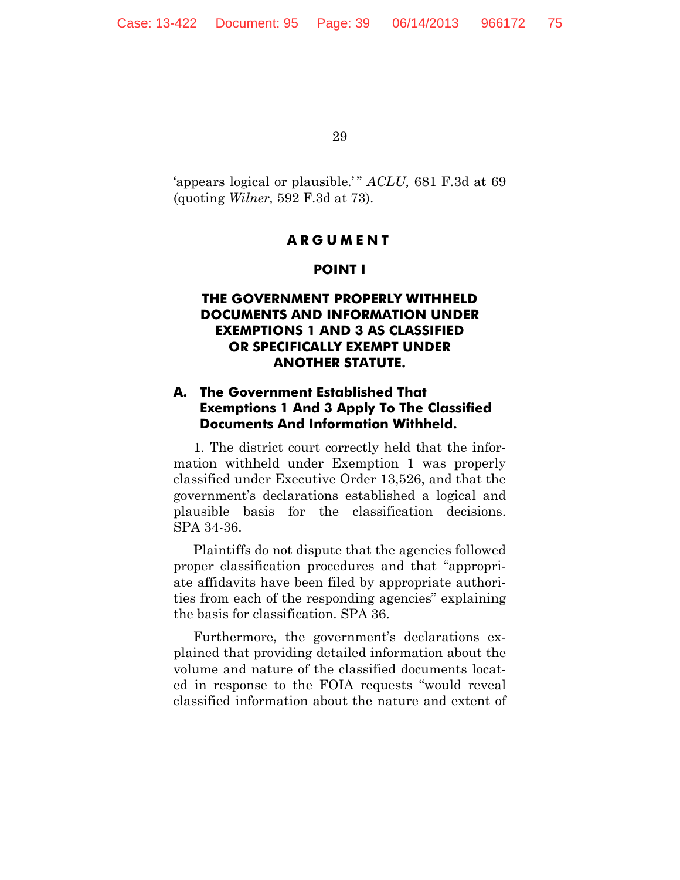'appears logical or plausible.'" *ACLU,* 681 F.3d at 69 (quoting *Wilner,* 592 F.3d at 73).

## ARGUMENT

## POINT I

## THE GOVERNMENT PROPERLY WITHHELD DOCUMENTS AND INFORMATION UNDER EXEMPTIONS 1 AND 3 AS CLASSIFIED OR SPECIFICALLY EXEMPT UNDER ANOTHER STATUTE.

### A. The Government Established That Exemptions 1 And 3 Apply To The Classified Documents And Information Withheld.

1. The district court correctly held that the information withheld under Exemption 1 was properly classified under Executive Order 13,526, and that the government's declarations established a logical and plausible basis for the classification decisions. SPA 34-36.

Plaintiffs do not dispute that the agencies followed proper classification procedures and that "appropriate affidavits have been filed by appropriate authorities from each of the responding agencies" explaining the basis for classification. SPA 36.

Furthermore, the government's declarations explained that providing detailed information about the volume and nature of the classified documents located in response to the FOIA requests "would reveal classified information about the nature and extent of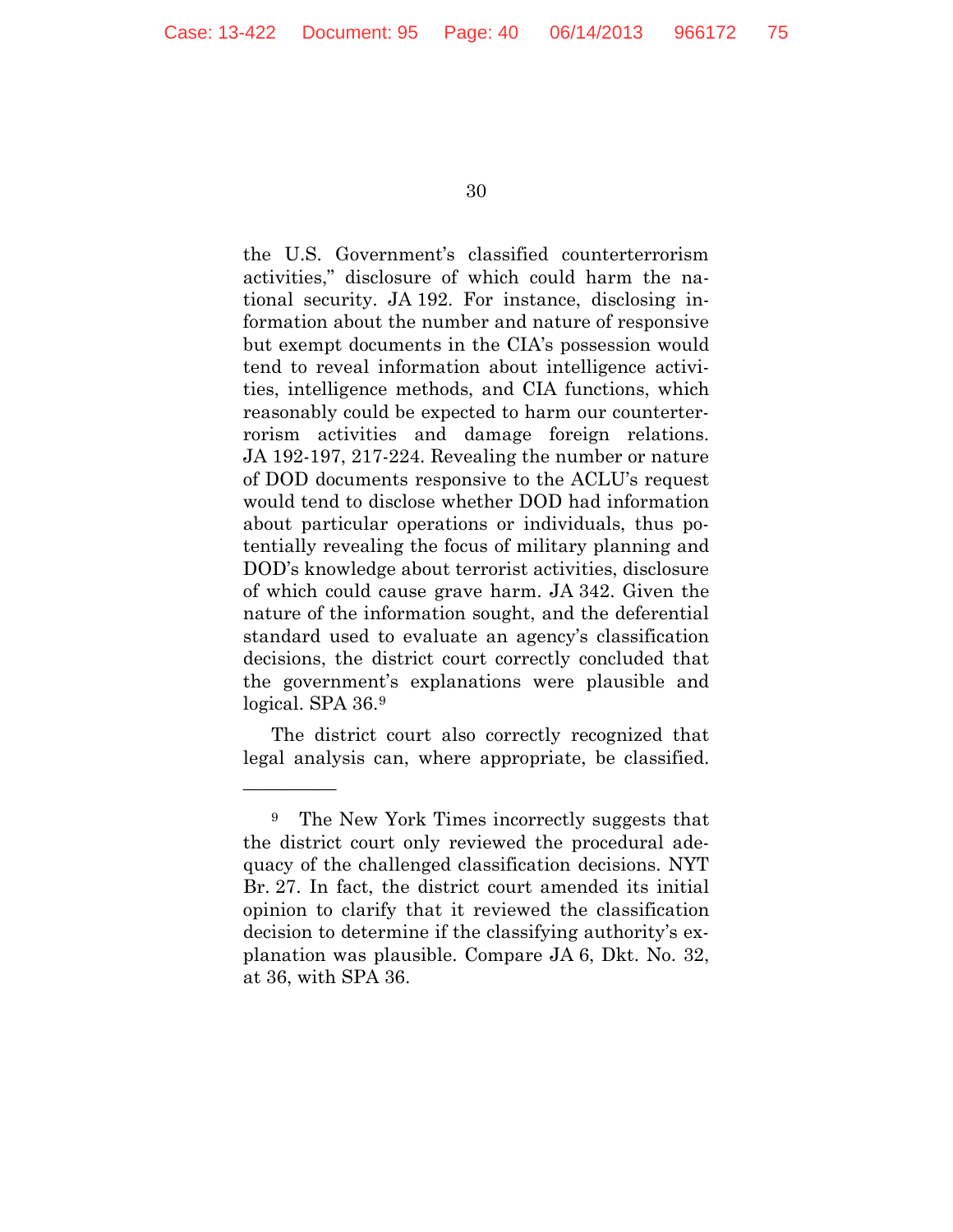the U.S. Government's classified counterterrorism activities," disclosure of which could harm the national security. JA 192. For instance, disclosing information about the number and nature of responsive but exempt documents in the CIA's possession would tend to reveal information about intelligence activities, intelligence methods, and CIA functions, which reasonably could be expected to harm our counterterrorism activities and damage foreign relations. JA 192-197, 217-224. Revealing the number or nature of DOD documents responsive to the ACLU's request would tend to disclose whether DOD had information about particular operations or individuals, thus potentially revealing the focus of military planning and DOD's knowledge about terrorist activities, disclosure of which could cause grave harm. JA 342. Given the nature of the information sought, and the deferential standard used to evaluate an agency's classification decisions, the district court correctly concluded that the government's explanations were plausible and logical. SPA 36.[9]

The district court also correctly recognized that legal analysis can, where appropriate, be classified.

---

[9] The New York Times incorrectly suggests that the district court only reviewed the procedural adequacy of the challenged classification decisions. NYT Br. 27. In fact, the district court amended its initial opinion to clarify that it reviewed the classification decision to determine if the classifying authority's explanation was plausible. Compare JA 6, Dkt. No. 32, at 36, with SPA 36.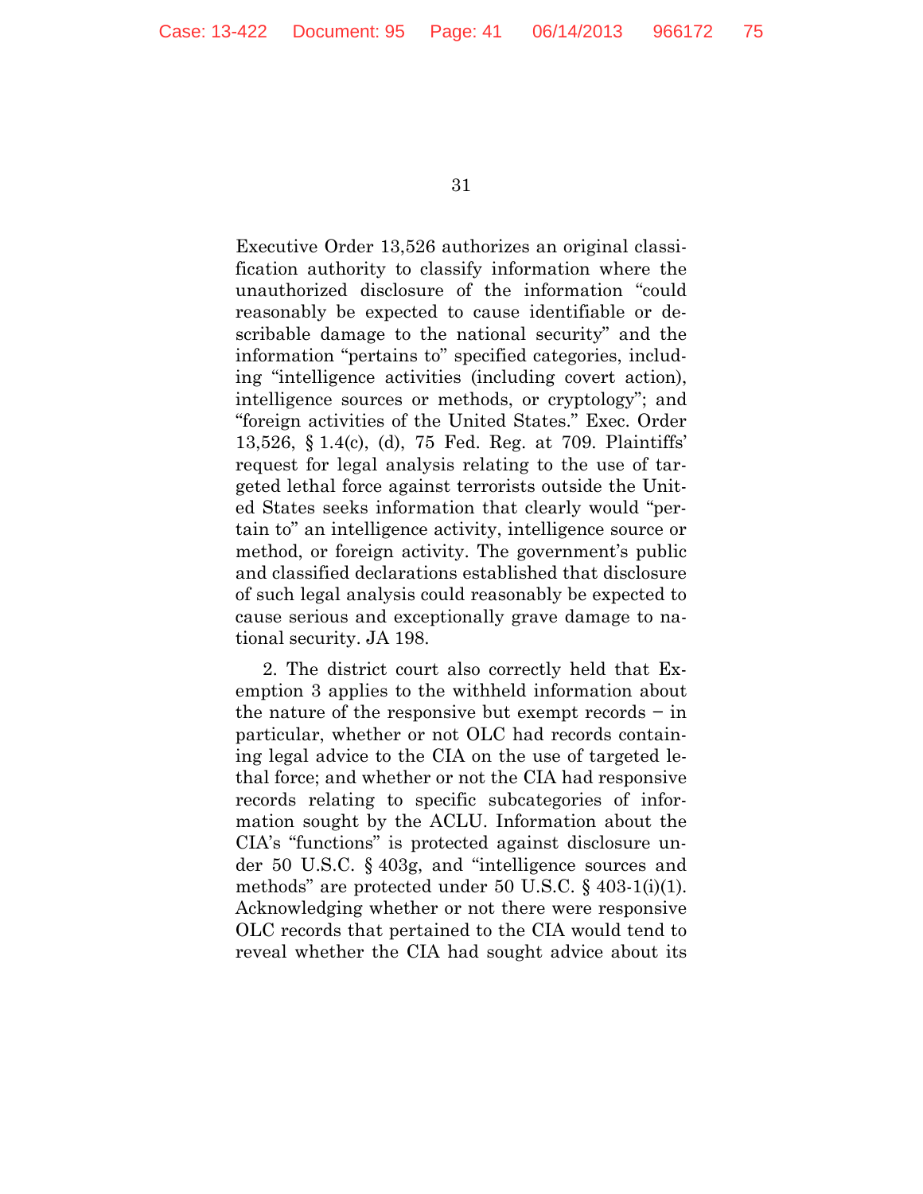Executive Order 13,526 authorizes an original classification authority to classify information where the unauthorized disclosure of the information "could reasonably be expected to cause identifiable or describable damage to the national security" and the information "pertains to" specified categories, including "intelligence activities (including covert action), intelligence sources or methods, or cryptology"; and "foreign activities of the United States." Exec. Order 13,526, § 1.4(c), (d), 75 Fed. Reg. at 709. Plaintiffs' request for legal analysis relating to the use of targeted lethal force against terrorists outside the United States seeks information that clearly would "pertain to" an intelligence activity, intelligence source or method, or foreign activity. The government's public and classified declarations established that disclosure of such legal analysis could reasonably be expected to cause serious and exceptionally grave damage to national security. JA 198.

2. The district court also correctly held that Exemption 3 applies to the withheld information about the nature of the responsive but exempt records – in particular, whether or not OLC had records containing legal advice to the CIA on the use of targeted lethal force; and whether or not the CIA had responsive records relating to specific subcategories of information sought by the ACLU. Information about the CIA's "functions" is protected against disclosure under 50 U.S.C. § 403g, and "intelligence sources and methods" are protected under 50 U.S.C. § 403-1(i)(1). Acknowledging whether or not there were responsive OLC records that pertained to the CIA would tend to reveal whether the CIA had sought advice about its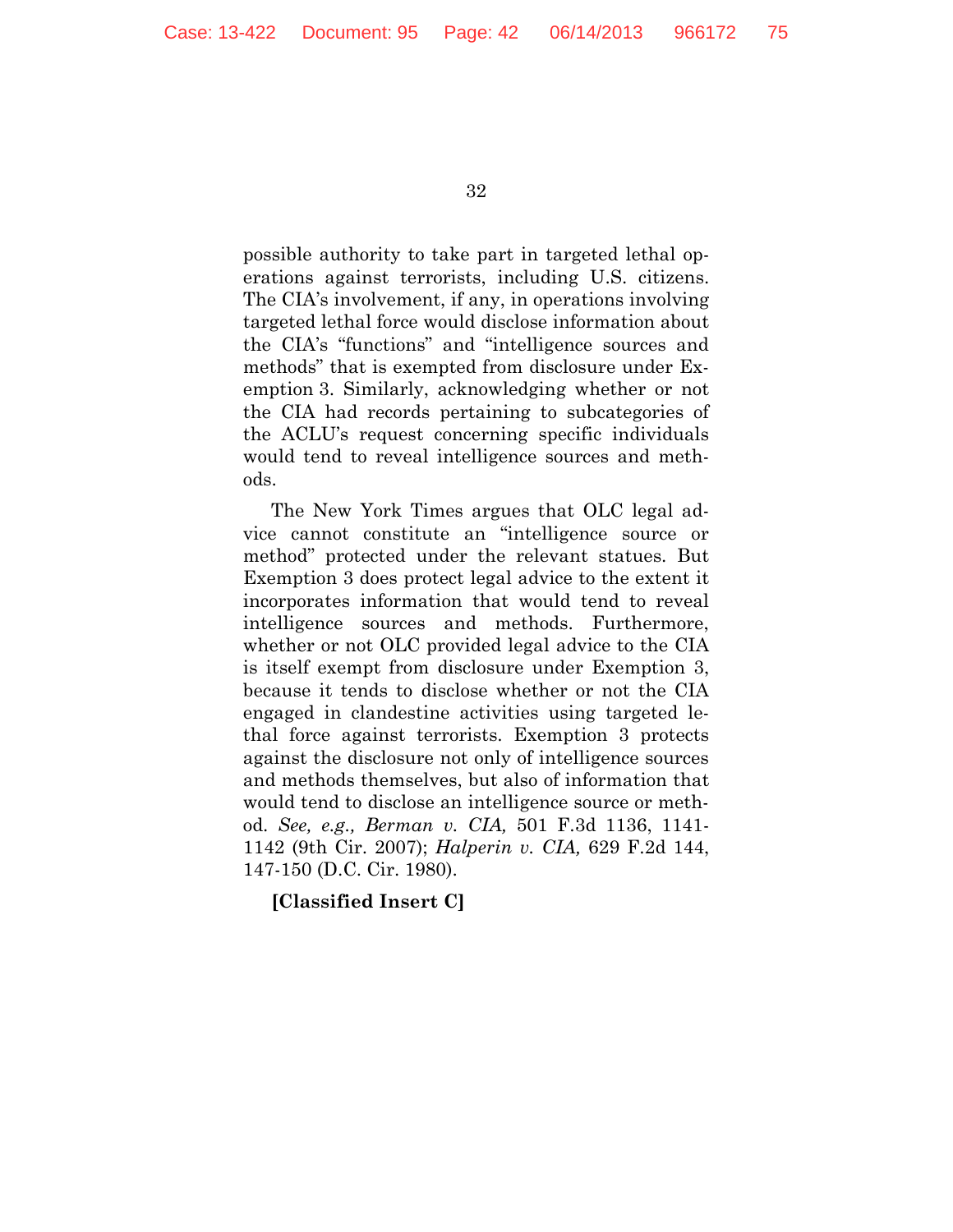possible authority to take part in targeted lethal operations against terrorists, including U.S. citizens. The CIA's involvement, if any, in operations involving targeted lethal force would disclose information about the CIA's "functions" and "intelligence sources and methods" that is exempted from disclosure under Exemption 3. Similarly, acknowledging whether or not the CIA had records pertaining to subcategories of the ACLU's request concerning specific individuals would tend to reveal intelligence sources and methods.

The New York Times argues that OLC legal advice cannot constitute an "intelligence source or method" protected under the relevant statues. But Exemption 3 does protect legal advice to the extent it incorporates information that would tend to reveal intelligence sources and methods. Furthermore, whether or not OLC provided legal advice to the CIA is itself exempt from disclosure under Exemption 3, because it tends to disclose whether or not the CIA engaged in clandestine activities using targeted lethal force against terrorists. Exemption 3 protects against the disclosure not only of intelligence sources and methods themselves, but also of information that would tend to disclose an intelligence source or method. *See, e.g., Berman v. CIA,* 501 F.3d 1136, 1141-1142 (9th Cir. 2007); *Halperin v. CIA,* 629 F.2d 144, 147-150 (D.C. Cir. 1980).

**[Classified Insert C]**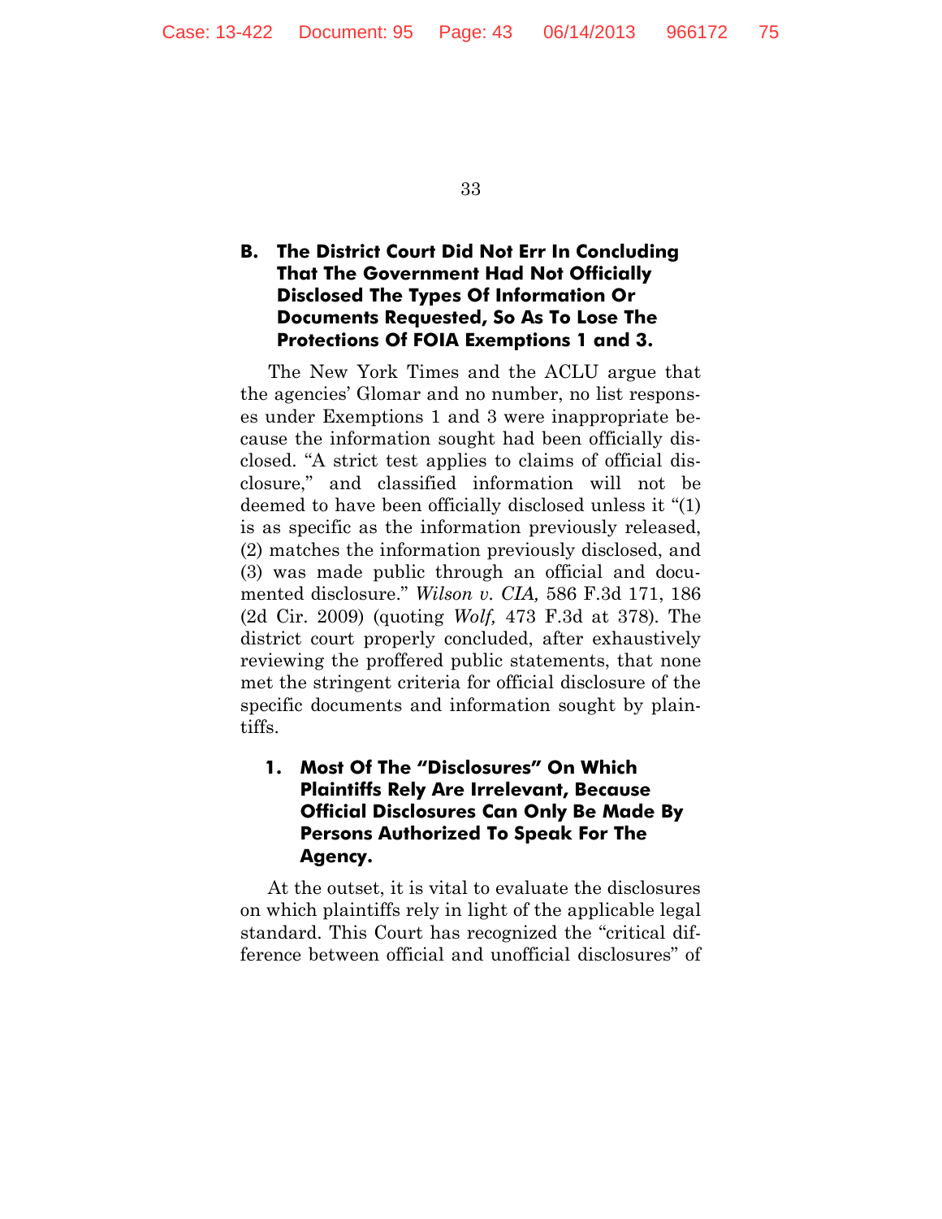### B. The District Court Did Not Err In Concluding That The Government Had Not Officially Disclosed The Types Of Information Or Documents Requested, So As To Lose The Protections Of FOIA Exemptions 1 and 3.

The New York Times and the ACLU argue that the agencies' Glomar and no number, no list responses under Exemptions 1 and 3 were inappropriate because the information sought had been officially disclosed. "A strict test applies to claims of official disclosure," and classified information will not be deemed to have been officially disclosed unless it "(1) is as specific as the information previously released, (2) matches the information previously disclosed, and (3) was made public through an official and documented disclosure." *Wilson v. CIA,* 586 F.3d 171, 186 (2d Cir. 2009) (quoting *Wolf,* 473 F.3d at 378). The district court properly concluded, after exhaustively reviewing the proffered public statements, that none met the stringent criteria for official disclosure of the specific documents and information sought by plaintiffs.

#### 1. Most Of The "Disclosures" On Which Plaintiffs Rely Are Irrelevant, Because Official Disclosures Can Only Be Made By Persons Authorized To Speak For The Agency.

At the outset, it is vital to evaluate the disclosures on which plaintiffs rely in light of the applicable legal standard. This Court has recognized the "critical difference between official and unofficial disclosures" of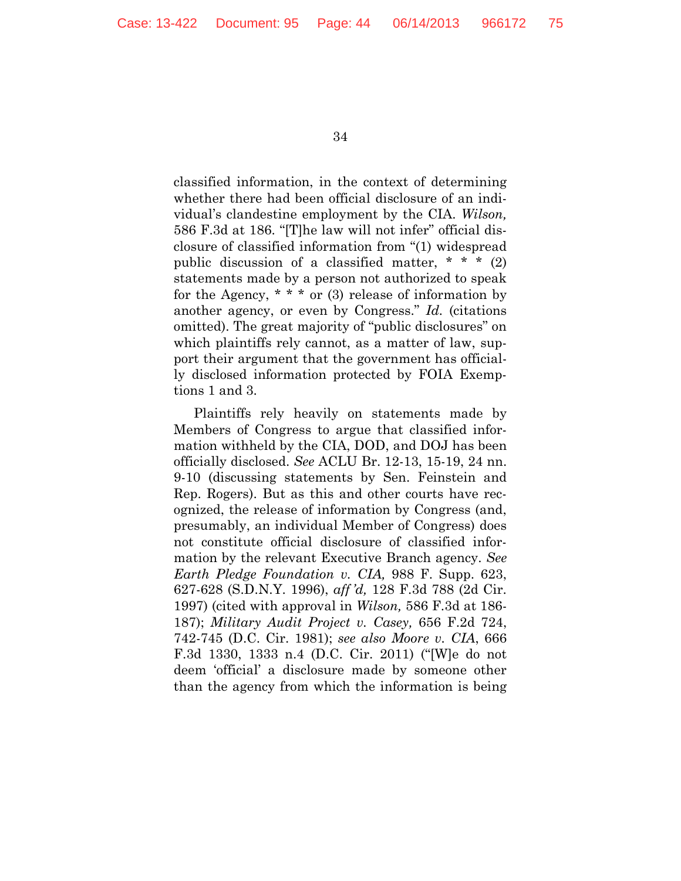classified information, in the context of determining whether there had been official disclosure of an individual's clandestine employment by the CIA. *Wilson,* 586 F.3d at 186. "[T]he law will not infer" official disclosure of classified information from "(1) widespread public discussion of a classified matter, * * * (2) statements made by a person not authorized to speak for the Agency, * * * or (3) release of information by another agency, or even by Congress." *Id.* (citations omitted). The great majority of "public disclosures" on which plaintiffs rely cannot, as a matter of law, support their argument that the government has officially disclosed information protected by FOIA Exemptions 1 and 3.

Plaintiffs rely heavily on statements made by Members of Congress to argue that classified information withheld by the CIA, DOD, and DOJ has been officially disclosed. *See* ACLU Br. 12-13, 15-19, 24 nn. 9-10 (discussing statements by Sen. Feinstein and Rep. Rogers). But as this and other courts have recognized, the release of information by Congress (and, presumably, an individual Member of Congress) does not constitute official disclosure of classified information by the relevant Executive Branch agency. *See Earth Pledge Foundation v. CIA,* 988 F. Supp. 623, 627-628 (S.D.N.Y. 1996), *aff'd,* 128 F.3d 788 (2d Cir. 1997) (cited with approval in *Wilson,* 586 F.3d at 186-187); *Military Audit Project v. Casey,* 656 F.2d 724, 742-745 (D.C. Cir. 1981); *see also Moore v. CIA*, 666 F.3d 1330, 1333 n.4 (D.C. Cir. 2011) ("[W]e do not deem 'official' a disclosure made by someone other than the agency from which the information is being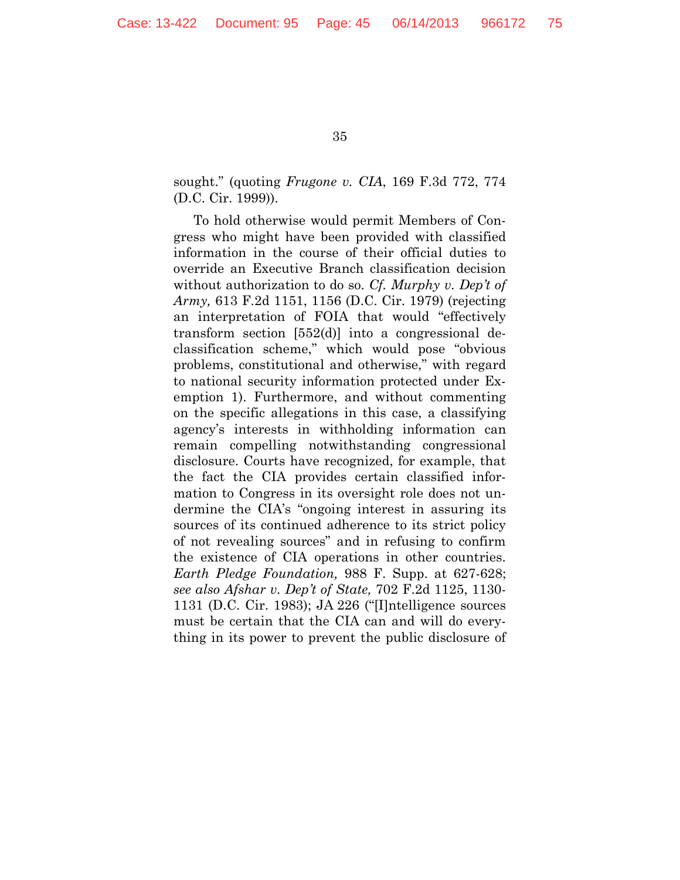sought." (quoting *Frugone v. CIA*, 169 F.3d 772, 774 (D.C. Cir. 1999)).

To hold otherwise would permit Members of Congress who might have been provided with classified information in the course of their official duties to override an Executive Branch classification decision without authorization to do so. *Cf. Murphy v. Dep't of Army,* 613 F.2d 1151, 1156 (D.C. Cir. 1979) (rejecting an interpretation of FOIA that would "effectively transform section [552(d)] into a congressional declassification scheme," which would pose "obvious problems, constitutional and otherwise," with regard to national security information protected under Exemption 1). Furthermore, and without commenting on the specific allegations in this case, a classifying agency's interests in withholding information can remain compelling notwithstanding congressional disclosure. Courts have recognized, for example, that the fact the CIA provides certain classified information to Congress in its oversight role does not undermine the CIA's "ongoing interest in assuring its sources of its continued adherence to its strict policy of not revealing sources" and in refusing to confirm the existence of CIA operations in other countries. *Earth Pledge Foundation,* 988 F. Supp. at 627-628; *see also Afshar v. Dep't of State,* 702 F.2d 1125, 1130-1131 (D.C. Cir. 1983); JA 226 ("[I]ntelligence sources must be certain that the CIA can and will do everything in its power to prevent the public disclosure of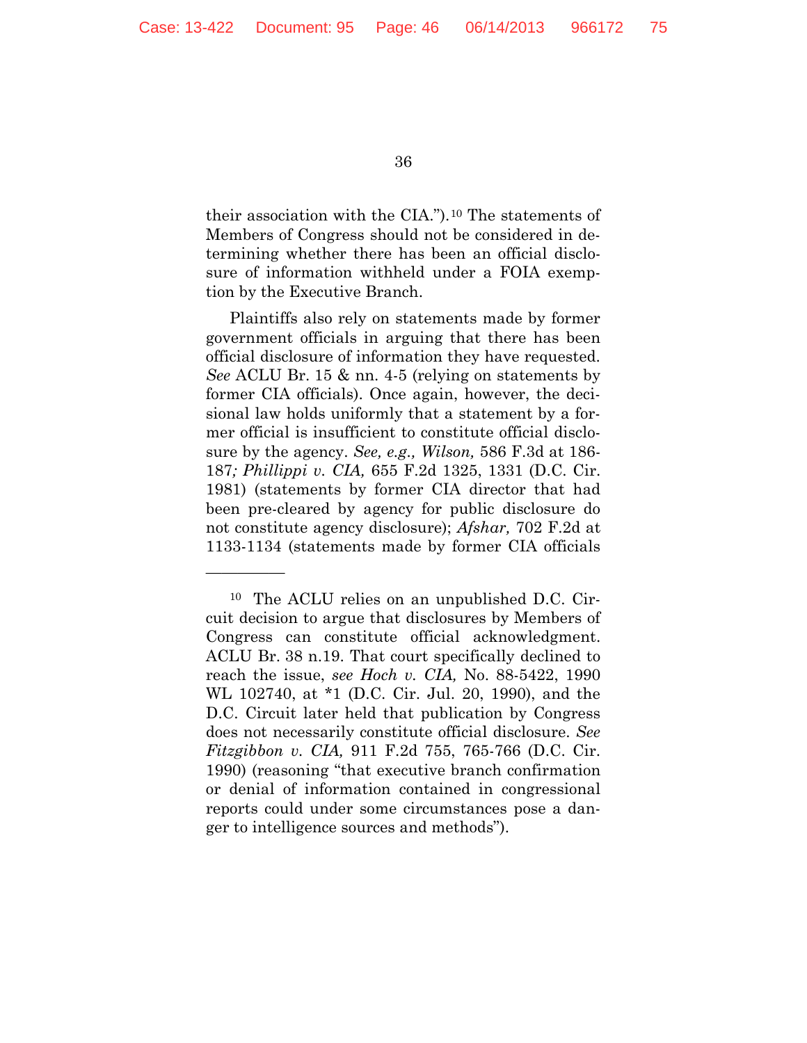their association with the CIA.").[10] The statements of Members of Congress should not be considered in determining whether there has been an official disclosure of information withheld under a FOIA exemption by the Executive Branch.

Plaintiffs also rely on statements made by former government officials in arguing that there has been official disclosure of information they have requested. *See* ACLU Br. 15 & nn. 4-5 (relying on statements by former CIA officials). Once again, however, the decisional law holds uniformly that a statement by a former official is insufficient to constitute official disclosure by the agency. *See, e.g., Wilson,* 586 F.3d at 186-187*; Phillippi v. CIA,* 655 F.2d 1325, 1331 (D.C. Cir. 1981) (statements by former CIA director that had been pre-cleared by agency for public disclosure do not constitute agency disclosure); *Afshar,* 702 F.2d at 1133-1134 (statements made by former CIA officials

---

[10] The ACLU relies on an unpublished D.C. Circuit decision to argue that disclosures by Members of Congress can constitute official acknowledgment. ACLU Br. 38 n.19. That court specifically declined to reach the issue, *see Hoch v. CIA,* No. 88-5422, 1990 WL 102740, at *1 (D.C. Cir. Jul. 20, 1990), and the D.C. Circuit later held that publication by Congress does not necessarily constitute official disclosure. *See Fitzgibbon v. CIA,* 911 F.2d 755, 765-766 (D.C. Cir. 1990) (reasoning "that executive branch confirmation or denial of information contained in congressional reports could under some circumstances pose a danger to intelligence sources and methods").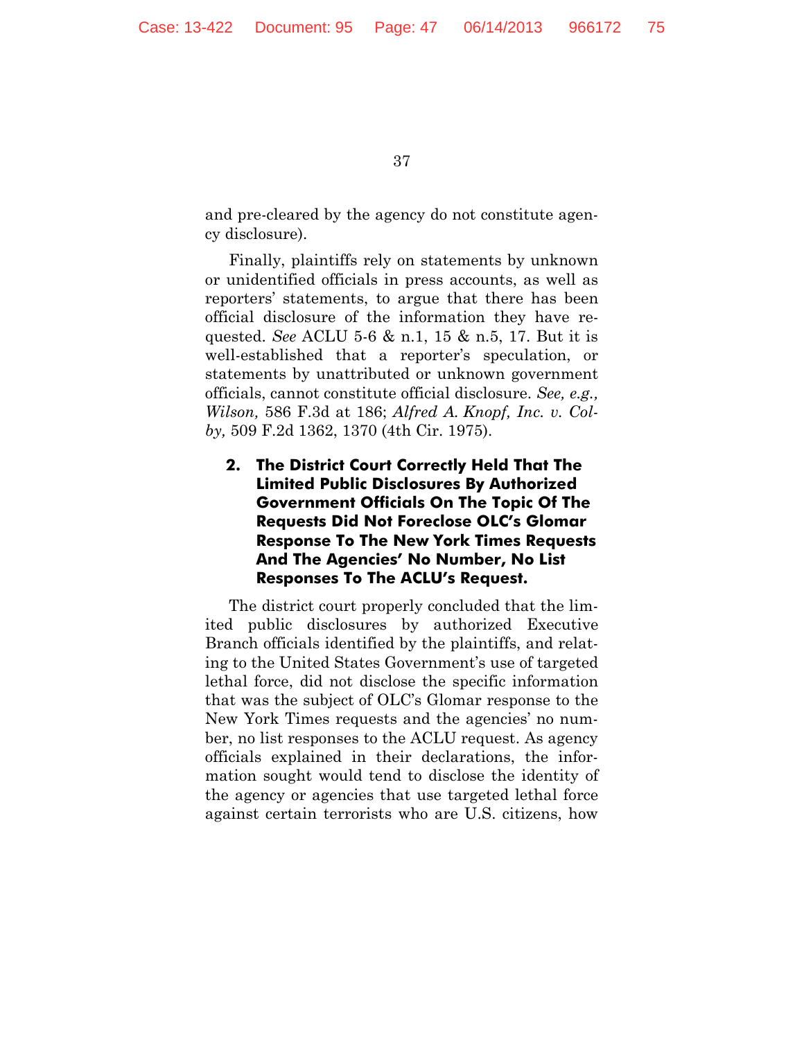and pre-cleared by the agency do not constitute agency disclosure).

Finally, plaintiffs rely on statements by unknown or unidentified officials in press accounts, as well as reporters' statements, to argue that there has been official disclosure of the information they have requested. *See* ACLU 5-6 & n.1, 15 & n.5, 17. But it is well-established that a reporter's speculation, or statements by unattributed or unknown government officials, cannot constitute official disclosure. *See, e.g., Wilson,* 586 F.3d at 186; *Alfred A. Knopf, Inc. v. Colby,* 509 F.2d 1362, 1370 (4th Cir. 1975).

**2. The District Court Correctly Held That The Limited Public Disclosures By Authorized Government Officials On The Topic Of The Requests Did Not Foreclose OLC's Glomar Response To The New York Times Requests And The Agencies' No Number, No List Responses To The ACLU's Request.**

The district court properly concluded that the limited public disclosures by authorized Executive Branch officials identified by the plaintiffs, and relating to the United States Government's use of targeted lethal force, did not disclose the specific information that was the subject of OLC's Glomar response to the New York Times requests and the agencies' no number, no list responses to the ACLU request. As agency officials explained in their declarations, the information sought would tend to disclose the identity of the agency or agencies that use targeted lethal force against certain terrorists who are U.S. citizens, how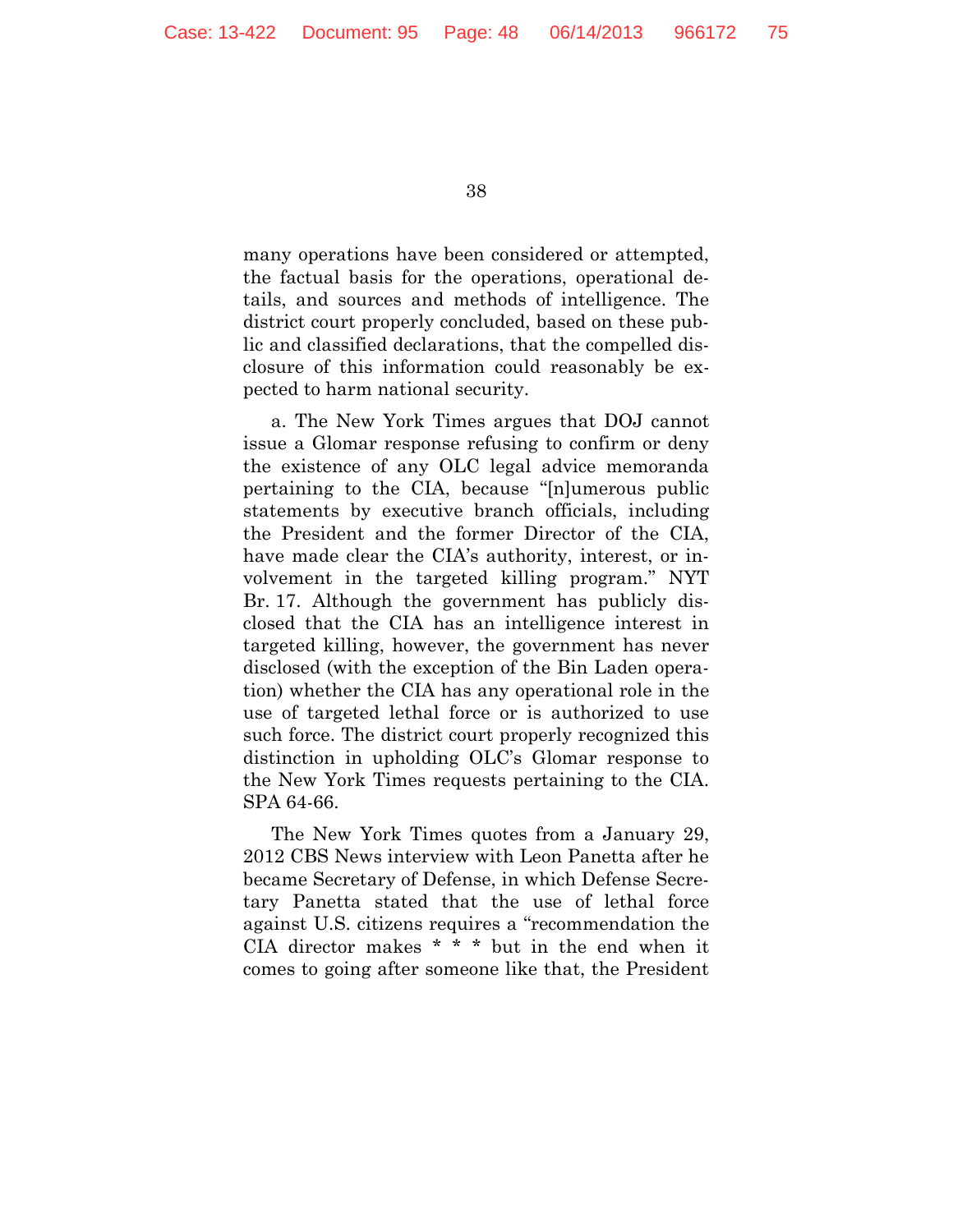many operations have been considered or attempted, the factual basis for the operations, operational details, and sources and methods of intelligence. The district court properly concluded, based on these public and classified declarations, that the compelled disclosure of this information could reasonably be expected to harm national security.

a. The New York Times argues that DOJ cannot issue a Glomar response refusing to confirm or deny the existence of any OLC legal advice memoranda pertaining to the CIA, because "[n]umerous public statements by executive branch officials, including the President and the former Director of the CIA, have made clear the CIA's authority, interest, or involvement in the targeted killing program." NYT Br. 17. Although the government has publicly disclosed that the CIA has an intelligence interest in targeted killing, however, the government has never disclosed (with the exception of the Bin Laden operation) whether the CIA has any operational role in the use of targeted lethal force or is authorized to use such force. The district court properly recognized this distinction in upholding OLC's Glomar response to the New York Times requests pertaining to the CIA. SPA 64-66.

The New York Times quotes from a January 29, 2012 CBS News interview with Leon Panetta after he became Secretary of Defense, in which Defense Secretary Panetta stated that the use of lethal force against U.S. citizens requires a "recommendation the CIA director makes * * * but in the end when it comes to going after someone like that, the President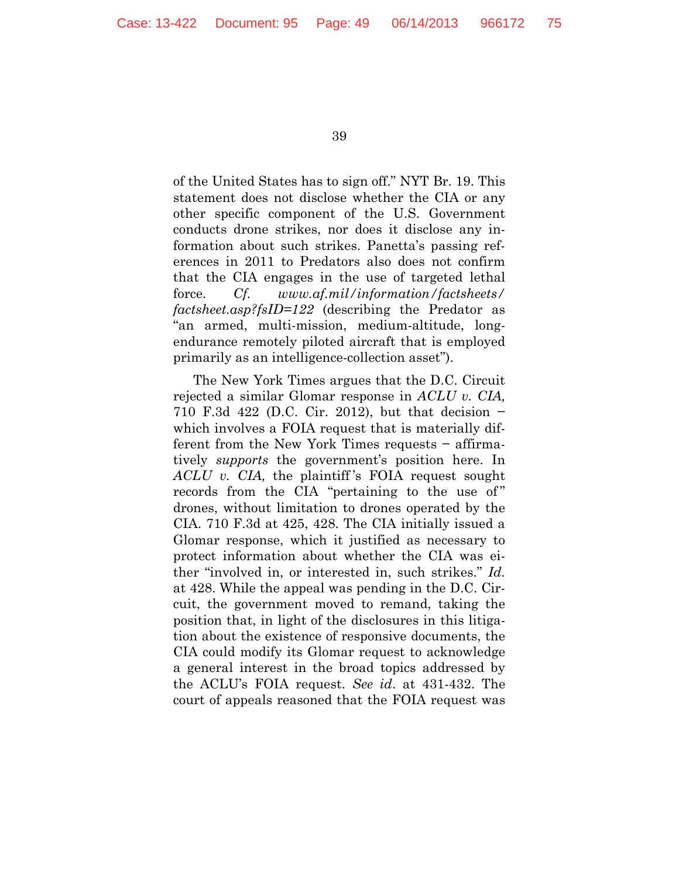of the United States has to sign off." NYT Br. 19. This statement does not disclose whether the CIA or any other specific component of the U.S. Government conducts drone strikes, nor does it disclose any information about such strikes. Panetta's passing references in 2011 to Predators also does not confirm that the CIA engages in the use of targeted lethal force. *Cf.* *www.af.mil/information/factsheets/factsheet.asp?fsID=122* (describing the Predator as "an armed, multi-mission, medium-altitude, long-endurance remotely piloted aircraft that is employed primarily as an intelligence-collection asset").

The New York Times argues that the D.C. Circuit rejected a similar Glomar response in *ACLU v. CIA,* 710 F.3d 422 (D.C. Cir. 2012), but that decision – which involves a FOIA request that is materially different from the New York Times requests – affirmatively *supports* the government's position here. In *ACLU v. CIA,* the plaintiff's FOIA request sought records from the CIA "pertaining to the use of" drones, without limitation to drones operated by the CIA. 710 F.3d at 425, 428. The CIA initially issued a Glomar response, which it justified as necessary to protect information about whether the CIA was either "involved in, or interested in, such strikes." *Id.* at 428. While the appeal was pending in the D.C. Circuit, the government moved to remand, taking the position that, in light of the disclosures in this litigation about the existence of responsive documents, the CIA could modify its Glomar request to acknowledge a general interest in the broad topics addressed by the ACLU's FOIA request. *See id.* at 431-432. The court of appeals reasoned that the FOIA request was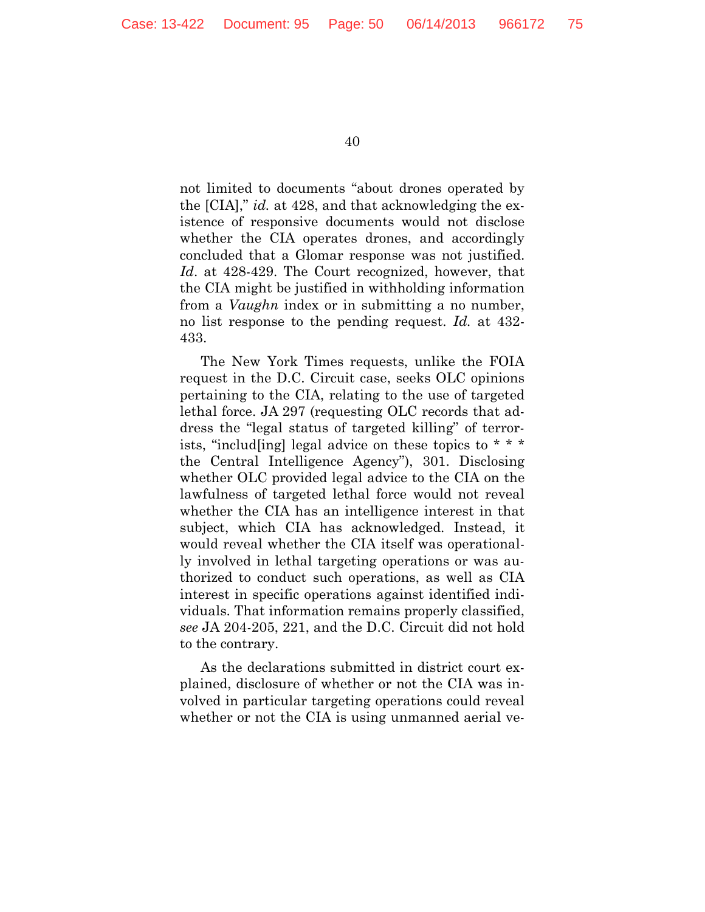not limited to documents "about drones operated by the [CIA]," *id.* at 428, and that acknowledging the existence of responsive documents would not disclose whether the CIA operates drones, and accordingly concluded that a Glomar response was not justified. *Id*. at 428-429. The Court recognized, however, that the CIA might be justified in withholding information from a *Vaughn* index or in submitting a no number, no list response to the pending request. *Id.* at 432-433.

The New York Times requests, unlike the FOIA request in the D.C. Circuit case, seeks OLC opinions pertaining to the CIA, relating to the use of targeted lethal force. JA 297 (requesting OLC records that address the "legal status of targeted killing" of terrorists, "includ[ing] legal advice on these topics to * * * the Central Intelligence Agency"), 301. Disclosing whether OLC provided legal advice to the CIA on the lawfulness of targeted lethal force would not reveal whether the CIA has an intelligence interest in that subject, which CIA has acknowledged. Instead, it would reveal whether the CIA itself was operationally involved in lethal targeting operations or was authorized to conduct such operations, as well as CIA interest in specific operations against identified individuals. That information remains properly classified, *see* JA 204-205, 221, and the D.C. Circuit did not hold to the contrary.

As the declarations submitted in district court explained, disclosure of whether or not the CIA was involved in particular targeting operations could reveal whether or not the CIA is using unmanned aerial ve-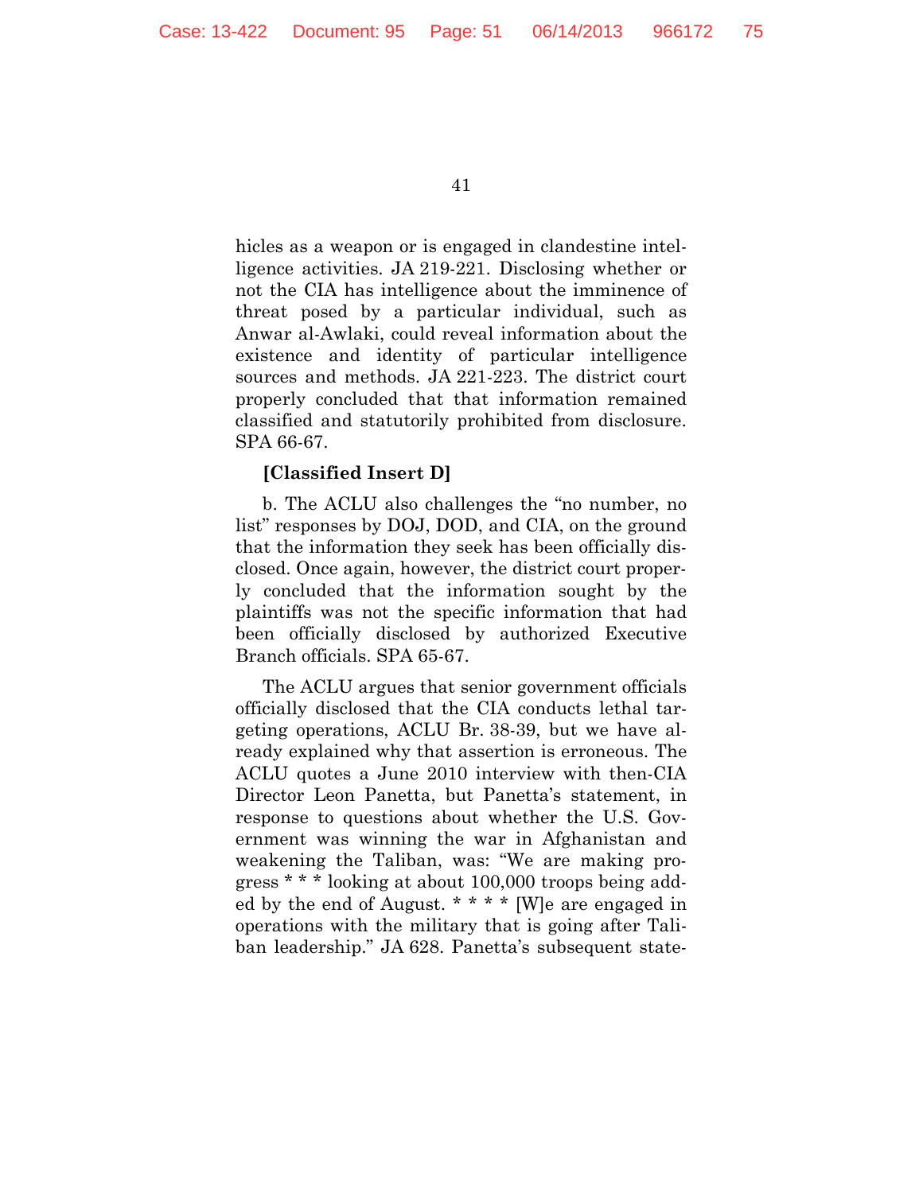hicles as a weapon or is engaged in clandestine intelligence activities. JA 219-221. Disclosing whether or not the CIA has intelligence about the imminence of threat posed by a particular individual, such as Anwar al-Awlaki, could reveal information about the existence and identity of particular intelligence sources and methods. JA 221-223. The district court properly concluded that that information remained classified and statutorily prohibited from disclosure. SPA 66-67.

**[Classified Insert D]**

b. The ACLU also challenges the "no number, no list" responses by DOJ, DOD, and CIA, on the ground that the information they seek has been officially disclosed. Once again, however, the district court properly concluded that the information sought by the plaintiffs was not the specific information that had been officially disclosed by authorized Executive Branch officials. SPA 65-67.

The ACLU argues that senior government officials officially disclosed that the CIA conducts lethal targeting operations, ACLU Br. 38-39, but we have already explained why that assertion is erroneous. The ACLU quotes a June 2010 interview with then-CIA Director Leon Panetta, but Panetta's statement, in response to questions about whether the U.S. Government was winning the war in Afghanistan and weakening the Taliban, was: "We are making progress * * * looking at about 100,000 troops being added by the end of August. * * * * [W]e are engaged in operations with the military that is going after Taliban leadership." JA 628. Panetta's subsequent state-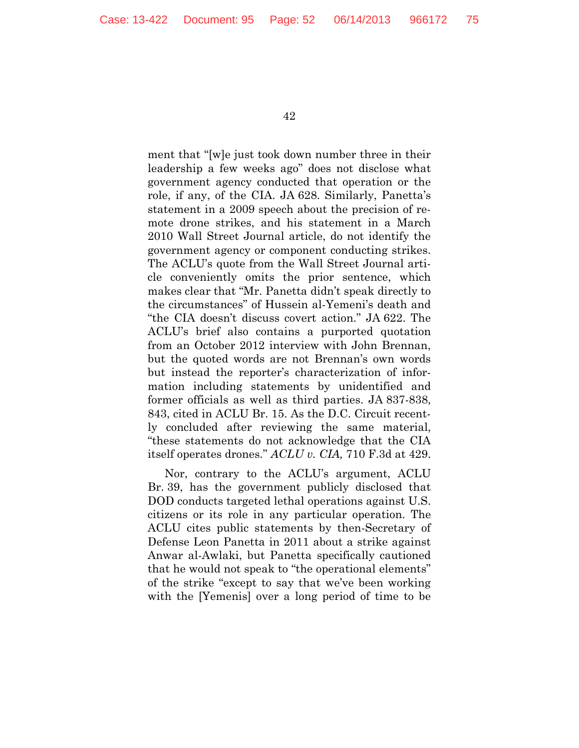ment that "[w]e just took down number three in their leadership a few weeks ago" does not disclose what government agency conducted that operation or the role, if any, of the CIA. JA 628. Similarly, Panetta's statement in a 2009 speech about the precision of remote drone strikes, and his statement in a March 2010 Wall Street Journal article, do not identify the government agency or component conducting strikes. The ACLU's quote from the Wall Street Journal article conveniently omits the prior sentence, which makes clear that "Mr. Panetta didn't speak directly to the circumstances" of Hussein al-Yemeni's death and "the CIA doesn't discuss covert action." JA 622. The ACLU's brief also contains a purported quotation from an October 2012 interview with John Brennan, but the quoted words are not Brennan's own words but instead the reporter's characterization of information including statements by unidentified and former officials as well as third parties. JA 837-838, 843, cited in ACLU Br. 15. As the D.C. Circuit recently concluded after reviewing the same material, "these statements do not acknowledge that the CIA itself operates drones." *ACLU v. CIA,* 710 F.3d at 429.

Nor, contrary to the ACLU's argument, ACLU Br. 39, has the government publicly disclosed that DOD conducts targeted lethal operations against U.S. citizens or its role in any particular operation. The ACLU cites public statements by then-Secretary of Defense Leon Panetta in 2011 about a strike against Anwar al-Awlaki, but Panetta specifically cautioned that he would not speak to "the operational elements" of the strike "except to say that we've been working with the [Yemenis] over a long period of time to be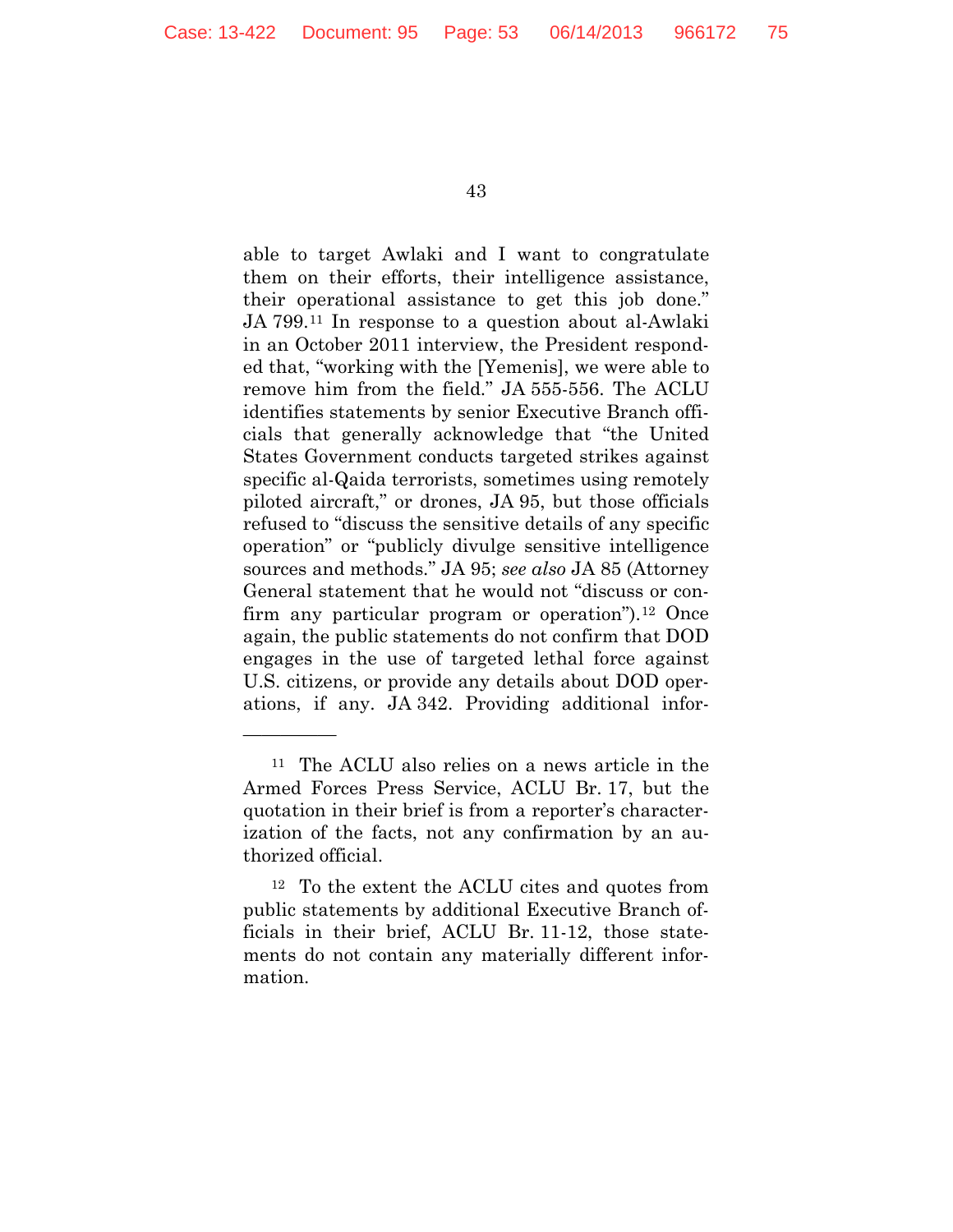able to target Awlaki and I want to congratulate them on their efforts, their intelligence assistance, their operational assistance to get this job done." JA 799.[11] In response to a question about al-Awlaki in an October 2011 interview, the President responded that, "working with the [Yemenis], we were able to remove him from the field." JA 555-556. The ACLU identifies statements by senior Executive Branch officials that generally acknowledge that "the United States Government conducts targeted strikes against specific al-Qaida terrorists, sometimes using remotely piloted aircraft," or drones, JA 95, but those officials refused to "discuss the sensitive details of any specific operation" or "publicly divulge sensitive intelligence sources and methods." JA 95; *see also* JA 85 (Attorney General statement that he would not "discuss or confirm any particular program or operation").[12] Once again, the public statements do not confirm that DOD engages in the use of targeted lethal force against U.S. citizens, or provide any details about DOD operations, if any. JA 342. Providing additional infor-

---

[11] The ACLU also relies on a news article in the Armed Forces Press Service, ACLU Br. 17, but the quotation in their brief is from a reporter's characterization of the facts, not any confirmation by an authorized official.

[12] To the extent the ACLU cites and quotes from public statements by additional Executive Branch officials in their brief, ACLU Br. 11-12, those statements do not contain any materially different information.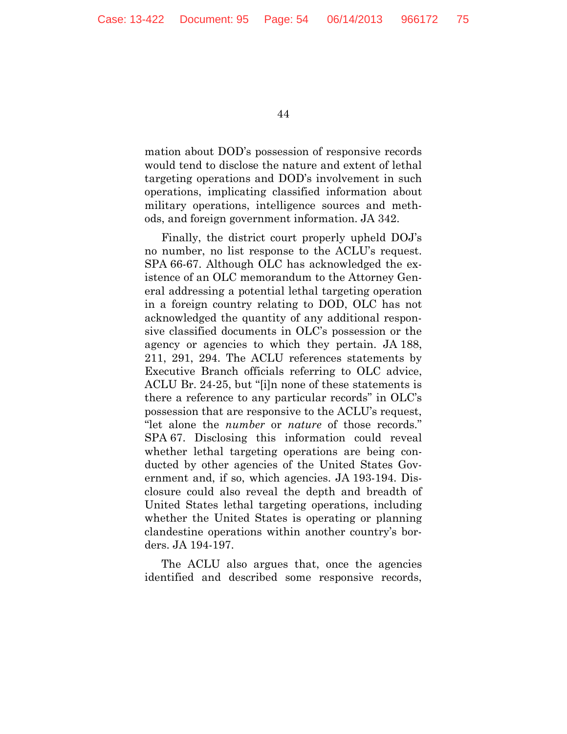mation about DOD's possession of responsive records would tend to disclose the nature and extent of lethal targeting operations and DOD's involvement in such operations, implicating classified information about military operations, intelligence sources and methods, and foreign government information. JA 342.

Finally, the district court properly upheld DOJ's no number, no list response to the ACLU's request. SPA 66-67. Although OLC has acknowledged the existence of an OLC memorandum to the Attorney General addressing a potential lethal targeting operation in a foreign country relating to DOD, OLC has not acknowledged the quantity of any additional responsive classified documents in OLC's possession or the agency or agencies to which they pertain. JA 188, 211, 291, 294. The ACLU references statements by Executive Branch officials referring to OLC advice, ACLU Br. 24-25, but "[i]n none of these statements is there a reference to any particular records" in OLC's possession that are responsive to the ACLU's request, "let alone the *number* or *nature* of those records." SPA 67. Disclosing this information could reveal whether lethal targeting operations are being conducted by other agencies of the United States Government and, if so, which agencies. JA 193-194. Disclosure could also reveal the depth and breadth of United States lethal targeting operations, including whether the United States is operating or planning clandestine operations within another country's borders. JA 194-197.

The ACLU also argues that, once the agencies identified and described some responsive records,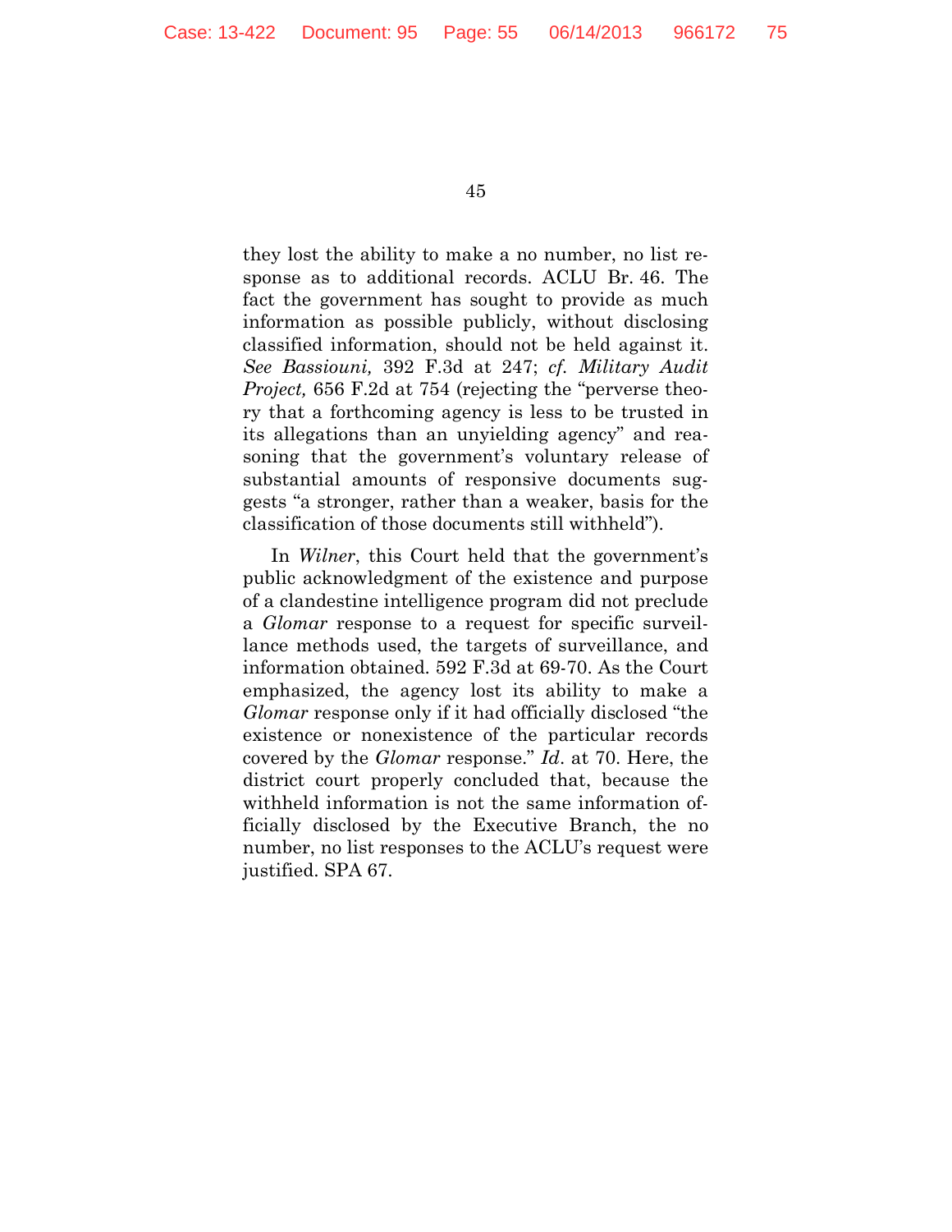they lost the ability to make a no number, no list response as to additional records. ACLU Br. 46. The fact the government has sought to provide as much information as possible publicly, without disclosing classified information, should not be held against it. *See Bassiouni,* 392 F.3d at 247; *cf. Military Audit Project,* 656 F.2d at 754 (rejecting the "perverse theory that a forthcoming agency is less to be trusted in its allegations than an unyielding agency" and reasoning that the government's voluntary release of substantial amounts of responsive documents suggests "a stronger, rather than a weaker, basis for the classification of those documents still withheld").

In *Wilner*, this Court held that the government's public acknowledgment of the existence and purpose of a clandestine intelligence program did not preclude a *Glomar* response to a request for specific surveillance methods used, the targets of surveillance, and information obtained. 592 F.3d at 69-70. As the Court emphasized, the agency lost its ability to make a *Glomar* response only if it had officially disclosed "the existence or nonexistence of the particular records covered by the *Glomar* response." *Id*. at 70. Here, the district court properly concluded that, because the withheld information is not the same information officially disclosed by the Executive Branch, the no number, no list responses to the ACLU's request were justified. SPA 67.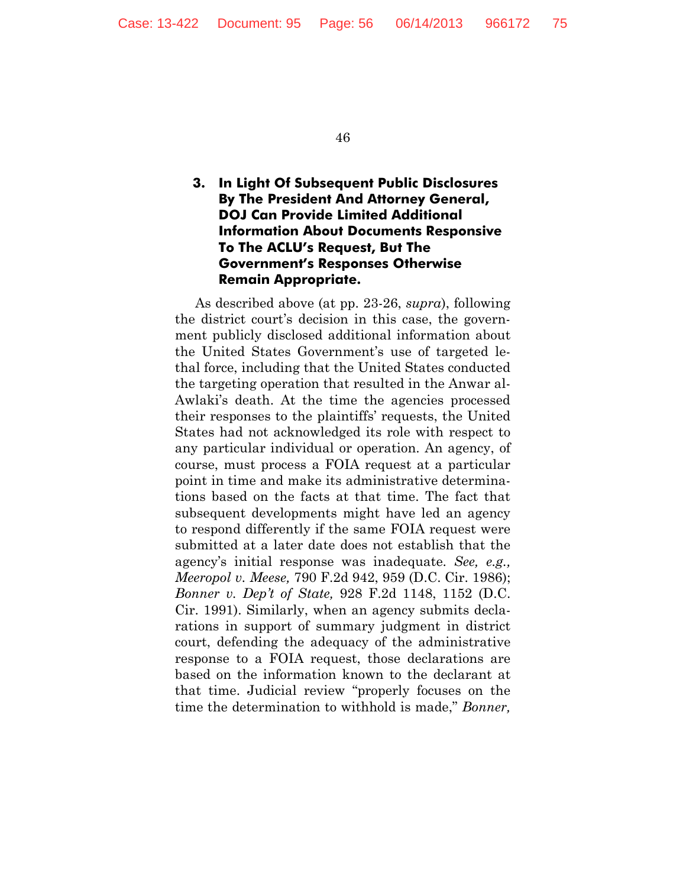### 3. In Light Of Subsequent Public Disclosures By The President And Attorney General, DOJ Can Provide Limited Additional Information About Documents Responsive To The ACLU's Request, But The Government's Responses Otherwise Remain Appropriate.

As described above (at pp. 23-26, *supra*), following the district court's decision in this case, the government publicly disclosed additional information about the United States Government's use of targeted lethal force, including that the United States conducted the targeting operation that resulted in the Anwar al-Awlaki's death. At the time the agencies processed their responses to the plaintiffs' requests, the United States had not acknowledged its role with respect to any particular individual or operation. An agency, of course, must process a FOIA request at a particular point in time and make its administrative determinations based on the facts at that time. The fact that subsequent developments might have led an agency to respond differently if the same FOIA request were submitted at a later date does not establish that the agency's initial response was inadequate. *See, e.g., Meeropol v. Meese,* 790 F.2d 942, 959 (D.C. Cir. 1986); *Bonner v. Dep't of State,* 928 F.2d 1148, 1152 (D.C. Cir. 1991). Similarly, when an agency submits declarations in support of summary judgment in district court, defending the adequacy of the administrative response to a FOIA request, those declarations are based on the information known to the declarant at that time. Judicial review "properly focuses on the time the determination to withhold is made," *Bonner,*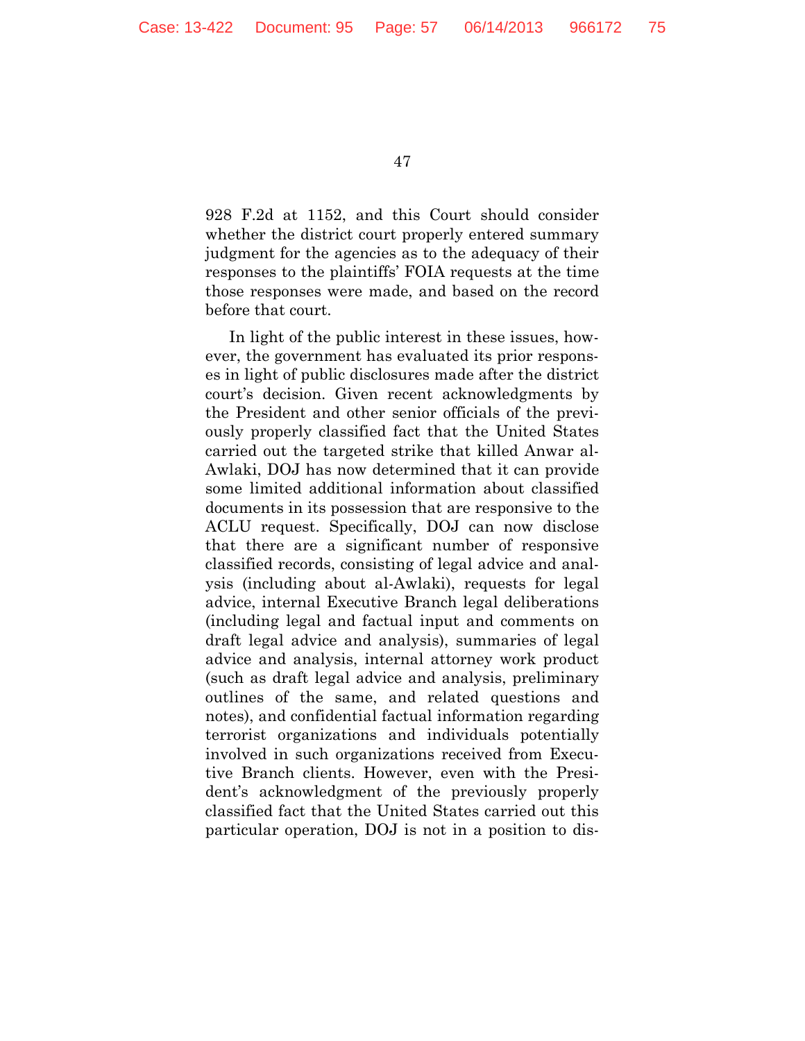928 F.2d at 1152, and this Court should consider whether the district court properly entered summary judgment for the agencies as to the adequacy of their responses to the plaintiffs' FOIA requests at the time those responses were made, and based on the record before that court.

In light of the public interest in these issues, however, the government has evaluated its prior responses in light of public disclosures made after the district court's decision. Given recent acknowledgments by the President and other senior officials of the previously properly classified fact that the United States carried out the targeted strike that killed Anwar al-Awlaki, DOJ has now determined that it can provide some limited additional information about classified documents in its possession that are responsive to the ACLU request. Specifically, DOJ can now disclose that there are a significant number of responsive classified records, consisting of legal advice and analysis (including about al-Awlaki), requests for legal advice, internal Executive Branch legal deliberations (including legal and factual input and comments on draft legal advice and analysis), summaries of legal advice and analysis, internal attorney work product (such as draft legal advice and analysis, preliminary outlines of the same, and related questions and notes), and confidential factual information regarding terrorist organizations and individuals potentially involved in such organizations received from Executive Branch clients. However, even with the President's acknowledgment of the previously properly classified fact that the United States carried out this particular operation, DOJ is not in a position to dis-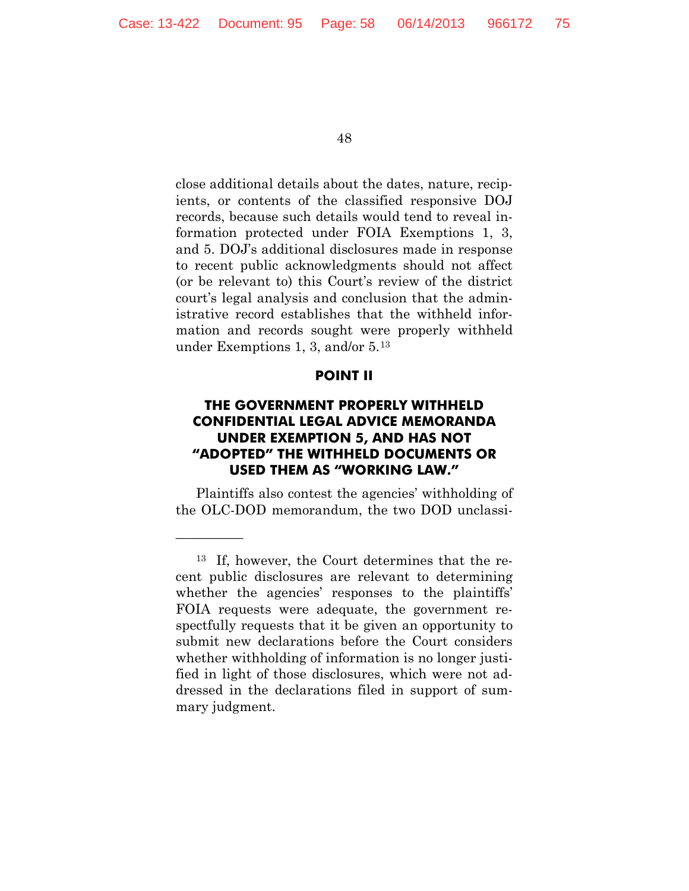close additional details about the dates, nature, recipients, or contents of the classified responsive DOJ records, because such details would tend to reveal information protected under FOIA Exemptions 1, 3, and 5. DOJ's additional disclosures made in response to recent public acknowledgments should not affect (or be relevant to) this Court's review of the district court's legal analysis and conclusion that the administrative record establishes that the withheld information and records sought were properly withheld under Exemptions 1, 3, and/or 5.[13]

## POINT II

## THE GOVERNMENT PROPERLY WITHHELD CONFIDENTIAL LEGAL ADVICE MEMORANDA UNDER EXEMPTION 5, AND HAS NOT "ADOPTED" THE WITHHELD DOCUMENTS OR USED THEM AS "WORKING LAW."

Plaintiffs also contest the agencies' withholding of the OLC-DOD memorandum, the two DOD unclassi-

---

[13] If, however, the Court determines that the recent public disclosures are relevant to determining whether the agencies' responses to the plaintiffs' FOIA requests were adequate, the government respectfully requests that it be given an opportunity to submit new declarations before the Court considers whether withholding of information is no longer justified in light of those disclosures, which were not addressed in the declarations filed in support of summary judgment.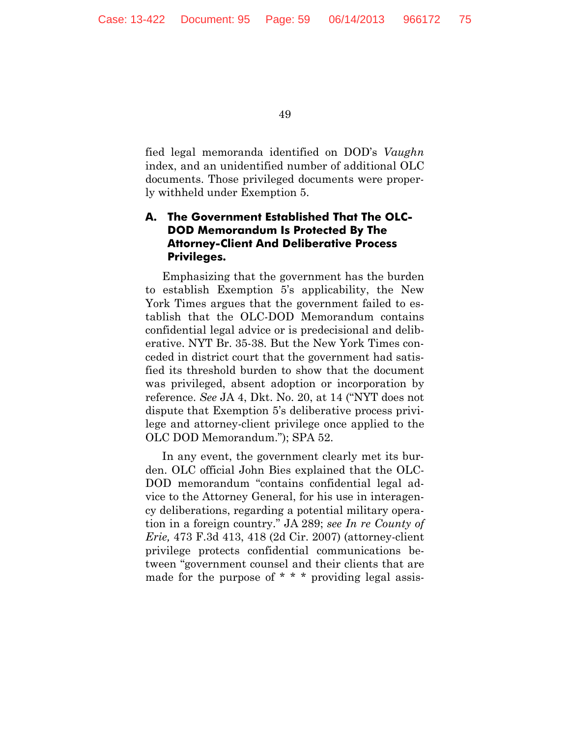fied legal memoranda identified on DOD's *Vaughn* index, and an unidentified number of additional OLC documents. Those privileged documents were properly withheld under Exemption 5.

### A. The Government Established That The OLC-DOD Memorandum Is Protected By The Attorney-Client And Deliberative Process Privileges.

Emphasizing that the government has the burden to establish Exemption 5's applicability, the New York Times argues that the government failed to establish that the OLC-DOD Memorandum contains confidential legal advice or is predecisional and deliberative. NYT Br. 35-38. But the New York Times conceded in district court that the government had satisfied its threshold burden to show that the document was privileged, absent adoption or incorporation by reference. *See* JA 4, Dkt. No. 20, at 14 ("NYT does not dispute that Exemption 5's deliberative process privilege and attorney-client privilege once applied to the OLC DOD Memorandum."); SPA 52.

In any event, the government clearly met its burden. OLC official John Bies explained that the OLC-DOD memorandum "contains confidential legal advice to the Attorney General, for his use in interagency deliberations, regarding a potential military operation in a foreign country." JA 289; *see In re County of Erie,* 473 F.3d 413, 418 (2d Cir. 2007) (attorney-client privilege protects confidential communications between "government counsel and their clients that are made for the purpose of * * * providing legal assis-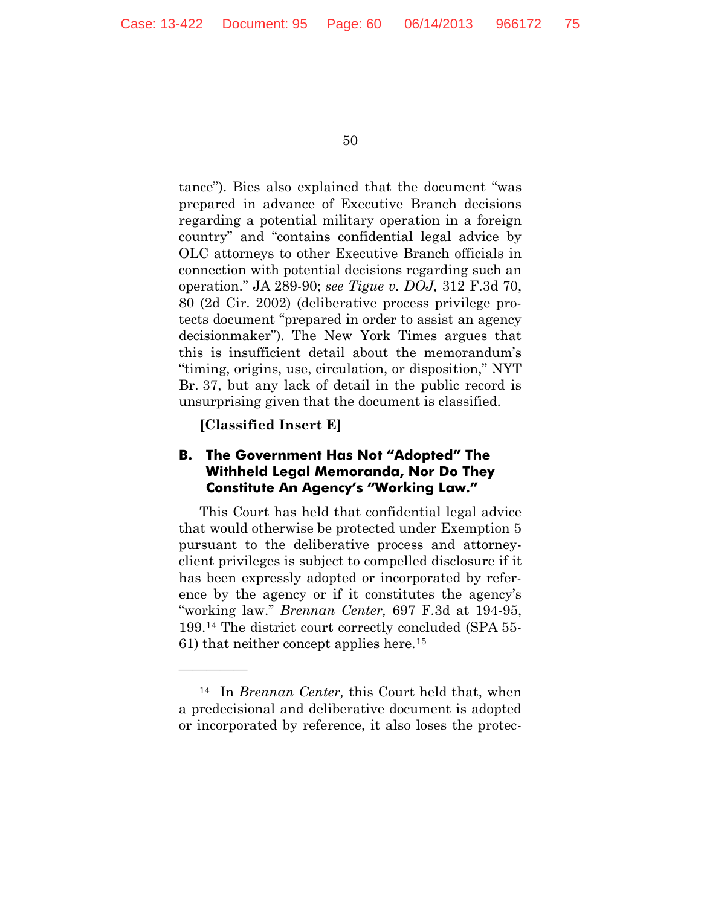tance"). Bies also explained that the document "was prepared in advance of Executive Branch decisions regarding a potential military operation in a foreign country" and "contains confidential legal advice by OLC attorneys to other Executive Branch officials in connection with potential decisions regarding such an operation." JA 289-90; *see Tigue v. DOJ,* 312 F.3d 70, 80 (2d Cir. 2002) (deliberative process privilege protects document "prepared in order to assist an agency decisionmaker"). The New York Times argues that this is insufficient detail about the memorandum's "timing, origins, use, circulation, or disposition," NYT Br. 37, but any lack of detail in the public record is unsurprising given that the document is classified.

**[Classified Insert E]**

### B. The Government Has Not "Adopted" The Withheld Legal Memoranda, Nor Do They Constitute An Agency's "Working Law."

This Court has held that confidential legal advice that would otherwise be protected under Exemption 5 pursuant to the deliberative process and attorney-client privileges is subject to compelled disclosure if it has been expressly adopted or incorporated by reference by the agency or if it constitutes the agency's "working law." *Brennan Center,* 697 F.3d at 194-95, 199.[14] The district court correctly concluded (SPA 55-61) that neither concept applies here.[15]

---

[14] In *Brennan Center,* this Court held that, when a predecisional and deliberative document is adopted or incorporated by reference, it also loses the protec-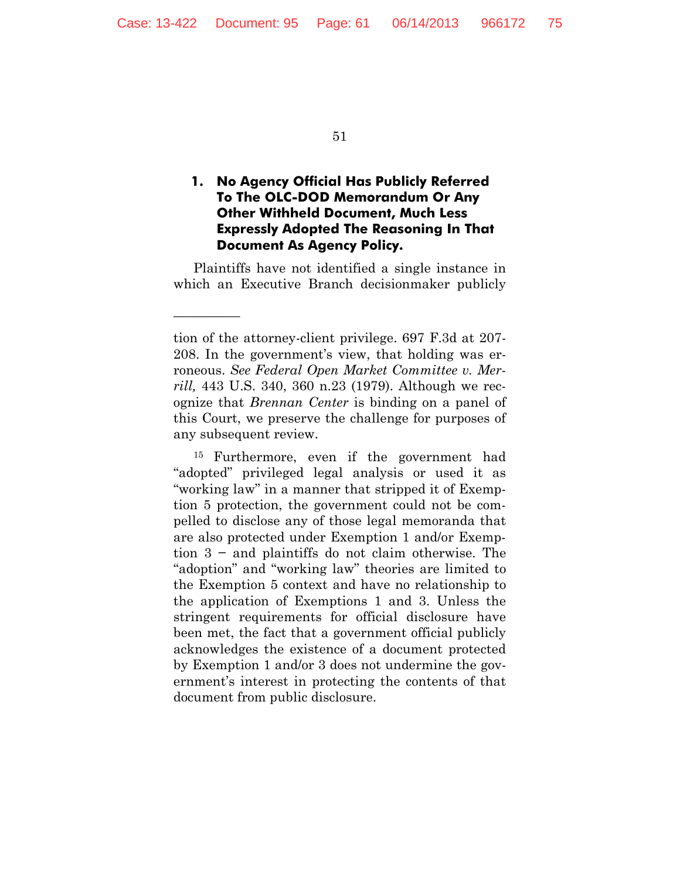### 1. No Agency Official Has Publicly Referred To The OLC-DOD Memorandum Or Any Other Withheld Document, Much Less Expressly Adopted The Reasoning In That Document As Agency Policy.

Plaintiffs have not identified a single instance in which an Executive Branch decisionmaker publicly

---

tion of the attorney-client privilege. 697 F.3d at 207-208. In the government's view, that holding was erroneous. *See Federal Open Market Committee v. Merrill,* 443 U.S. 340, 360 n.23 (1979). Although we recognize that *Brennan Center* is binding on a panel of this Court, we preserve the challenge for purposes of any subsequent review.

[15] Furthermore, even if the government had "adopted" privileged legal analysis or used it as "working law" in a manner that stripped it of Exemption 5 protection, the government could not be compelled to disclose any of those legal memoranda that are also protected under Exemption 1 and/or Exemption 3 − and plaintiffs do not claim otherwise. The "adoption" and "working law" theories are limited to the Exemption 5 context and have no relationship to the application of Exemptions 1 and 3. Unless the stringent requirements for official disclosure have been met, the fact that a government official publicly acknowledges the existence of a document protected by Exemption 1 and/or 3 does not undermine the government's interest in protecting the contents of that document from public disclosure.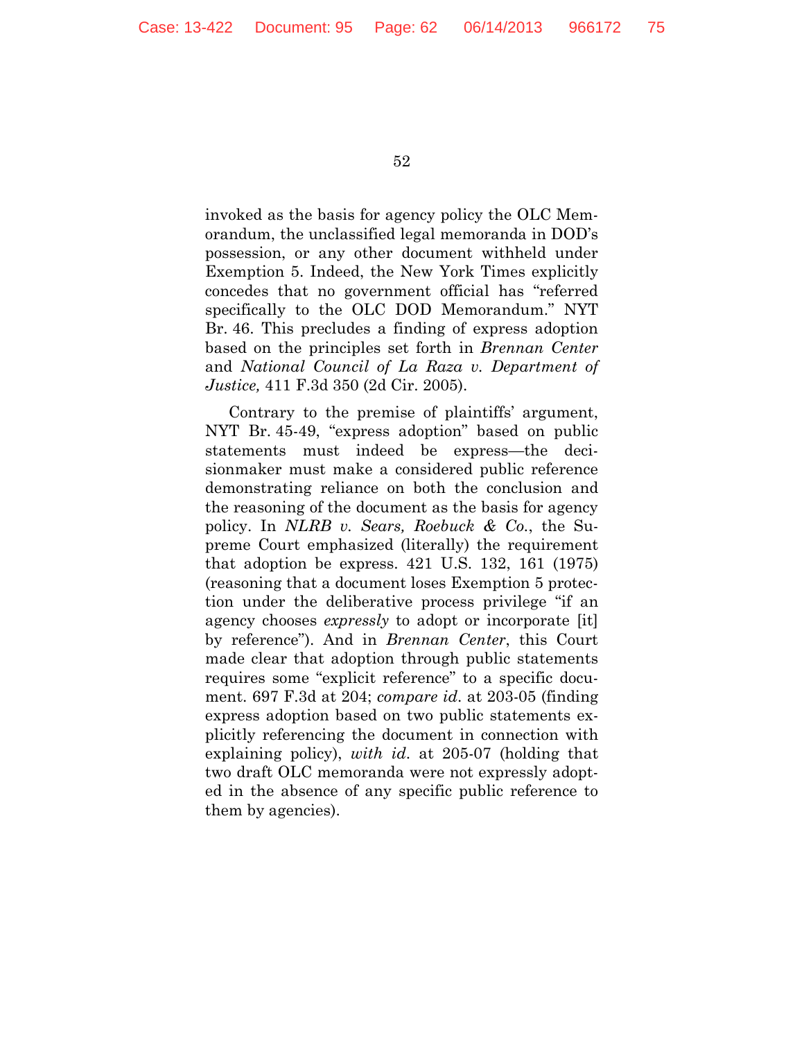invoked as the basis for agency policy the OLC Memorandum, the unclassified legal memoranda in DOD's possession, or any other document withheld under Exemption 5. Indeed, the New York Times explicitly concedes that no government official has "referred specifically to the OLC DOD Memorandum." NYT Br. 46. This precludes a finding of express adoption based on the principles set forth in *Brennan Center* and *National Council of La Raza v. Department of Justice,* 411 F.3d 350 (2d Cir. 2005).

Contrary to the premise of plaintiffs' argument, NYT Br. 45-49, "express adoption" based on public statements must indeed be express—the decisionmaker must make a considered public reference demonstrating reliance on both the conclusion and the reasoning of the document as the basis for agency policy. In *NLRB v. Sears, Roebuck & Co.*, the Supreme Court emphasized (literally) the requirement that adoption be express. 421 U.S. 132, 161 (1975) (reasoning that a document loses Exemption 5 protection under the deliberative process privilege "if an agency chooses *expressly* to adopt or incorporate [it] by reference"). And in *Brennan Center*, this Court made clear that adoption through public statements requires some "explicit reference" to a specific document. 697 F.3d at 204; *compare id*. at 203-05 (finding express adoption based on two public statements explicitly referencing the document in connection with explaining policy), *with id*. at 205-07 (holding that two draft OLC memoranda were not expressly adopted in the absence of any specific public reference to them by agencies).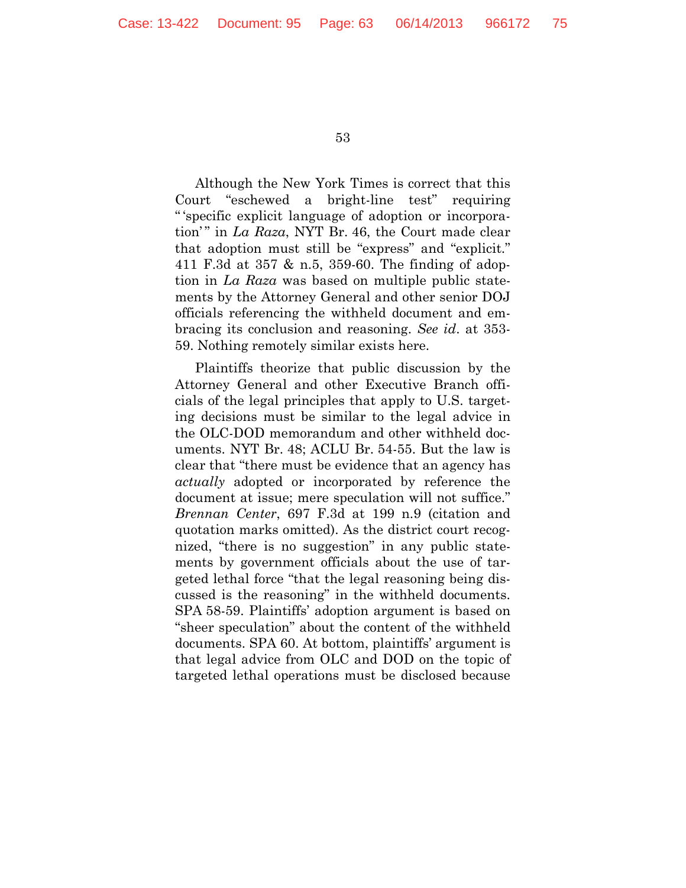Although the New York Times is correct that this Court "eschewed a bright-line test" requiring "'specific explicit language of adoption or incorporation'" in *La Raza*, NYT Br. 46, the Court made clear that adoption must still be "express" and "explicit." 411 F.3d at 357 & n.5, 359-60. The finding of adoption in *La Raza* was based on multiple public statements by the Attorney General and other senior DOJ officials referencing the withheld document and embracing its conclusion and reasoning. *See id*. at 353-59. Nothing remotely similar exists here.

Plaintiffs theorize that public discussion by the Attorney General and other Executive Branch officials of the legal principles that apply to U.S. targeting decisions must be similar to the legal advice in the OLC-DOD memorandum and other withheld documents. NYT Br. 48; ACLU Br. 54-55. But the law is clear that "there must be evidence that an agency has *actually* adopted or incorporated by reference the document at issue; mere speculation will not suffice." *Brennan Center*, 697 F.3d at 199 n.9 (citation and quotation marks omitted). As the district court recognized, "there is no suggestion" in any public statements by government officials about the use of targeted lethal force "that the legal reasoning being discussed is the reasoning" in the withheld documents. SPA 58-59. Plaintiffs' adoption argument is based on "sheer speculation" about the content of the withheld documents. SPA 60. At bottom, plaintiffs' argument is that legal advice from OLC and DOD on the topic of targeted lethal operations must be disclosed because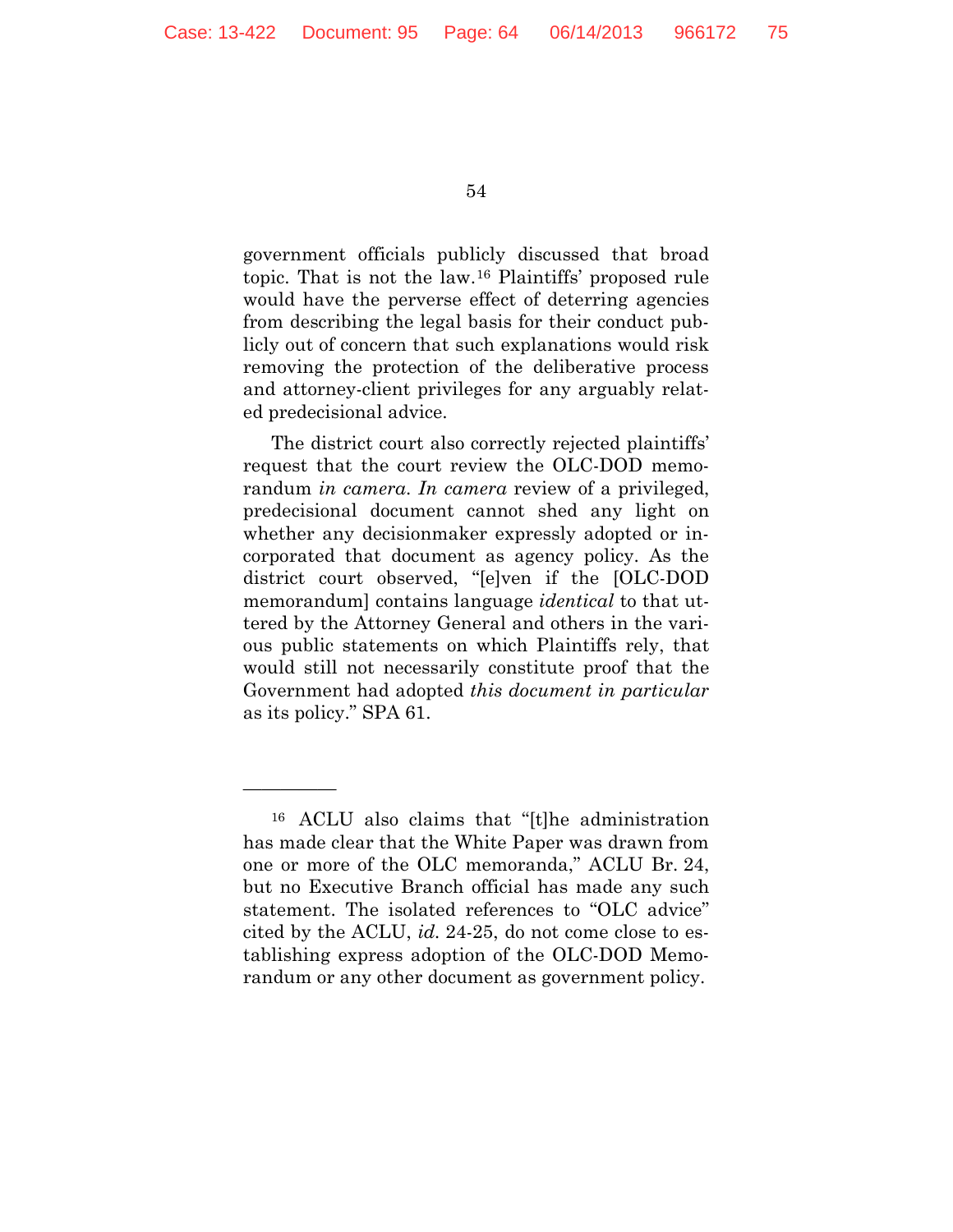government officials publicly discussed that broad topic. That is not the law.[16] Plaintiffs' proposed rule would have the perverse effect of deterring agencies from describing the legal basis for their conduct publicly out of concern that such explanations would risk removing the protection of the deliberative process and attorney-client privileges for any arguably related predecisional advice.

The district court also correctly rejected plaintiffs' request that the court review the OLC-DOD memorandum *in camera*. *In camera* review of a privileged, predecisional document cannot shed any light on whether any decisionmaker expressly adopted or incorporated that document as agency policy. As the district court observed, "[e]ven if the [OLC-DOD memorandum] contains language *identical* to that uttered by the Attorney General and others in the various public statements on which Plaintiffs rely, that would still not necessarily constitute proof that the Government had adopted *this document in particular* as its policy." SPA 61.

---

[16] ACLU also claims that "[t]he administration has made clear that the White Paper was drawn from one or more of the OLC memoranda," ACLU Br. 24, but no Executive Branch official has made any such statement. The isolated references to "OLC advice" cited by the ACLU, *id.* 24-25, do not come close to establishing express adoption of the OLC-DOD Memorandum or any other document as government policy.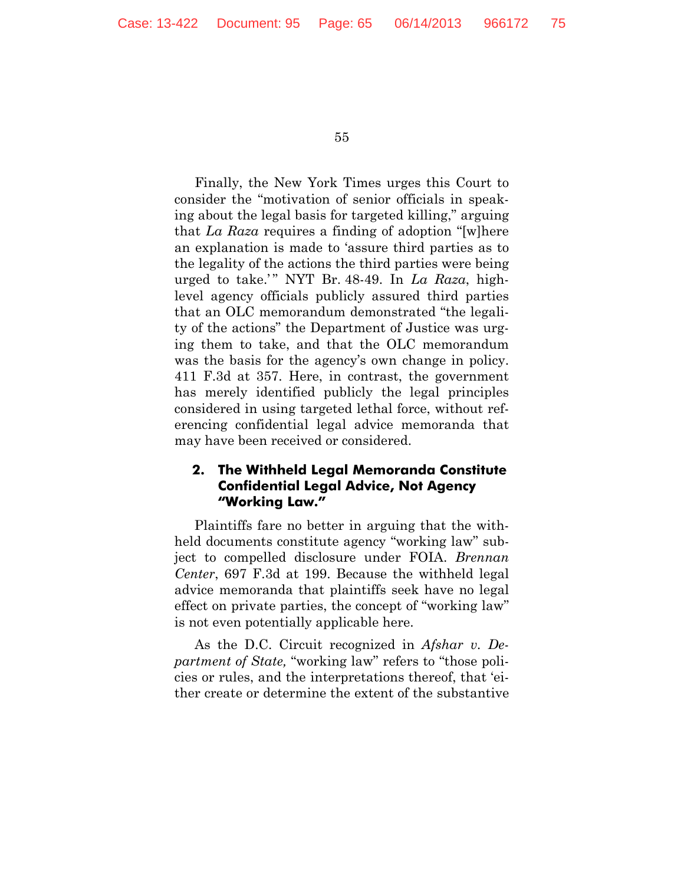Finally, the New York Times urges this Court to consider the "motivation of senior officials in speaking about the legal basis for targeted killing," arguing that *La Raza* requires a finding of adoption "[w]here an explanation is made to 'assure third parties as to the legality of the actions the third parties were being urged to take.'" NYT Br. 48-49. In *La Raza*, high-level agency officials publicly assured third parties that an OLC memorandum demonstrated "the legality of the actions" the Department of Justice was urging them to take, and that the OLC memorandum was the basis for the agency's own change in policy. 411 F.3d at 357. Here, in contrast, the government has merely identified publicly the legal principles considered in using targeted lethal force, without referencing confidential legal advice memoranda that may have been received or considered.

### 2. The Withheld Legal Memoranda Constitute Confidential Legal Advice, Not Agency "Working Law."

Plaintiffs fare no better in arguing that the withheld documents constitute agency "working law" subject to compelled disclosure under FOIA. *Brennan Center*, 697 F.3d at 199. Because the withheld legal advice memoranda that plaintiffs seek have no legal effect on private parties, the concept of "working law" is not even potentially applicable here.

As the D.C. Circuit recognized in *Afshar v. Department of State,* "working law" refers to "those policies or rules, and the interpretations thereof, that 'either create or determine the extent of the substantive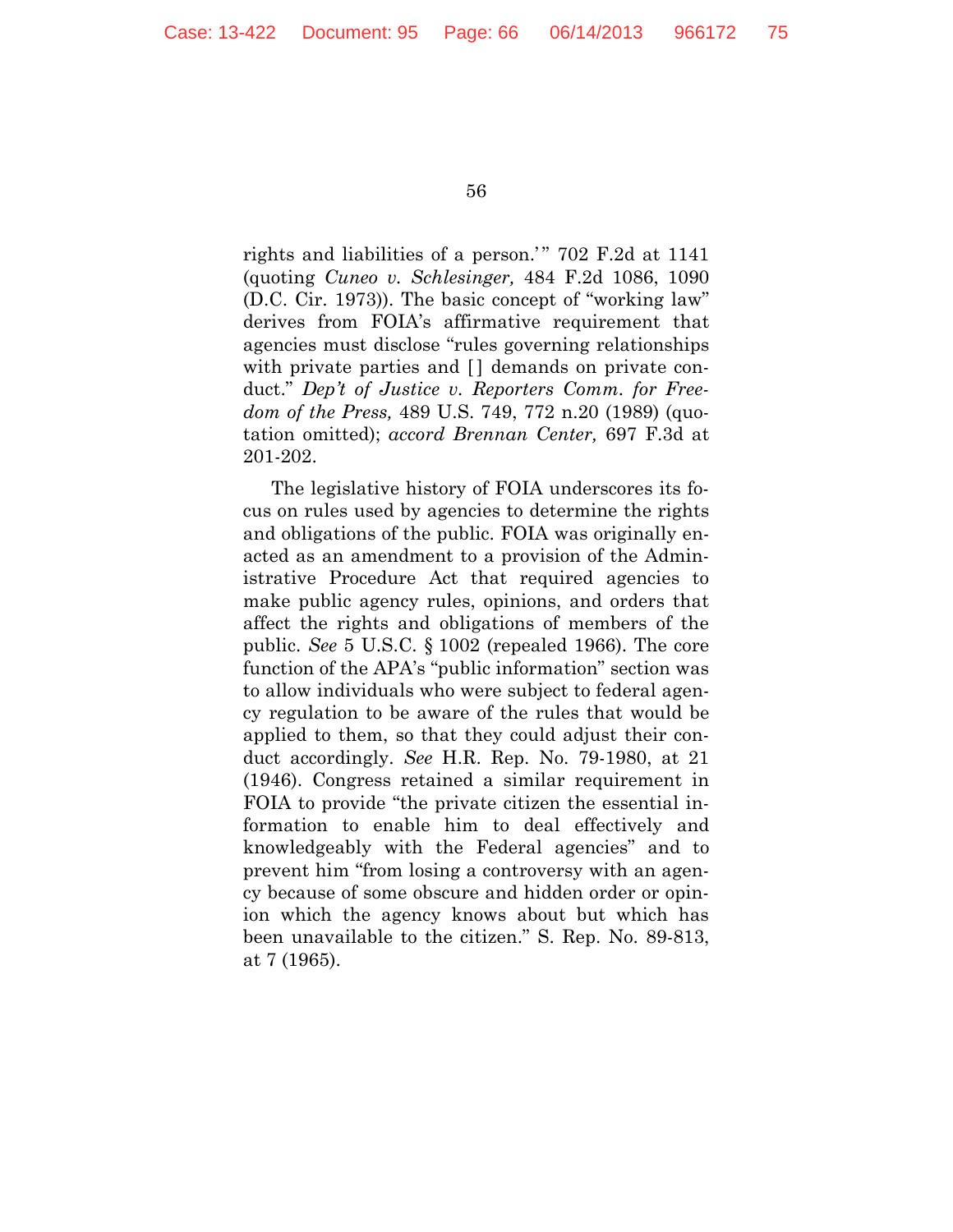rights and liabilities of a person.'" 702 F.2d at 1141 (quoting *Cuneo v. Schlesinger,* 484 F.2d 1086, 1090 (D.C. Cir. 1973)). The basic concept of "working law" derives from FOIA's affirmative requirement that agencies must disclose "rules governing relationships with private parties and [] demands on private conduct." *Dep't of Justice v. Reporters Comm. for Freedom of the Press,* 489 U.S. 749, 772 n.20 (1989) (quotation omitted); *accord Brennan Center,* 697 F.3d at 201-202.

The legislative history of FOIA underscores its focus on rules used by agencies to determine the rights and obligations of the public. FOIA was originally enacted as an amendment to a provision of the Administrative Procedure Act that required agencies to make public agency rules, opinions, and orders that affect the rights and obligations of members of the public. *See* 5 U.S.C. § 1002 (repealed 1966). The core function of the APA's "public information" section was to allow individuals who were subject to federal agency regulation to be aware of the rules that would be applied to them, so that they could adjust their conduct accordingly. *See* H.R. Rep. No. 79-1980, at 21 (1946). Congress retained a similar requirement in FOIA to provide "the private citizen the essential information to enable him to deal effectively and knowledgeably with the Federal agencies" and to prevent him "from losing a controversy with an agency because of some obscure and hidden order or opinion which the agency knows about but which has been unavailable to the citizen." S. Rep. No. 89-813, at 7 (1965).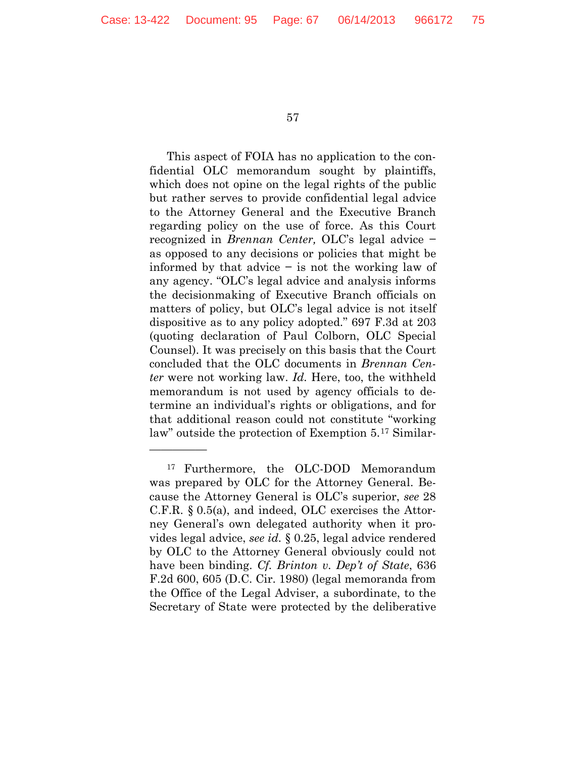This aspect of FOIA has no application to the confidential OLC memorandum sought by plaintiffs, which does not opine on the legal rights of the public but rather serves to provide confidential legal advice to the Attorney General and the Executive Branch regarding policy on the use of force. As this Court recognized in *Brennan Center,* OLC's legal advice – as opposed to any decisions or policies that might be informed by that advice – is not the working law of any agency. "OLC's legal advice and analysis informs the decisionmaking of Executive Branch officials on matters of policy, but OLC's legal advice is not itself dispositive as to any policy adopted." 697 F.3d at 203 (quoting declaration of Paul Colborn, OLC Special Counsel). It was precisely on this basis that the Court concluded that the OLC documents in *Brennan Center* were not working law. *Id.* Here, too, the withheld memorandum is not used by agency officials to determine an individual's rights or obligations, and for that additional reason could not constitute "working law" outside the protection of Exemption 5.[17] Similar-

---

[17] Furthermore, the OLC-DOD Memorandum was prepared by OLC for the Attorney General. Because the Attorney General is OLC's superior, *see* 28 C.F.R. § 0.5(a), and indeed, OLC exercises the Attorney General's own delegated authority when it provides legal advice, *see id.* § 0.25, legal advice rendered by OLC to the Attorney General obviously could not have been binding. *Cf. Brinton v. Dep't of State*, 636 F.2d 600, 605 (D.C. Cir. 1980) (legal memoranda from the Office of the Legal Adviser, a subordinate, to the Secretary of State were protected by the deliberative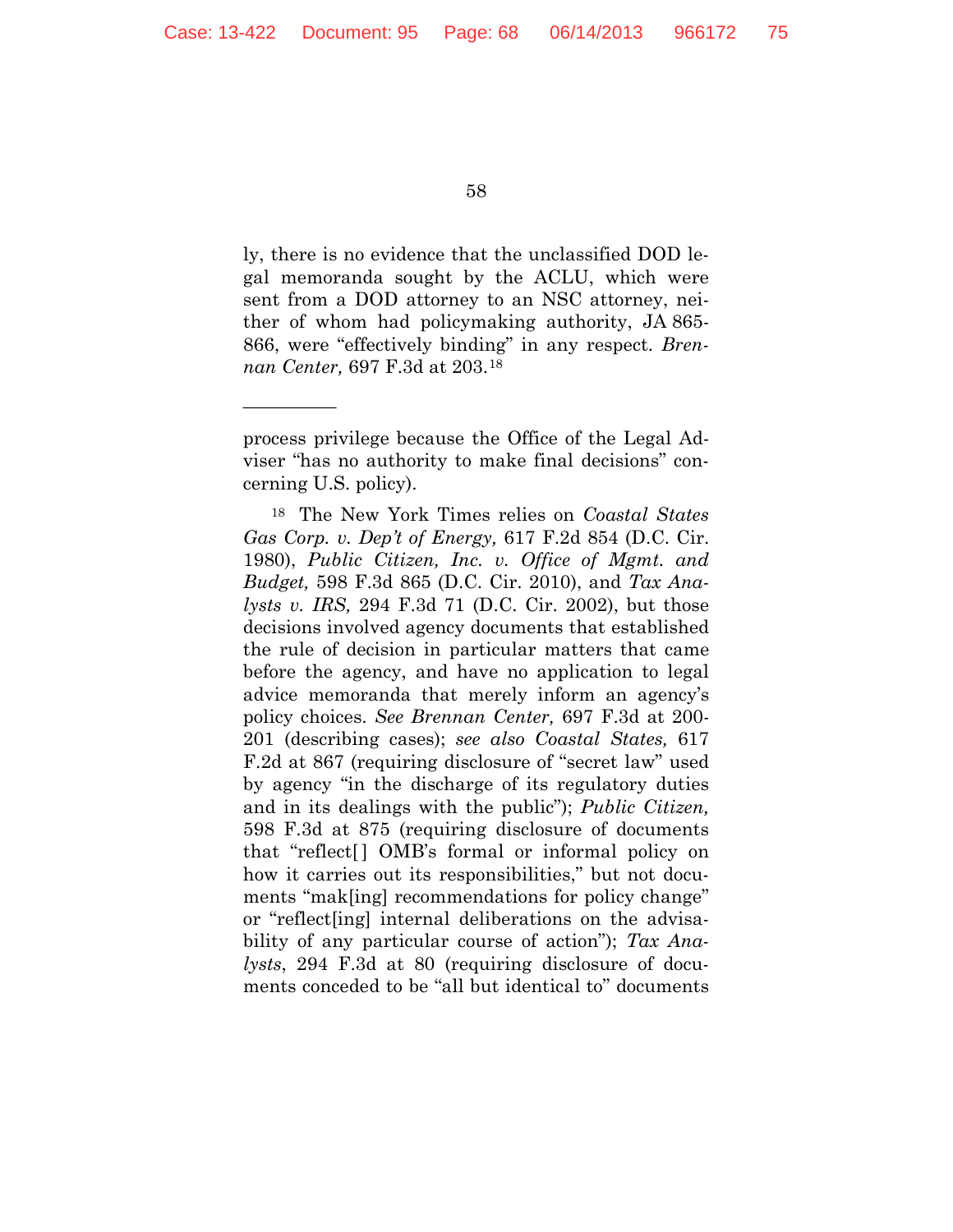ly, there is no evidence that the unclassified DOD legal memoranda sought by the ACLU, which were sent from a DOD attorney to an NSC attorney, neither of whom had policymaking authority, JA 865-866, were "effectively binding" in any respect. *Brennan Center,* 697 F.3d at 203.[18]

---

process privilege because the Office of the Legal Adviser "has no authority to make final decisions" concerning U.S. policy).

[18] The New York Times relies on *Coastal States Gas Corp. v. Dep't of Energy,* 617 F.2d 854 (D.C. Cir. 1980), *Public Citizen, Inc. v. Office of Mgmt. and Budget,* 598 F.3d 865 (D.C. Cir. 2010), and *Tax Analysts v. IRS,* 294 F.3d 71 (D.C. Cir. 2002), but those decisions involved agency documents that established the rule of decision in particular matters that came before the agency, and have no application to legal advice memoranda that merely inform an agency's policy choices. *See Brennan Center,* 697 F.3d at 200-201 (describing cases); *see also Coastal States,* 617 F.2d at 867 (requiring disclosure of "secret law" used by agency "in the discharge of its regulatory duties and in its dealings with the public"); *Public Citizen,* 598 F.3d at 875 (requiring disclosure of documents that "reflect[] OMB's formal or informal policy on how it carries out its responsibilities," but not documents "mak[ing] recommendations for policy change" or "reflect[ing] internal deliberations on the advisability of any particular course of action"); *Tax Analysts*, 294 F.3d at 80 (requiring disclosure of documents conceded to be "all but identical to" documents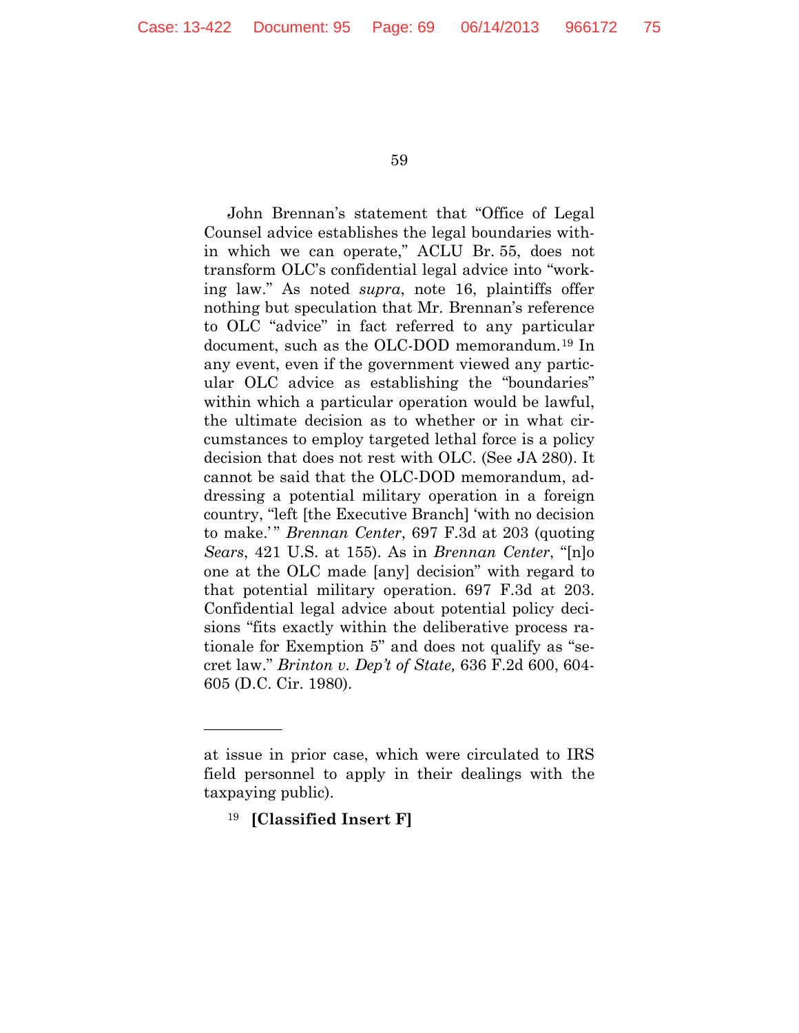John Brennan's statement that "Office of Legal Counsel advice establishes the legal boundaries within which we can operate," ACLU Br. 55, does not transform OLC's confidential legal advice into "working law." As noted *supra*, note 16, plaintiffs offer nothing but speculation that Mr. Brennan's reference to OLC "advice" in fact referred to any particular document, such as the OLC-DOD memorandum.[19] In any event, even if the government viewed any particular OLC advice as establishing the "boundaries" within which a particular operation would be lawful, the ultimate decision as to whether or in what circumstances to employ targeted lethal force is a policy decision that does not rest with OLC. (See JA 280). It cannot be said that the OLC-DOD memorandum, addressing a potential military operation in a foreign country, "left [the Executive Branch] 'with no decision to make.'" *Brennan Center*, 697 F.3d at 203 (quoting *Sears*, 421 U.S. at 155). As in *Brennan Center*, "[n]o one at the OLC made [any] decision" with regard to that potential military operation. 697 F.3d at 203. Confidential legal advice about potential policy decisions "fits exactly within the deliberative process rationale for Exemption 5" and does not qualify as "secret law." *Brinton v. Dep't of State,* 636 F.2d 600, 604-605 (D.C. Cir. 1980).

---

at issue in prior case, which were circulated to IRS field personnel to apply in their dealings with the taxpaying public).

[19] **[Classified Insert F]**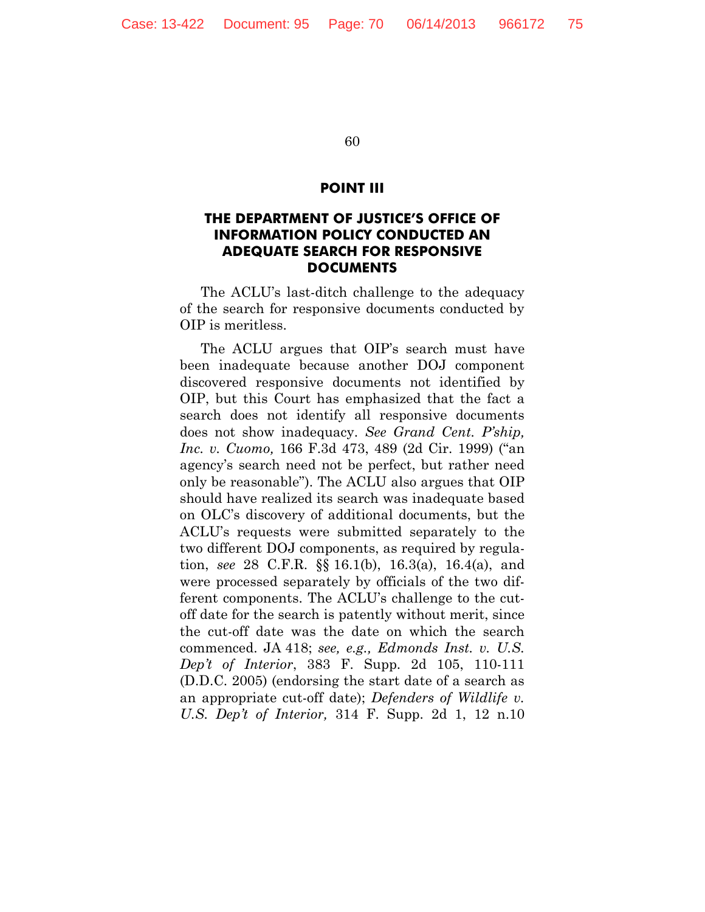## POINT III

## THE DEPARTMENT OF JUSTICE'S OFFICE OF INFORMATION POLICY CONDUCTED AN ADEQUATE SEARCH FOR RESPONSIVE DOCUMENTS

The ACLU's last-ditch challenge to the adequacy of the search for responsive documents conducted by OIP is meritless.

The ACLU argues that OIP's search must have been inadequate because another DOJ component discovered responsive documents not identified by OIP, but this Court has emphasized that the fact a search does not identify all responsive documents does not show inadequacy. *See Grand Cent. P'ship, Inc. v. Cuomo,* 166 F.3d 473, 489 (2d Cir. 1999) ("an agency's search need not be perfect, but rather need only be reasonable"). The ACLU also argues that OIP should have realized its search was inadequate based on OLC's discovery of additional documents, but the ACLU's requests were submitted separately to the two different DOJ components, as required by regulation, *see* 28 C.F.R. §§ 16.1(b), 16.3(a), 16.4(a), and were processed separately by officials of the two different components. The ACLU's challenge to the cut-off date for the search is patently without merit, since the cut-off date was the date on which the search commenced. JA 418; *see, e.g., Edmonds Inst. v. U.S. Dep't of Interior*, 383 F. Supp. 2d 105, 110-111 (D.D.C. 2005) (endorsing the start date of a search as an appropriate cut-off date); *Defenders of Wildlife v. U.S. Dep't of Interior,* 314 F. Supp. 2d 1, 12 n.10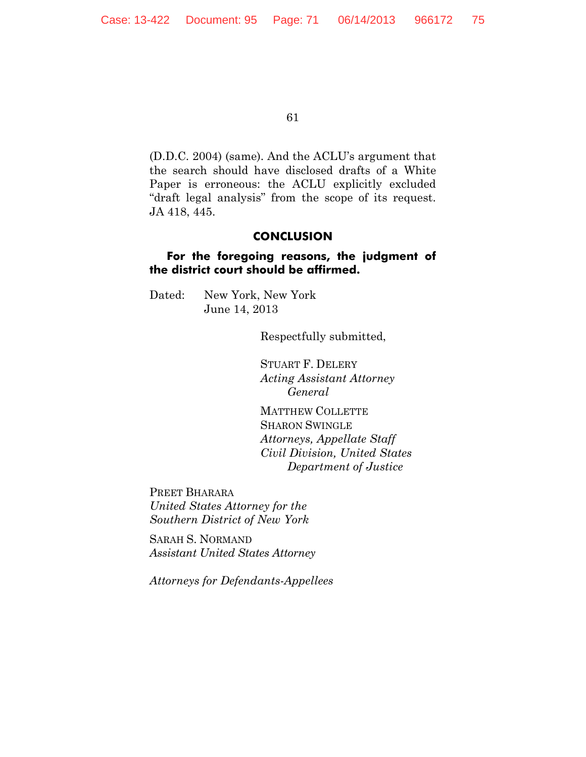(D.D.C. 2004) (same). And the ACLU's argument that the search should have disclosed drafts of a White Paper is erroneous: the ACLU explicitly excluded "draft legal analysis" from the scope of its request. JA 418, 445.

## CONCLUSION

**For the foregoing reasons, the judgment of the district court should be affirmed.**

Dated: New York, New York
June 14, 2013

Respectfully submitted,

STUART F. DELERY
*Acting Assistant Attorney General*

MATTHEW COLLETTE
SHARON SWINGLE
*Attorneys, Appellate Staff*
*Civil Division, United States Department of Justice*

PREET BHARARA
*United States Attorney for the Southern District of New York*

SARAH S. NORMAND
*Assistant United States Attorney*

*Attorneys for Defendants-Appellees*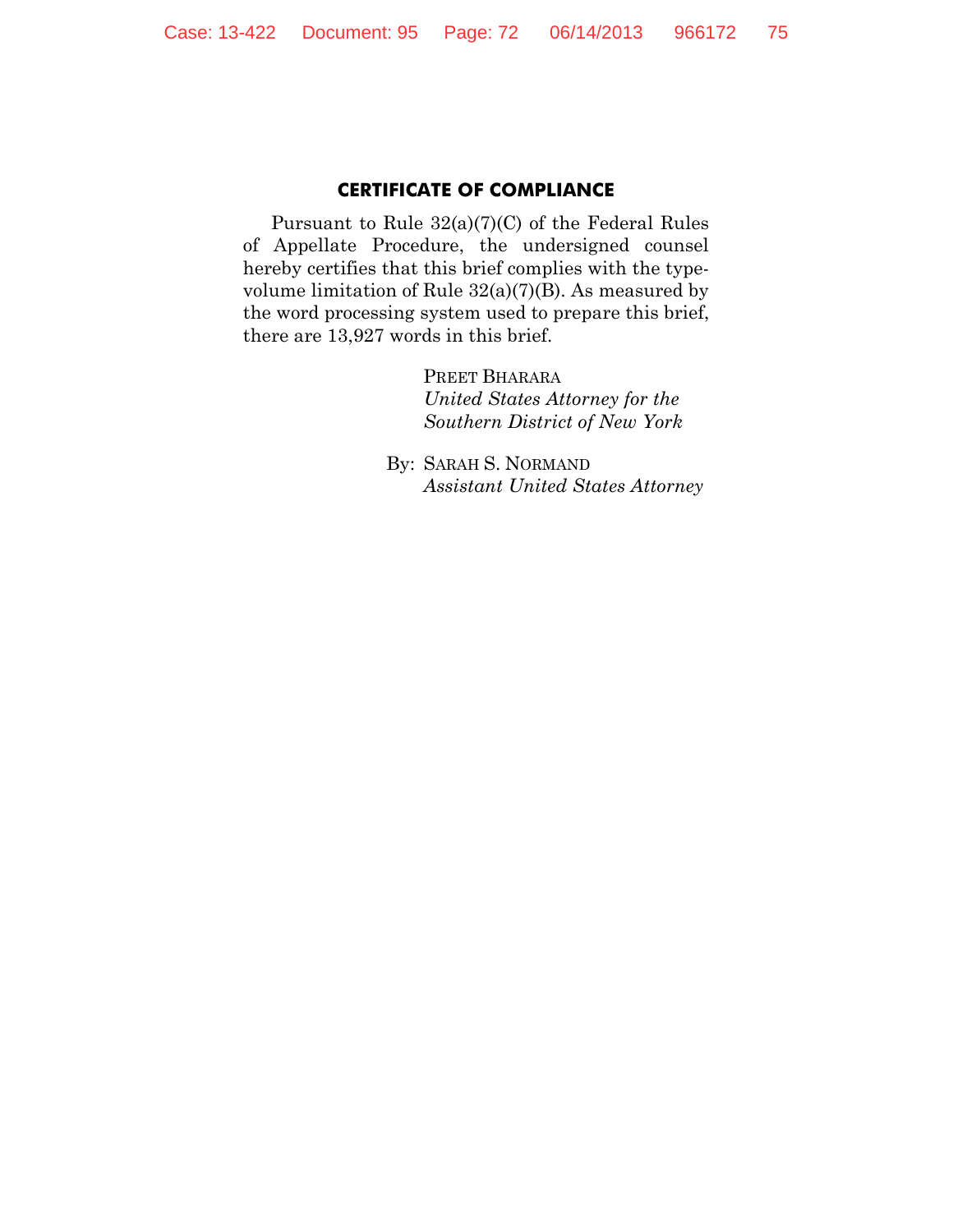## CERTIFICATE OF COMPLIANCE

Pursuant to Rule 32(a)(7)(C) of the Federal Rules of Appellate Procedure, the undersigned counsel hereby certifies that this brief complies with the type-volume limitation of Rule 32(a)(7)(B). As measured by the word processing system used to prepare this brief, there are 13,927 words in this brief.

PREET BHARARA
*United States Attorney for the Southern District of New York*

By: SARAH S. NORMAND
*Assistant United States Attorney*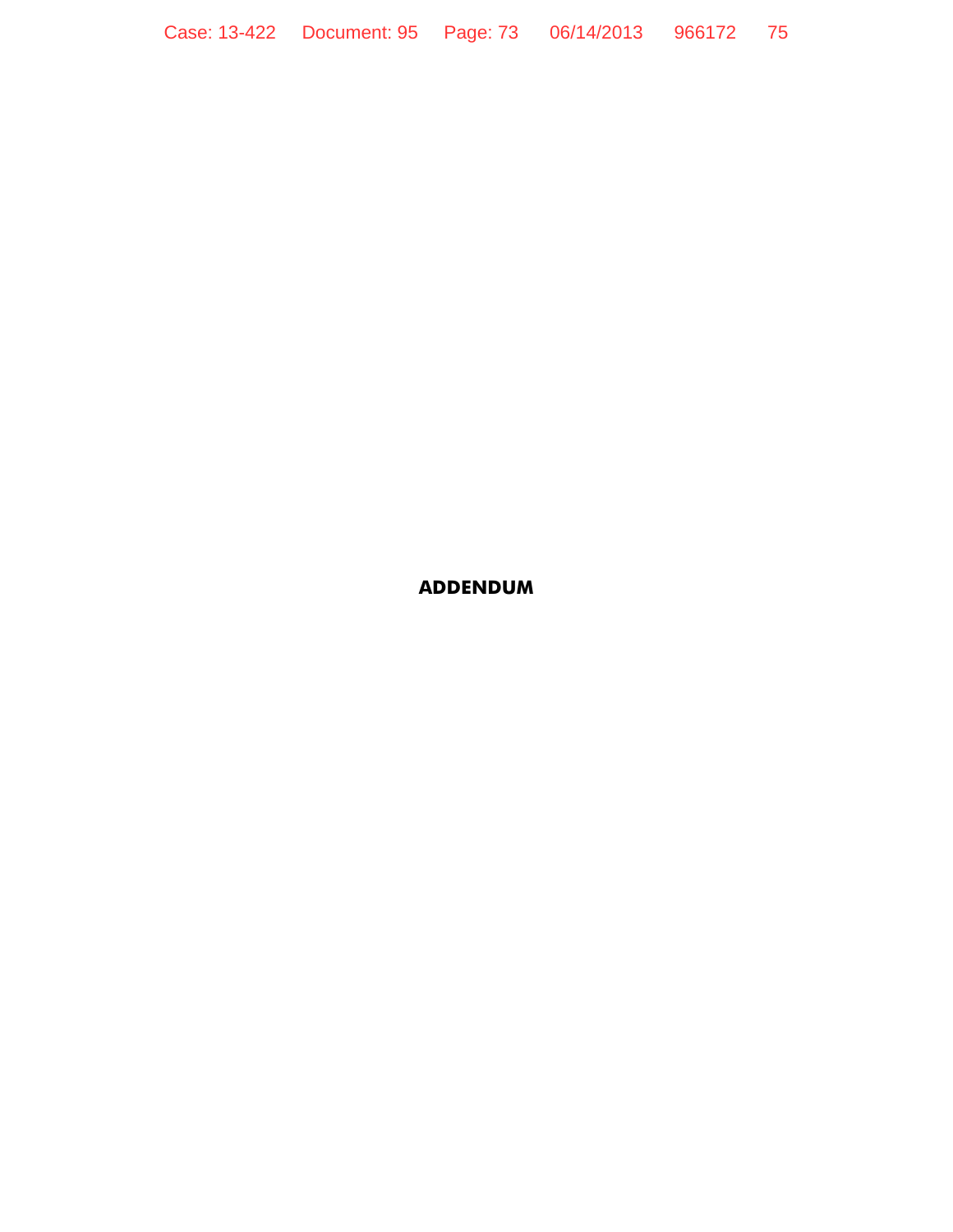# ADDENDUM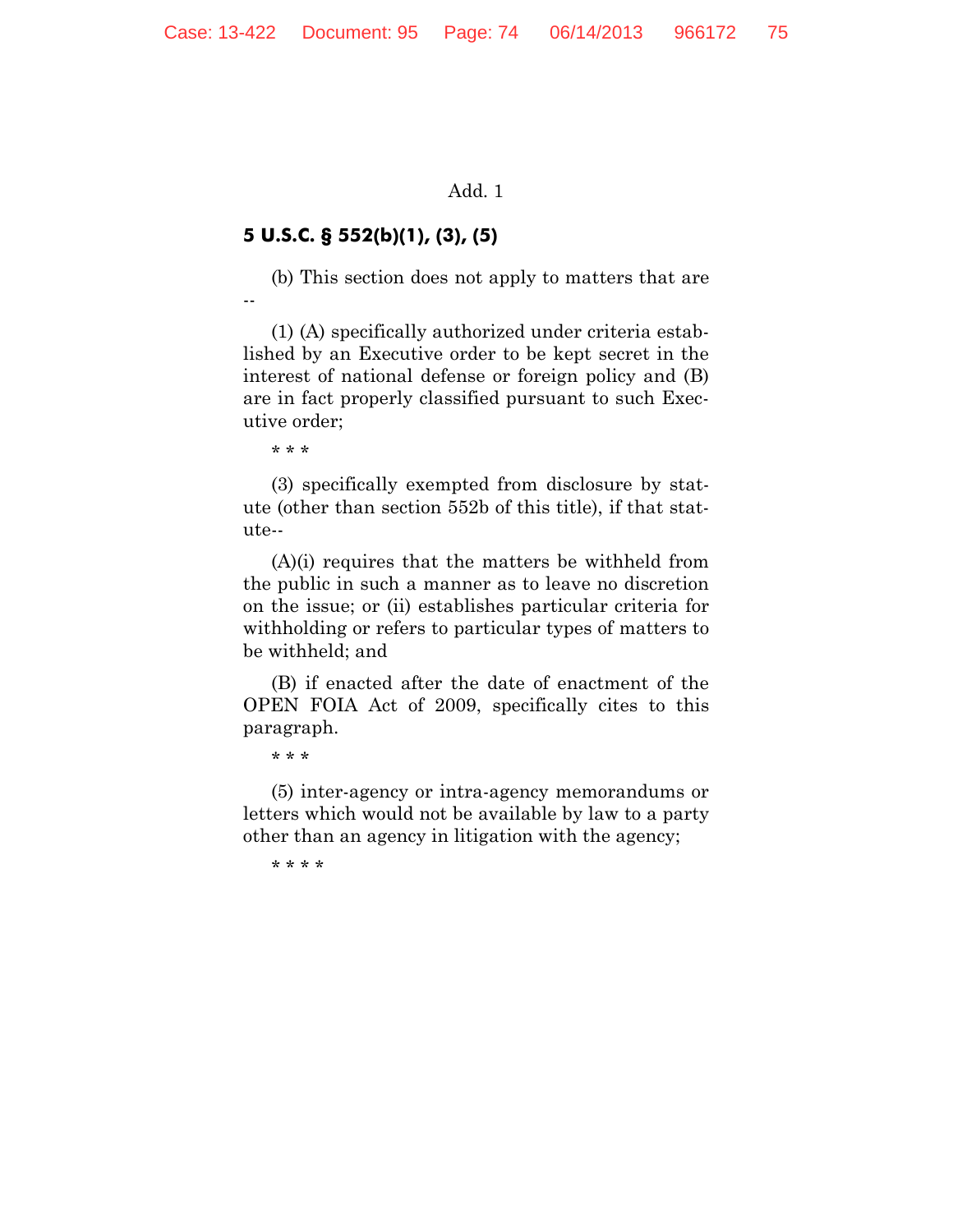Add. 1

**5 U.S.C. § 552(b)(1), (3), (5)**

(b) This section does not apply to matters that are --

(1) (A) specifically authorized under criteria established by an Executive order to be kept secret in the interest of national defense or foreign policy and (B) are in fact properly classified pursuant to such Executive order;

\* \* \*

(3) specifically exempted from disclosure by statute (other than section 552b of this title), if that statute--

(A)(i) requires that the matters be withheld from the public in such a manner as to leave no discretion on the issue; or (ii) establishes particular criteria for withholding or refers to particular types of matters to be withheld; and

(B) if enacted after the date of enactment of the OPEN FOIA Act of 2009, specifically cites to this paragraph.

\* \* \*

(5) inter-agency or intra-agency memorandums or letters which would not be available by law to a party other than an agency in litigation with the agency;

\* \* \* \*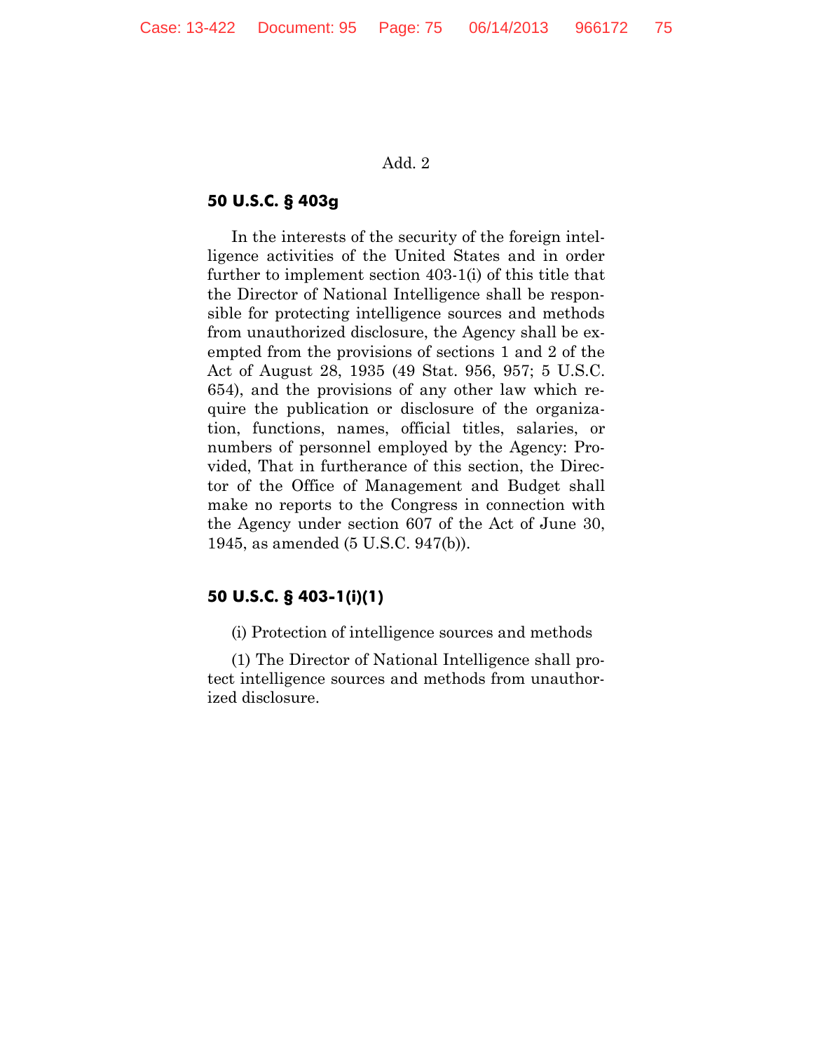Add. 2

### 50 U.S.C. § 403g

In the interests of the security of the foreign intelligence activities of the United States and in order further to implement section 403-1(i) of this title that the Director of National Intelligence shall be responsible for protecting intelligence sources and methods from unauthorized disclosure, the Agency shall be exempted from the provisions of sections 1 and 2 of the Act of August 28, 1935 (49 Stat. 956, 957; 5 U.S.C. 654), and the provisions of any other law which require the publication or disclosure of the organization, functions, names, official titles, salaries, or numbers of personnel employed by the Agency: Provided, That in furtherance of this section, the Director of the Office of Management and Budget shall make no reports to the Congress in connection with the Agency under section 607 of the Act of June 30, 1945, as amended (5 U.S.C. 947(b)).

### 50 U.S.C. § 403-1(i)(1)

(i) Protection of intelligence sources and methods

(1) The Director of National Intelligence shall protect intelligence sources and methods from unauthorized disclosure.